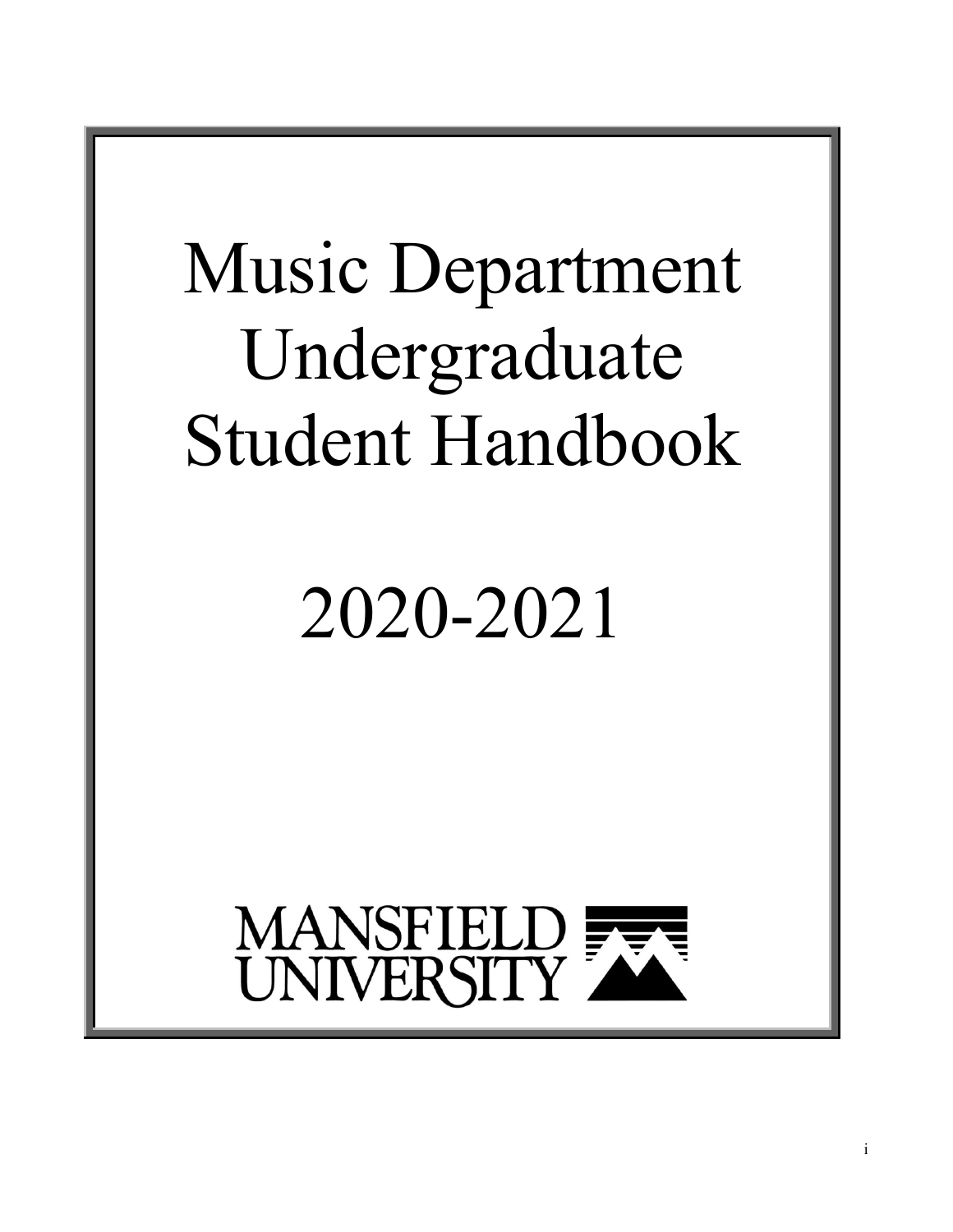# Music Department Undergraduate Student Handbook

# 2020-2021

MANSFIELD UNIVERSITY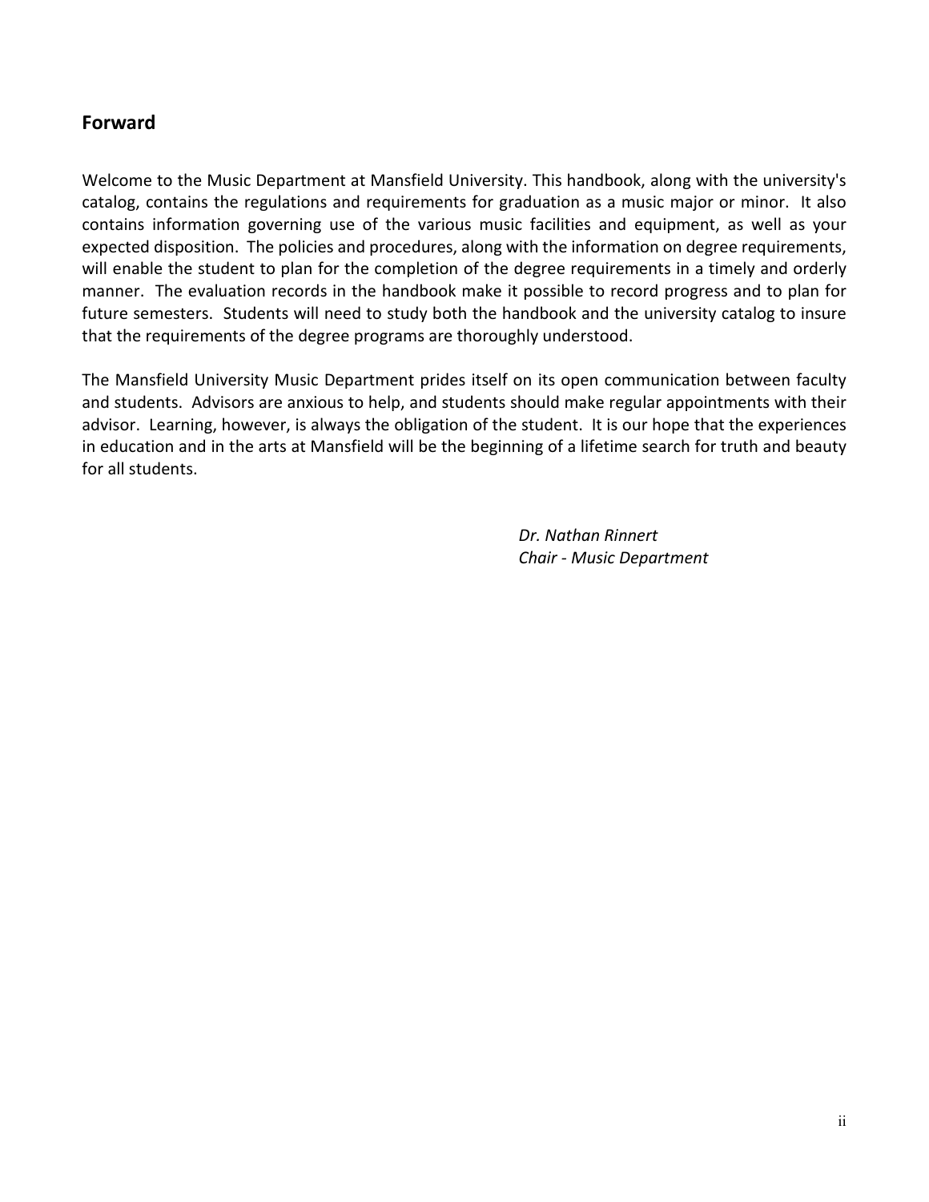## Forward

Welcome to the Music Department at Mansfield University. This handbook, along with the university's catalog, contains the regulations and requirements for graduation as a music major or minor. It also contains information governing use of the various music facilities and equipment, as well as your expected disposition. The policies and procedures, along with the information on degree requirements, will enable the student to plan for the completion of the degree requirements in a timely and orderly manner. The evaluation records in the handbook make it possible to record progress and to plan for future semesters. Students will need to study both the handbook and the university catalog to insure that the requirements of the degree programs are thoroughly understood.

The Mansfield University Music Department prides itself on its open communication between faculty and students. Advisors are anxious to help, and students should make regular appointments with their advisor. Learning, however, is always the obligation of the student. It is our hope that the experiences in education and in the arts at Mansfield will be the beginning of a lifetime search for truth and beauty for all students.

*Dr. Nathan Rinnert*
*Chair - Music Department*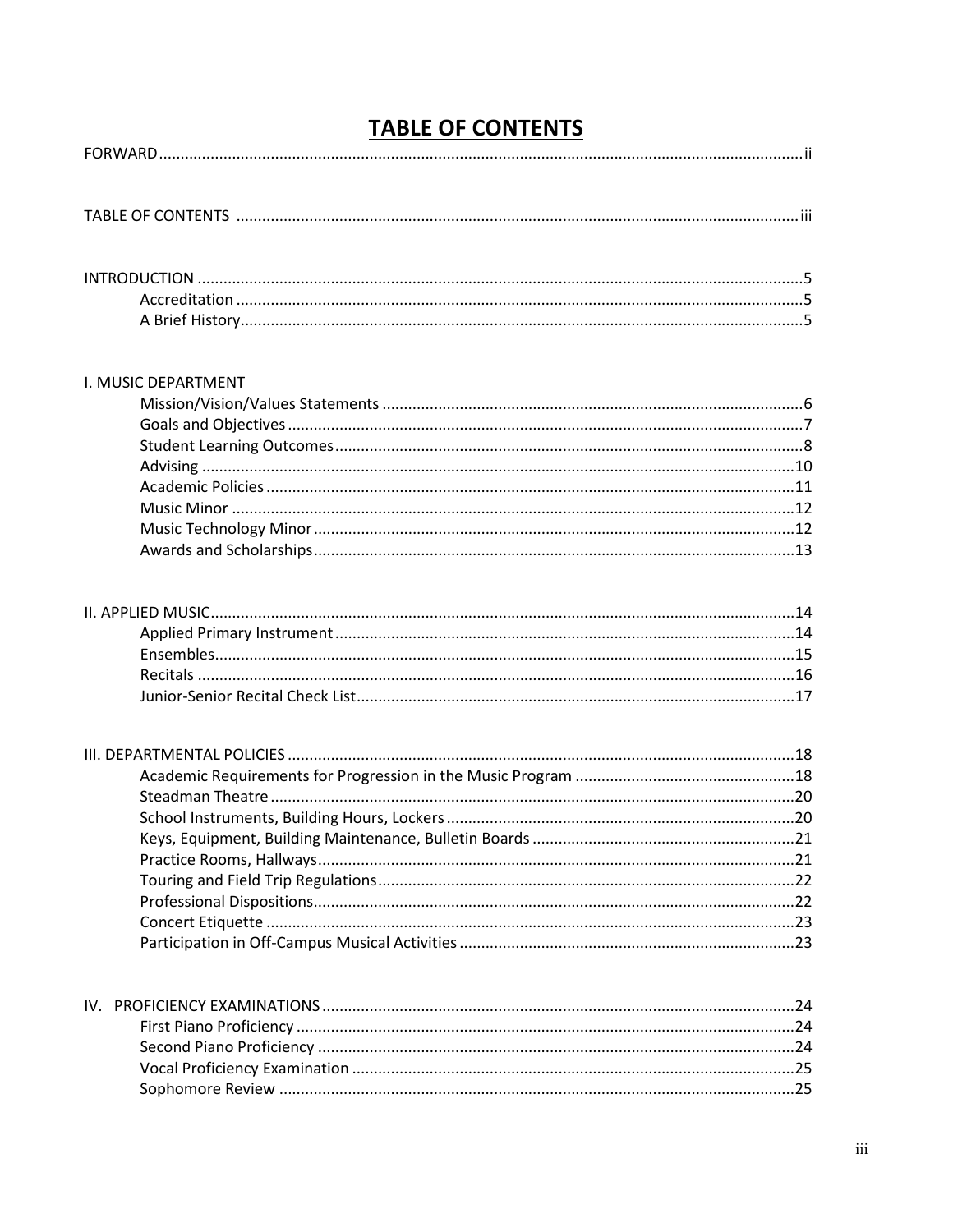# TABLE OF CONTENTS

FORWARD .......... ii

TABLE OF CONTENTS .......... iii

INTRODUCTION .......... 5
- Accreditation .......... 5
- A Brief History .......... 5

I. MUSIC DEPARTMENT
- Mission/Vision/Values Statements .......... 6
- Goals and Objectives .......... 7
- Student Learning Outcomes .......... 8
- Advising .......... 10
- Academic Policies .......... 11
- Music Minor .......... 12
- Music Technology Minor .......... 12
- Awards and Scholarships .......... 13

II. APPLIED MUSIC .......... 14
- Applied Primary Instrument .......... 14
- Ensembles .......... 15
- Recitals .......... 16
- Junior-Senior Recital Check List .......... 17

III. DEPARTMENTAL POLICIES .......... 18
- Academic Requirements for Progression in the Music Program .......... 18
- Steadman Theatre .......... 20
- School Instruments, Building Hours, Lockers .......... 20
- Keys, Equipment, Building Maintenance, Bulletin Boards .......... 21
- Practice Rooms, Hallways .......... 21
- Touring and Field Trip Regulations .......... 22
- Professional Dispositions .......... 22
- Concert Etiquette .......... 23
- Participation in Off-Campus Musical Activities .......... 23

IV. PROFICIENCY EXAMINATIONS .......... 24
- First Piano Proficiency .......... 24
- Second Piano Proficiency .......... 24
- Vocal Proficiency Examination .......... 25
- Sophomore Review .......... 25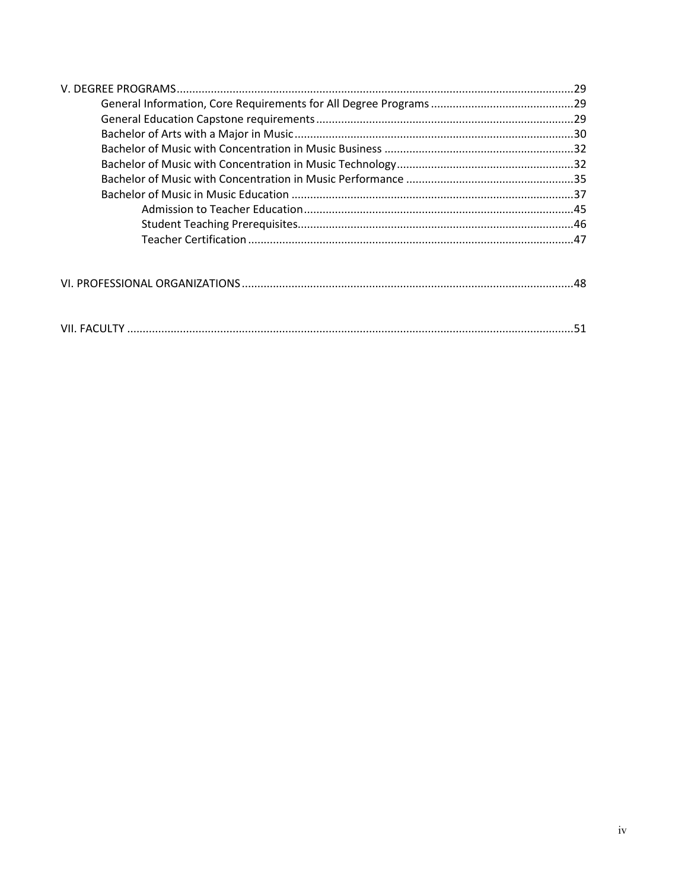V. DEGREE PROGRAMS ........ 29
- General Information, Core Requirements for All Degree Programs ........ 29
- General Education Capstone requirements ........ 29
- Bachelor of Arts with a Major in Music ........ 30
- Bachelor of Music with Concentration in Music Business ........ 32
- Bachelor of Music with Concentration in Music Technology ........ 32
- Bachelor of Music with Concentration in Music Performance ........ 35
- Bachelor of Music in Music Education ........ 37
  - Admission to Teacher Education ........ 45
  - Student Teaching Prerequisites ........ 46
  - Teacher Certification ........ 47

VI. PROFESSIONAL ORGANIZATIONS ........ 48

VII. FACULTY ........ 51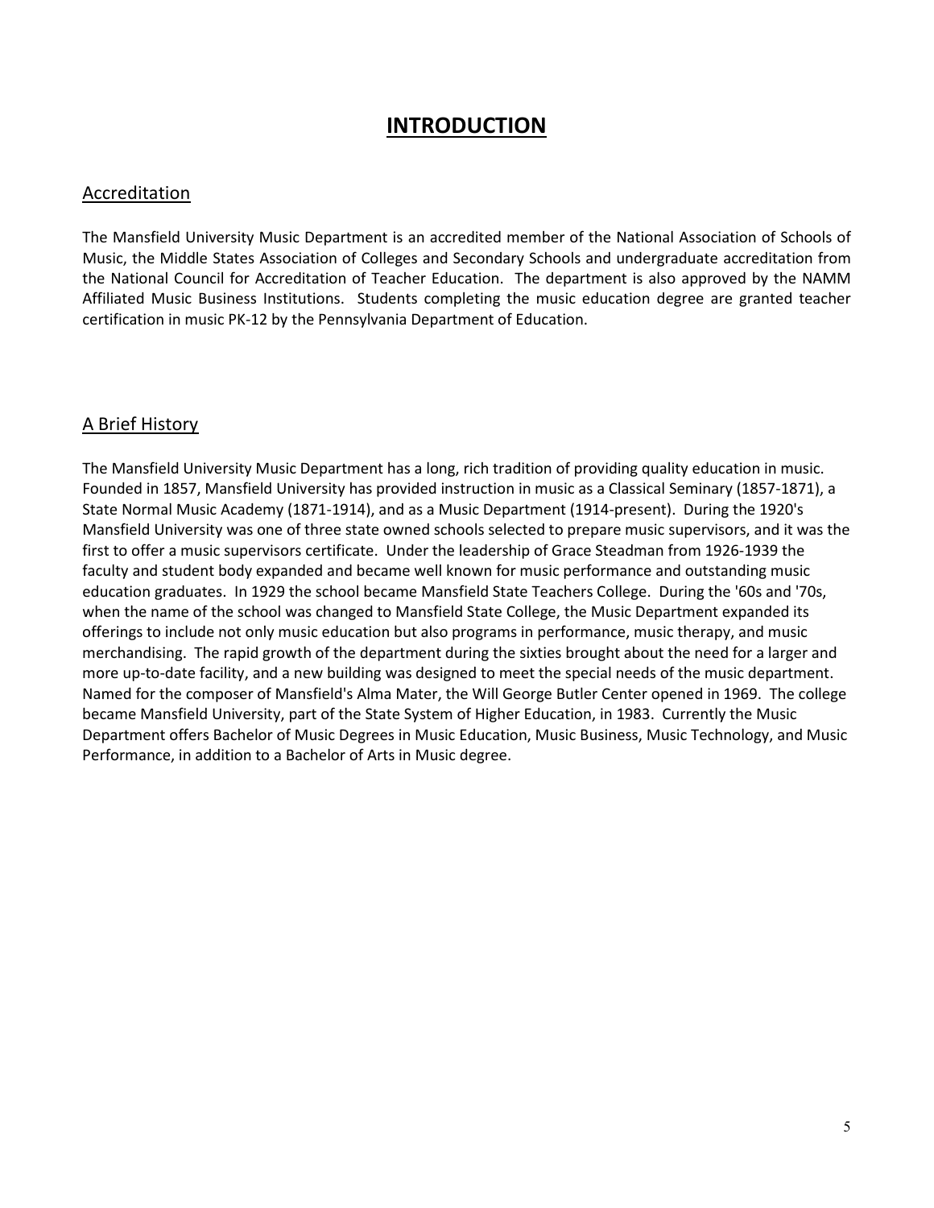# INTRODUCTION

## Accreditation

The Mansfield University Music Department is an accredited member of the National Association of Schools of Music, the Middle States Association of Colleges and Secondary Schools and undergraduate accreditation from the National Council for Accreditation of Teacher Education. The department is also approved by the NAMM Affiliated Music Business Institutions. Students completing the music education degree are granted teacher certification in music PK-12 by the Pennsylvania Department of Education.

## A Brief History

The Mansfield University Music Department has a long, rich tradition of providing quality education in music. Founded in 1857, Mansfield University has provided instruction in music as a Classical Seminary (1857-1871), a State Normal Music Academy (1871-1914), and as a Music Department (1914-present). During the 1920's Mansfield University was one of three state owned schools selected to prepare music supervisors, and it was the first to offer a music supervisors certificate. Under the leadership of Grace Steadman from 1926-1939 the faculty and student body expanded and became well known for music performance and outstanding music education graduates. In 1929 the school became Mansfield State Teachers College. During the '60s and '70s, when the name of the school was changed to Mansfield State College, the Music Department expanded its offerings to include not only music education but also programs in performance, music therapy, and music merchandising. The rapid growth of the department during the sixties brought about the need for a larger and more up-to-date facility, and a new building was designed to meet the special needs of the music department. Named for the composer of Mansfield's Alma Mater, the Will George Butler Center opened in 1969. The college became Mansfield University, part of the State System of Higher Education, in 1983. Currently the Music Department offers Bachelor of Music Degrees in Music Education, Music Business, Music Technology, and Music Performance, in addition to a Bachelor of Arts in Music degree.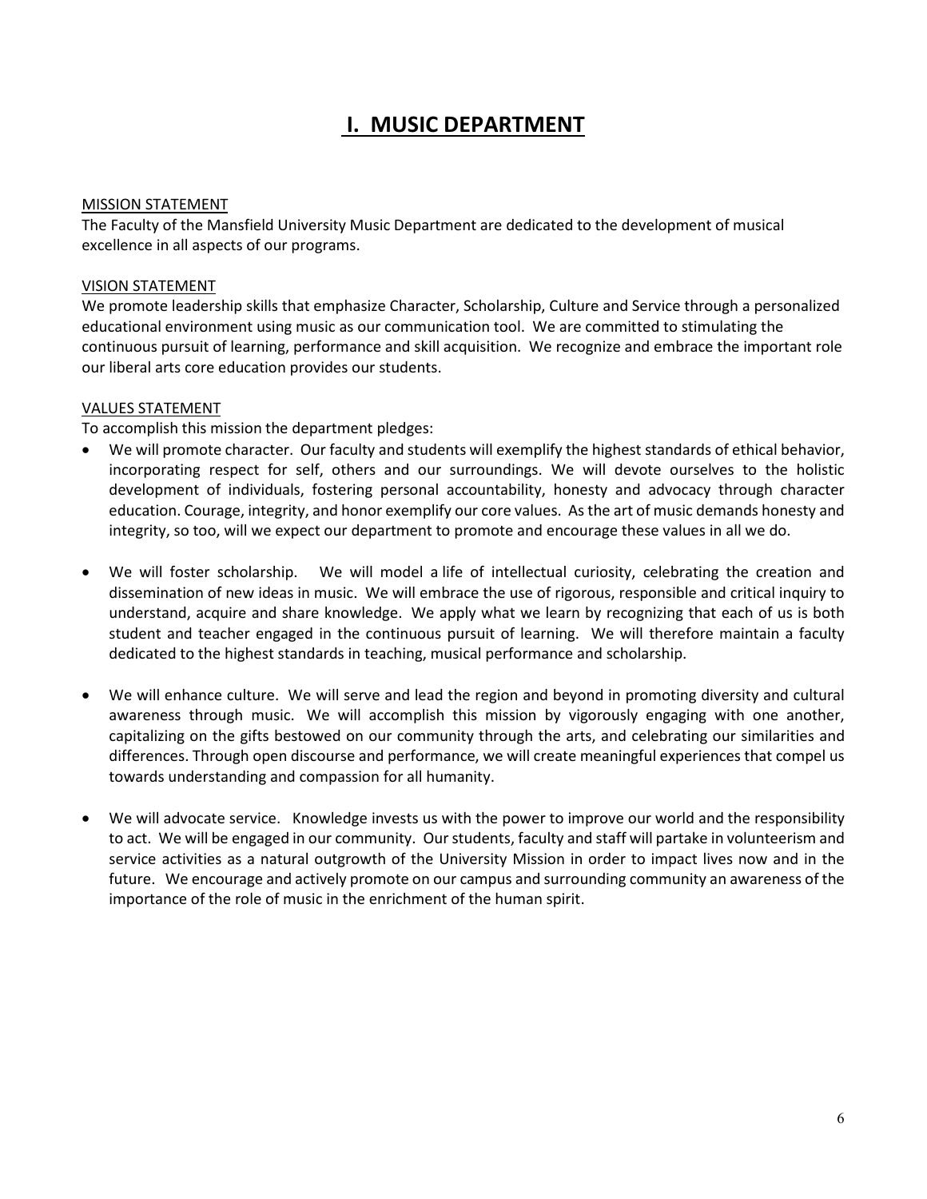# I. MUSIC DEPARTMENT

MISSION STATEMENT

The Faculty of the Mansfield University Music Department are dedicated to the development of musical excellence in all aspects of our programs.

VISION STATEMENT

We promote leadership skills that emphasize Character, Scholarship, Culture and Service through a personalized educational environment using music as our communication tool. We are committed to stimulating the continuous pursuit of learning, performance and skill acquisition. We recognize and embrace the important role our liberal arts core education provides our students.

VALUES STATEMENT

To accomplish this mission the department pledges:

- We will promote character. Our faculty and students will exemplify the highest standards of ethical behavior, incorporating respect for self, others and our surroundings. We will devote ourselves to the holistic development of individuals, fostering personal accountability, honesty and advocacy through character education. Courage, integrity, and honor exemplify our core values. As the art of music demands honesty and integrity, so too, will we expect our department to promote and encourage these values in all we do.

- We will foster scholarship. We will model a life of intellectual curiosity, celebrating the creation and dissemination of new ideas in music. We will embrace the use of rigorous, responsible and critical inquiry to understand, acquire and share knowledge. We apply what we learn by recognizing that each of us is both student and teacher engaged in the continuous pursuit of learning. We will therefore maintain a faculty dedicated to the highest standards in teaching, musical performance and scholarship.

- We will enhance culture. We will serve and lead the region and beyond in promoting diversity and cultural awareness through music. We will accomplish this mission by vigorously engaging with one another, capitalizing on the gifts bestowed on our community through the arts, and celebrating our similarities and differences. Through open discourse and performance, we will create meaningful experiences that compel us towards understanding and compassion for all humanity.

- We will advocate service. Knowledge invests us with the power to improve our world and the responsibility to act. We will be engaged in our community. Our students, faculty and staff will partake in volunteerism and service activities as a natural outgrowth of the University Mission in order to impact lives now and in the future. We encourage and actively promote on our campus and surrounding community an awareness of the importance of the role of music in the enrichment of the human spirit.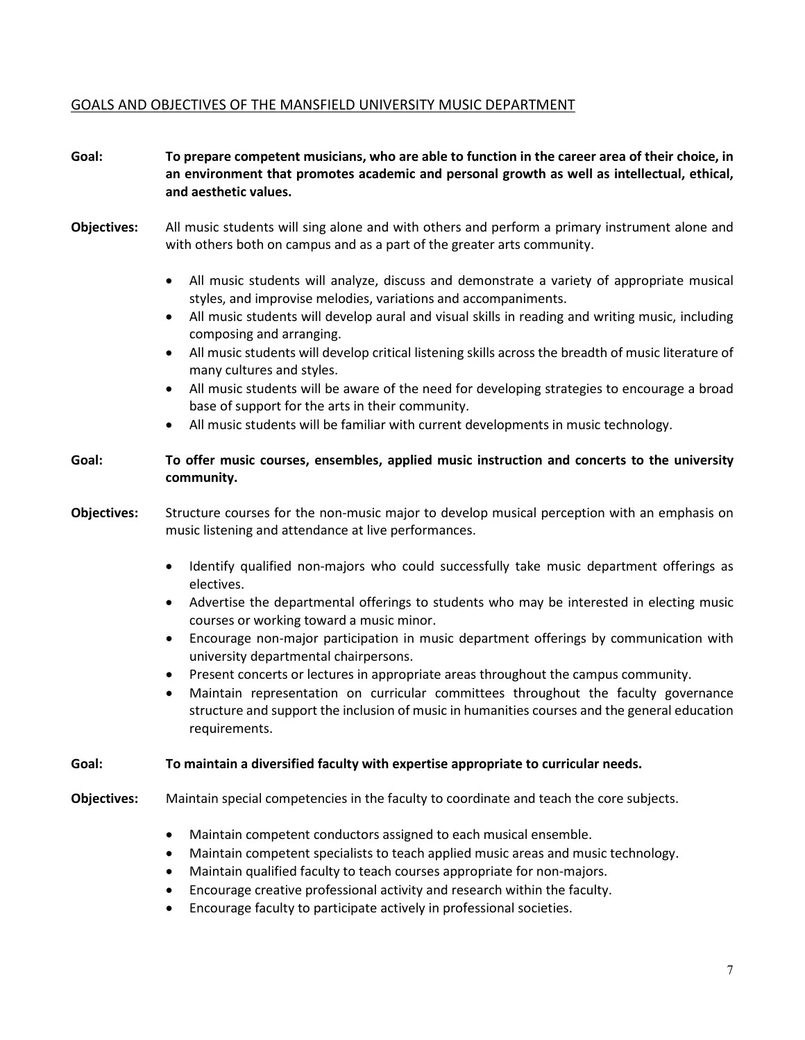## GOALS AND OBJECTIVES OF THE MANSFIELD UNIVERSITY MUSIC DEPARTMENT

**Goal:** **To prepare competent musicians, who are able to function in the career area of their choice, in an environment that promotes academic and personal growth as well as intellectual, ethical, and aesthetic values.**

**Objectives:** All music students will sing alone and with others and perform a primary instrument alone and with others both on campus and as a part of the greater arts community.

- All music students will analyze, discuss and demonstrate a variety of appropriate musical styles, and improvise melodies, variations and accompaniments.
- All music students will develop aural and visual skills in reading and writing music, including composing and arranging.
- All music students will develop critical listening skills across the breadth of music literature of many cultures and styles.
- All music students will be aware of the need for developing strategies to encourage a broad base of support for the arts in their community.
- All music students will be familiar with current developments in music technology.

**Goal:** **To offer music courses, ensembles, applied music instruction and concerts to the university community.**

**Objectives:** Structure courses for the non-music major to develop musical perception with an emphasis on music listening and attendance at live performances.

- Identify qualified non-majors who could successfully take music department offerings as electives.
- Advertise the departmental offerings to students who may be interested in electing music courses or working toward a music minor.
- Encourage non-major participation in music department offerings by communication with university departmental chairpersons.
- Present concerts or lectures in appropriate areas throughout the campus community.
- Maintain representation on curricular committees throughout the faculty governance structure and support the inclusion of music in humanities courses and the general education requirements.

**Goal:** **To maintain a diversified faculty with expertise appropriate to curricular needs.**

**Objectives:** Maintain special competencies in the faculty to coordinate and teach the core subjects.

- Maintain competent conductors assigned to each musical ensemble.
- Maintain competent specialists to teach applied music areas and music technology.
- Maintain qualified faculty to teach courses appropriate for non-majors.
- Encourage creative professional activity and research within the faculty.
- Encourage faculty to participate actively in professional societies.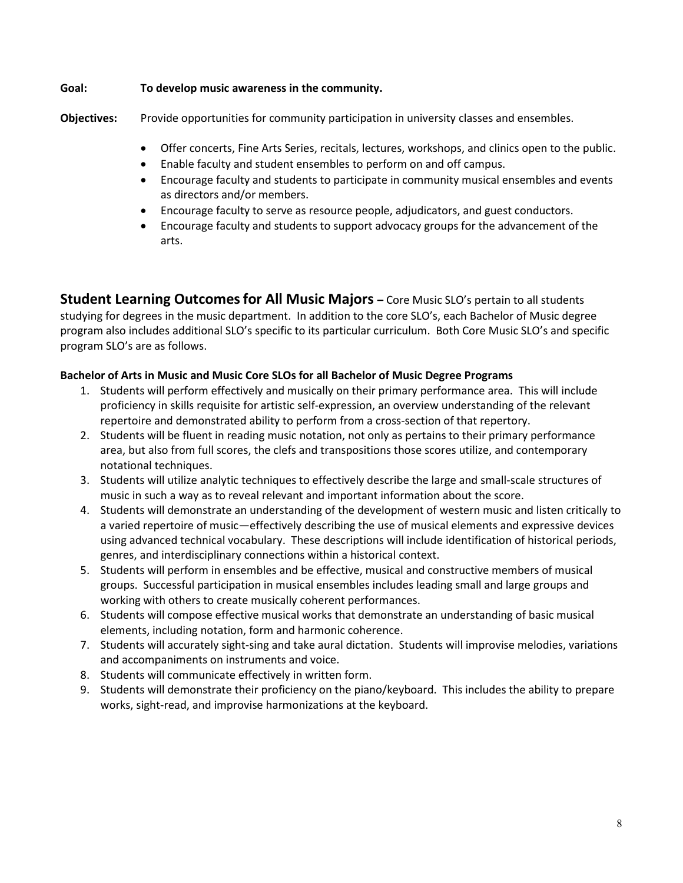**Goal:** **To develop music awareness in the community.**

**Objectives:** Provide opportunities for community participation in university classes and ensembles.

- Offer concerts, Fine Arts Series, recitals, lectures, workshops, and clinics open to the public.
- Enable faculty and student ensembles to perform on and off campus.
- Encourage faculty and students to participate in community musical ensembles and events as directors and/or members.
- Encourage faculty to serve as resource people, adjudicators, and guest conductors.
- Encourage faculty and students to support advocacy groups for the advancement of the arts.

## Student Learning Outcomes for All Music Majors

**–** Core Music SLO's pertain to all students studying for degrees in the music department. In addition to the core SLO's, each Bachelor of Music degree program also includes additional SLO's specific to its particular curriculum. Both Core Music SLO's and specific program SLO's are as follows.

### Bachelor of Arts in Music and Music Core SLOs for all Bachelor of Music Degree Programs

1. Students will perform effectively and musically on their primary performance area. This will include proficiency in skills requisite for artistic self-expression, an overview understanding of the relevant repertoire and demonstrated ability to perform from a cross-section of that repertory.
2. Students will be fluent in reading music notation, not only as pertains to their primary performance area, but also from full scores, the clefs and transpositions those scores utilize, and contemporary notational techniques.
3. Students will utilize analytic techniques to effectively describe the large and small-scale structures of music in such a way as to reveal relevant and important information about the score.
4. Students will demonstrate an understanding of the development of western music and listen critically to a varied repertoire of music—effectively describing the use of musical elements and expressive devices using advanced technical vocabulary. These descriptions will include identification of historical periods, genres, and interdisciplinary connections within a historical context.
5. Students will perform in ensembles and be effective, musical and constructive members of musical groups. Successful participation in musical ensembles includes leading small and large groups and working with others to create musically coherent performances.
6. Students will compose effective musical works that demonstrate an understanding of basic musical elements, including notation, form and harmonic coherence.
7. Students will accurately sight-sing and take aural dictation. Students will improvise melodies, variations and accompaniments on instruments and voice.
8. Students will communicate effectively in written form.
9. Students will demonstrate their proficiency on the piano/keyboard. This includes the ability to prepare works, sight-read, and improvise harmonizations at the keyboard.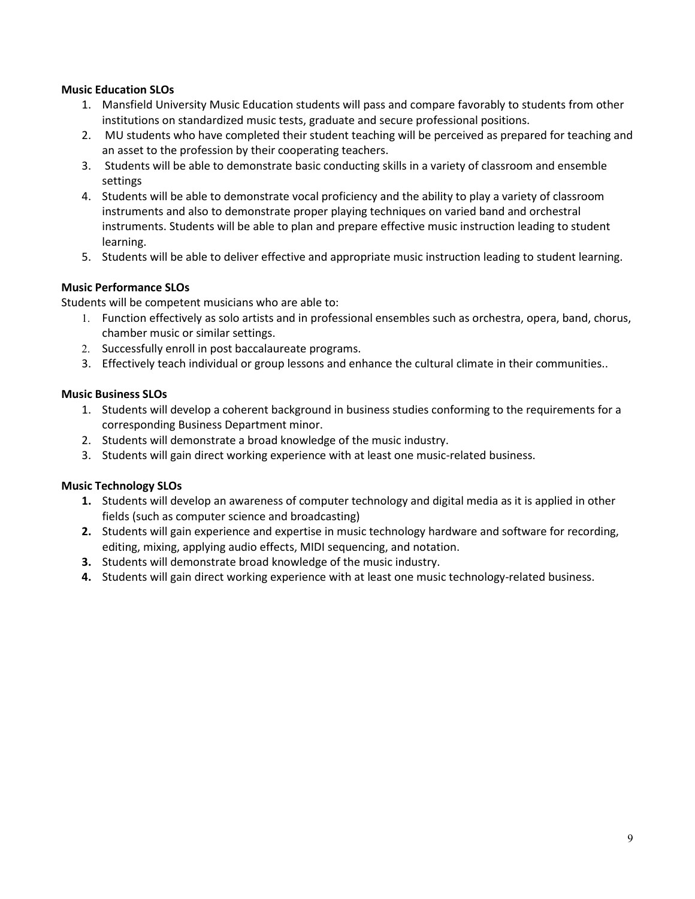**Music Education SLOs**

1. Mansfield University Music Education students will pass and compare favorably to students from other institutions on standardized music tests, graduate and secure professional positions.
2. MU students who have completed their student teaching will be perceived as prepared for teaching and an asset to the profession by their cooperating teachers.
3. Students will be able to demonstrate basic conducting skills in a variety of classroom and ensemble settings
4. Students will be able to demonstrate vocal proficiency and the ability to play a variety of classroom instruments and also to demonstrate proper playing techniques on varied band and orchestral instruments. Students will be able to plan and prepare effective music instruction leading to student learning.
5. Students will be able to deliver effective and appropriate music instruction leading to student learning.

**Music Performance SLOs**

Students will be competent musicians who are able to:

1. Function effectively as solo artists and in professional ensembles such as orchestra, opera, band, chorus, chamber music or similar settings.
2. Successfully enroll in post baccalaureate programs.
3. Effectively teach individual or group lessons and enhance the cultural climate in their communities..

**Music Business SLOs**

1. Students will develop a coherent background in business studies conforming to the requirements for a corresponding Business Department minor.
2. Students will demonstrate a broad knowledge of the music industry.
3. Students will gain direct working experience with at least one music-related business.

**Music Technology SLOs**

1. Students will develop an awareness of computer technology and digital media as it is applied in other fields (such as computer science and broadcasting)
2. Students will gain experience and expertise in music technology hardware and software for recording, editing, mixing, applying audio effects, MIDI sequencing, and notation.
3. Students will demonstrate broad knowledge of the music industry.
4. Students will gain direct working experience with at least one music technology-related business.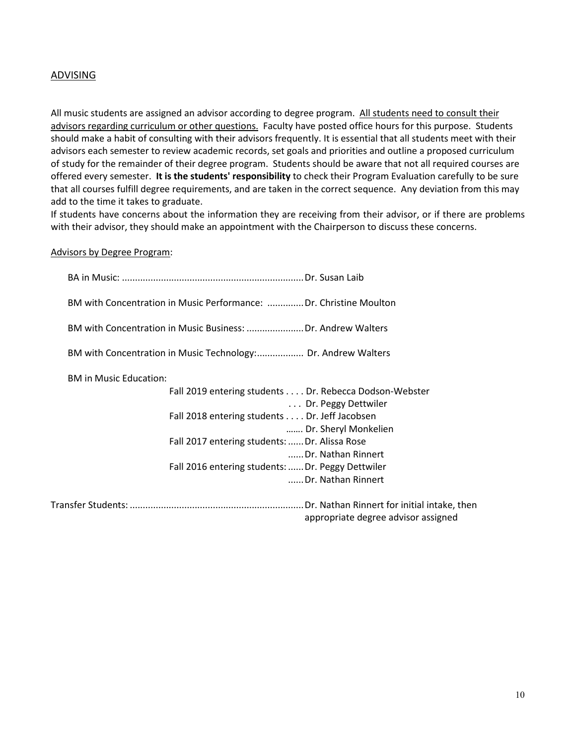## ADVISING

All music students are assigned an advisor according to degree program. <u>All students need to consult their advisors regarding curriculum or other questions.</u> Faculty have posted office hours for this purpose. Students should make a habit of consulting with their advisors frequently. It is essential that all students meet with their advisors each semester to review academic records, set goals and priorities and outline a proposed curriculum of study for the remainder of their degree program. Students should be aware that not all required courses are offered every semester. **It is the students' responsibility** to check their Program Evaluation carefully to be sure that all courses fulfill degree requirements, and are taken in the correct sequence. Any deviation from this may add to the time it takes to graduate.

If students have concerns about the information they are receiving from their advisor, or if there are problems with their advisor, they should make an appointment with the Chairperson to discuss these concerns.

<u>Advisors by Degree Program</u>:

BA in Music: ...................................................................... Dr. Susan Laib

BM with Concentration in Music Performance: ............. Dr. Christine Moulton

BM with Concentration in Music Business: ...................... Dr. Andrew Walters

BM with Concentration in Music Technology:.................. Dr. Andrew Walters

BM in Music Education:

- Fall 2019 entering students . . . . Dr. Rebecca Dodson-Webster
  - . . . Dr. Peggy Dettwiler
- Fall 2018 entering students . . . . Dr. Jeff Jacobsen
  - ……. Dr. Sheryl Monkelien
- Fall 2017 entering students: ...... Dr. Alissa Rose
  - ...... Dr. Nathan Rinnert
- Fall 2016 entering students: ...... Dr. Peggy Dettwiler
  - ...... Dr. Nathan Rinnert

Transfer Students: ................................................................... Dr. Nathan Rinnert for initial intake, then appropriate degree advisor assigned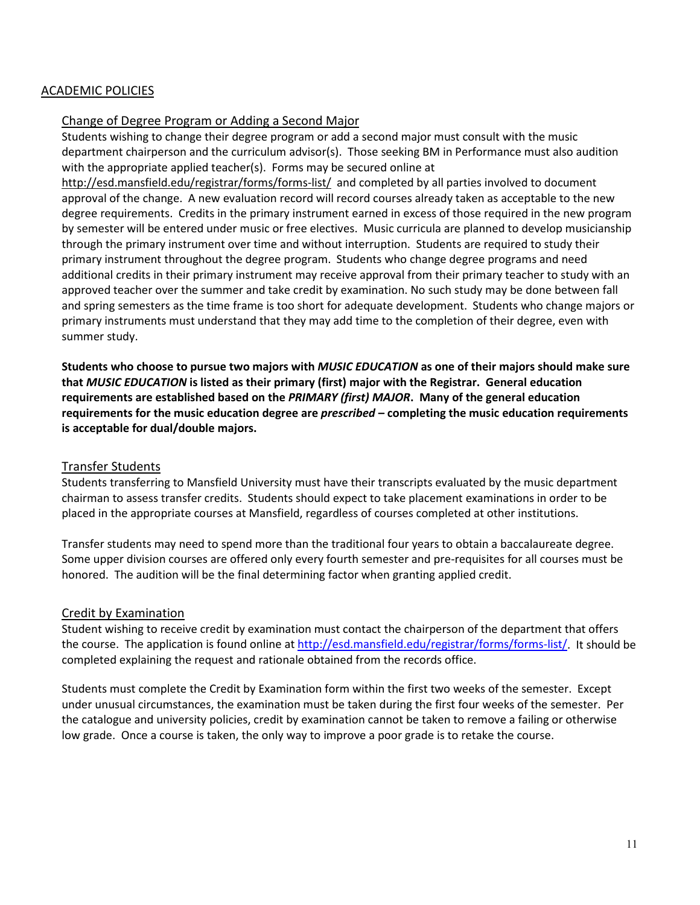## ACADEMIC POLICIES

### Change of Degree Program or Adding a Second Major

Students wishing to change their degree program or add a second major must consult with the music department chairperson and the curriculum advisor(s). Those seeking BM in Performance must also audition with the appropriate applied teacher(s). Forms may be secured online at http://esd.mansfield.edu/registrar/forms/forms-list/ and completed by all parties involved to document approval of the change. A new evaluation record will record courses already taken as acceptable to the new degree requirements. Credits in the primary instrument earned in excess of those required in the new program by semester will be entered under music or free electives. Music curricula are planned to develop musicianship through the primary instrument over time and without interruption. Students are required to study their primary instrument throughout the degree program. Students who change degree programs and need additional credits in their primary instrument may receive approval from their primary teacher to study with an approved teacher over the summer and take credit by examination. No such study may be done between fall and spring semesters as the time frame is too short for adequate development. Students who change majors or primary instruments must understand that they may add time to the completion of their degree, even with summer study.

**Students who choose to pursue two majors with *MUSIC EDUCATION* as one of their majors should make sure that *MUSIC EDUCATION* is listed as their primary (first) major with the Registrar. General education requirements are established based on the *PRIMARY (first) MAJOR*. Many of the general education requirements for the music education degree are *prescribed* – completing the music education requirements is acceptable for dual/double majors.**

### Transfer Students

Students transferring to Mansfield University must have their transcripts evaluated by the music department chairman to assess transfer credits. Students should expect to take placement examinations in order to be placed in the appropriate courses at Mansfield, regardless of courses completed at other institutions.

Transfer students may need to spend more than the traditional four years to obtain a baccalaureate degree. Some upper division courses are offered only every fourth semester and pre-requisites for all courses must be honored. The audition will be the final determining factor when granting applied credit.

### Credit by Examination

Student wishing to receive credit by examination must contact the chairperson of the department that offers the course. The application is found online at http://esd.mansfield.edu/registrar/forms/forms-list/. It should be completed explaining the request and rationale obtained from the records office.

Students must complete the Credit by Examination form within the first two weeks of the semester. Except under unusual circumstances, the examination must be taken during the first four weeks of the semester. Per the catalogue and university policies, credit by examination cannot be taken to remove a failing or otherwise low grade. Once a course is taken, the only way to improve a poor grade is to retake the course.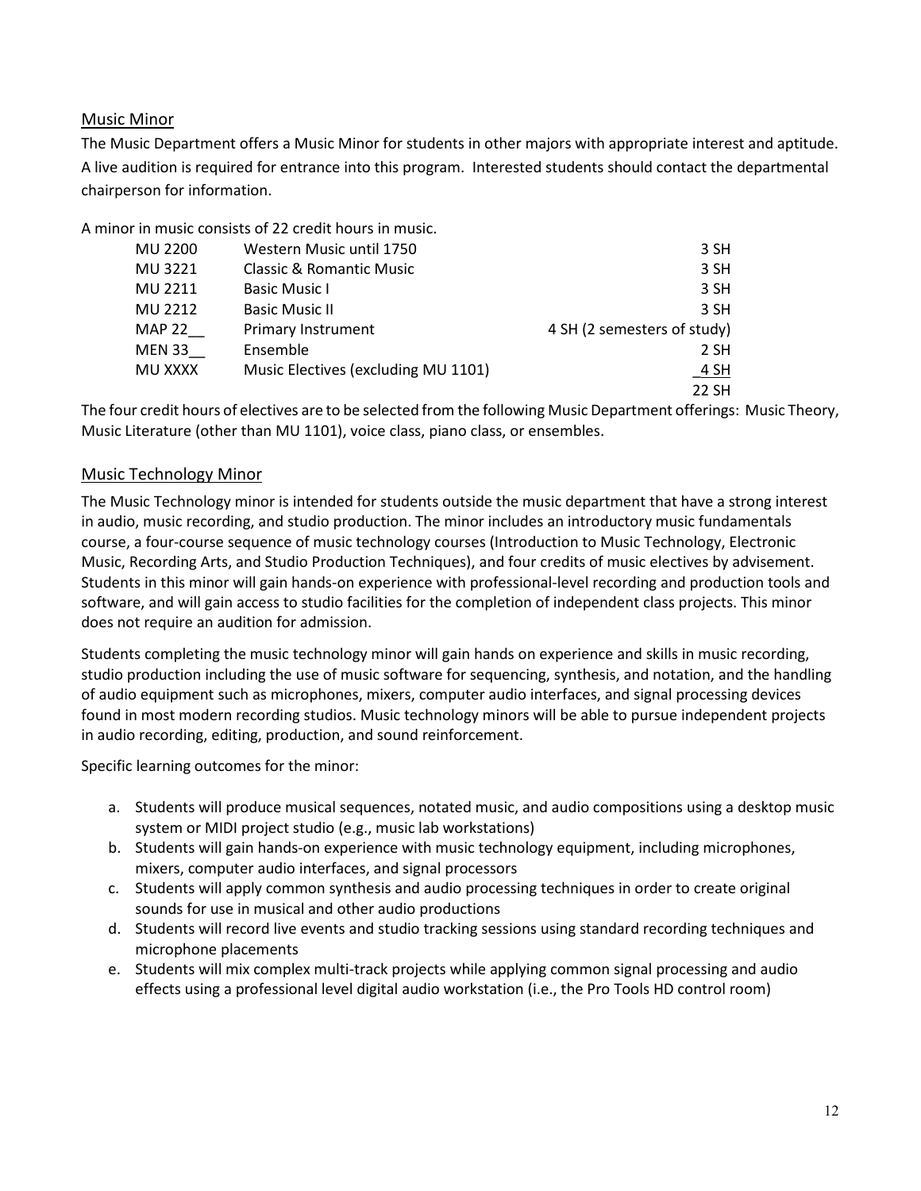## Music Minor

The Music Department offers a Music Minor for students in other majors with appropriate interest and aptitude. A live audition is required for entrance into this program. Interested students should contact the departmental chairperson for information.

A minor in music consists of 22 credit hours in music.

| | | |
|---|---|---|
| MU 2200 | Western Music until 1750 | 3 SH |
| MU 3221 | Classic & Romantic Music | 3 SH |
| MU 2211 | Basic Music I | 3 SH |
| MU 2212 | Basic Music II | 3 SH |
| MAP 22__ | Primary Instrument | 4 SH (2 semesters of study) |
| MEN 33__ | Ensemble | 2 SH |
| MU XXXX | Music Electives (excluding MU 1101) | 4 SH |
| | | 22 SH |

The four credit hours of electives are to be selected from the following Music Department offerings: Music Theory, Music Literature (other than MU 1101), voice class, piano class, or ensembles.

## Music Technology Minor

The Music Technology minor is intended for students outside the music department that have a strong interest in audio, music recording, and studio production. The minor includes an introductory music fundamentals course, a four-course sequence of music technology courses (Introduction to Music Technology, Electronic Music, Recording Arts, and Studio Production Techniques), and four credits of music electives by advisement. Students in this minor will gain hands-on experience with professional-level recording and production tools and software, and will gain access to studio facilities for the completion of independent class projects. This minor does not require an audition for admission.

Students completing the music technology minor will gain hands on experience and skills in music recording, studio production including the use of music software for sequencing, synthesis, and notation, and the handling of audio equipment such as microphones, mixers, computer audio interfaces, and signal processing devices found in most modern recording studios. Music technology minors will be able to pursue independent projects in audio recording, editing, production, and sound reinforcement.

Specific learning outcomes for the minor:

a. Students will produce musical sequences, notated music, and audio compositions using a desktop music system or MIDI project studio (e.g., music lab workstations)
b. Students will gain hands-on experience with music technology equipment, including microphones, mixers, computer audio interfaces, and signal processors
c. Students will apply common synthesis and audio processing techniques in order to create original sounds for use in musical and other audio productions
d. Students will record live events and studio tracking sessions using standard recording techniques and microphone placements
e. Students will mix complex multi-track projects while applying common signal processing and audio effects using a professional level digital audio workstation (i.e., the Pro Tools HD control room)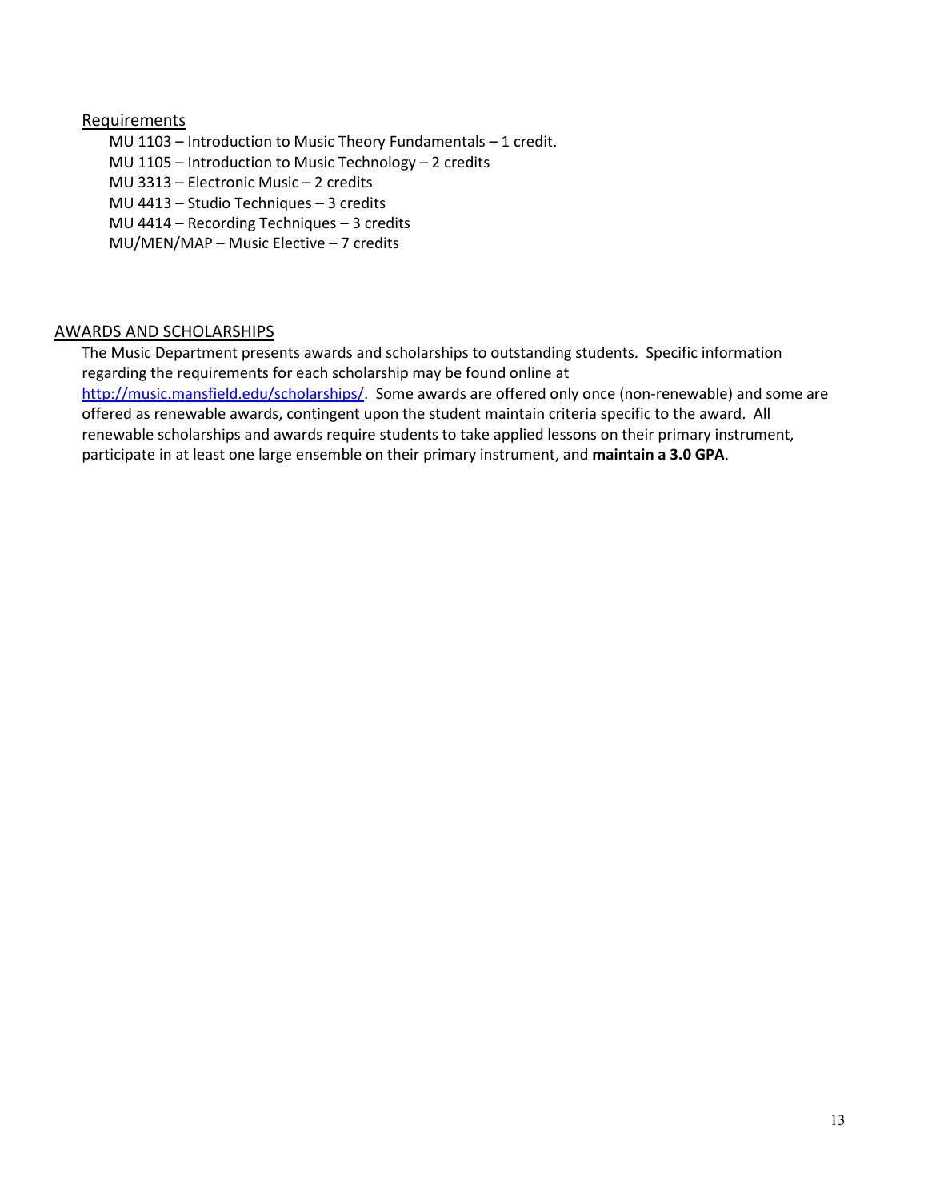### Requirements

MU 1103 – Introduction to Music Theory Fundamentals – 1 credit.
MU 1105 – Introduction to Music Technology – 2 credits
MU 3313 – Electronic Music – 2 credits
MU 4413 – Studio Techniques – 3 credits
MU 4414 – Recording Techniques – 3 credits
MU/MEN/MAP – Music Elective – 7 credits

## AWARDS AND SCHOLARSHIPS

The Music Department presents awards and scholarships to outstanding students. Specific information regarding the requirements for each scholarship may be found online at [http://music.mansfield.edu/scholarships/](http://music.mansfield.edu/scholarships/). Some awards are offered only once (non-renewable) and some are offered as renewable awards, contingent upon the student maintain criteria specific to the award. All renewable scholarships and awards require students to take applied lessons on their primary instrument, participate in at least one large ensemble on their primary instrument, and **maintain a 3.0 GPA**.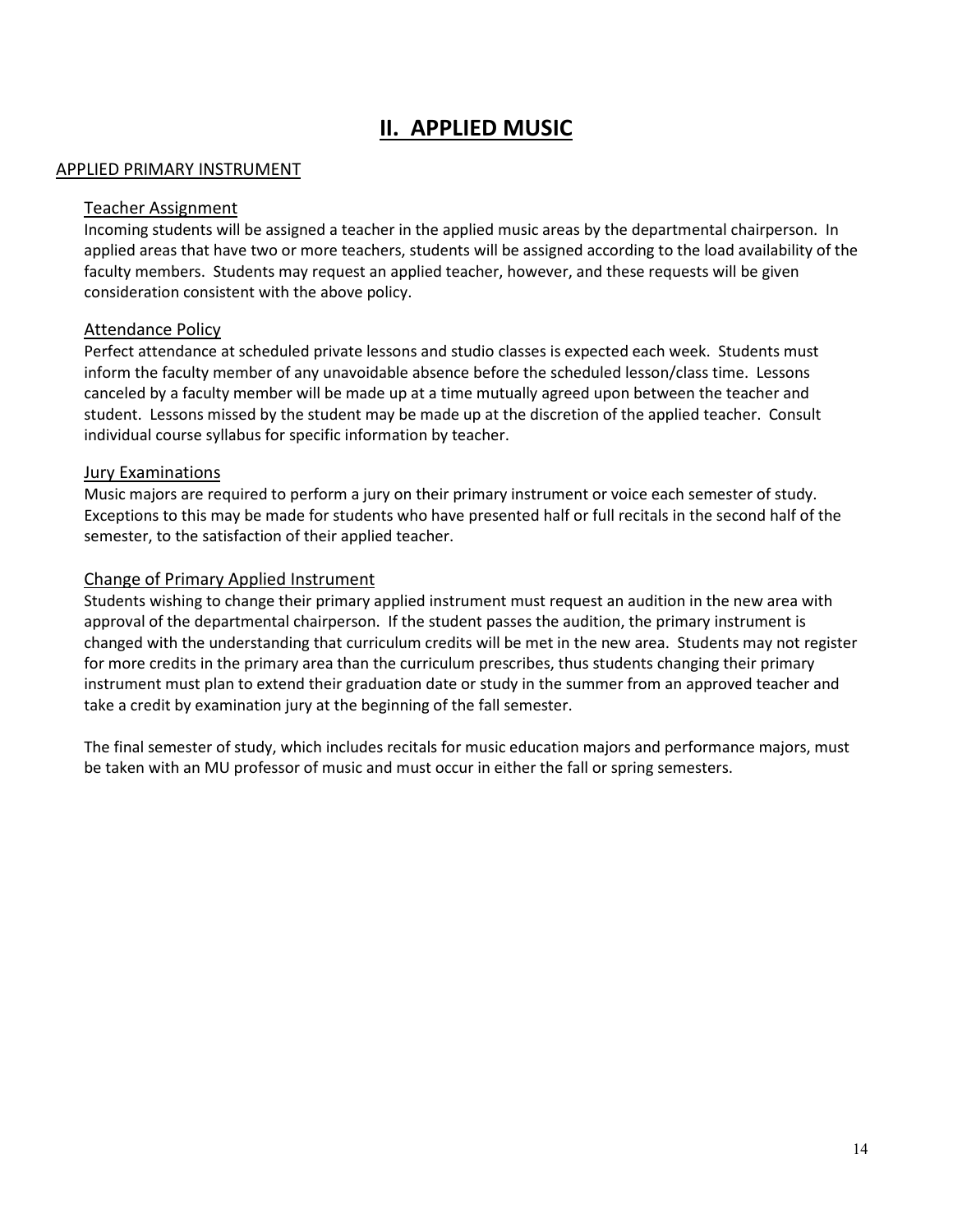# II. APPLIED MUSIC

## APPLIED PRIMARY INSTRUMENT

### Teacher Assignment

Incoming students will be assigned a teacher in the applied music areas by the departmental chairperson. In applied areas that have two or more teachers, students will be assigned according to the load availability of the faculty members. Students may request an applied teacher, however, and these requests will be given consideration consistent with the above policy.

### Attendance Policy

Perfect attendance at scheduled private lessons and studio classes is expected each week. Students must inform the faculty member of any unavoidable absence before the scheduled lesson/class time. Lessons canceled by a faculty member will be made up at a time mutually agreed upon between the teacher and student. Lessons missed by the student may be made up at the discretion of the applied teacher. Consult individual course syllabus for specific information by teacher.

### Jury Examinations

Music majors are required to perform a jury on their primary instrument or voice each semester of study. Exceptions to this may be made for students who have presented half or full recitals in the second half of the semester, to the satisfaction of their applied teacher.

### Change of Primary Applied Instrument

Students wishing to change their primary applied instrument must request an audition in the new area with approval of the departmental chairperson. If the student passes the audition, the primary instrument is changed with the understanding that curriculum credits will be met in the new area. Students may not register for more credits in the primary area than the curriculum prescribes, thus students changing their primary instrument must plan to extend their graduation date or study in the summer from an approved teacher and take a credit by examination jury at the beginning of the fall semester.

The final semester of study, which includes recitals for music education majors and performance majors, must be taken with an MU professor of music and must occur in either the fall or spring semesters.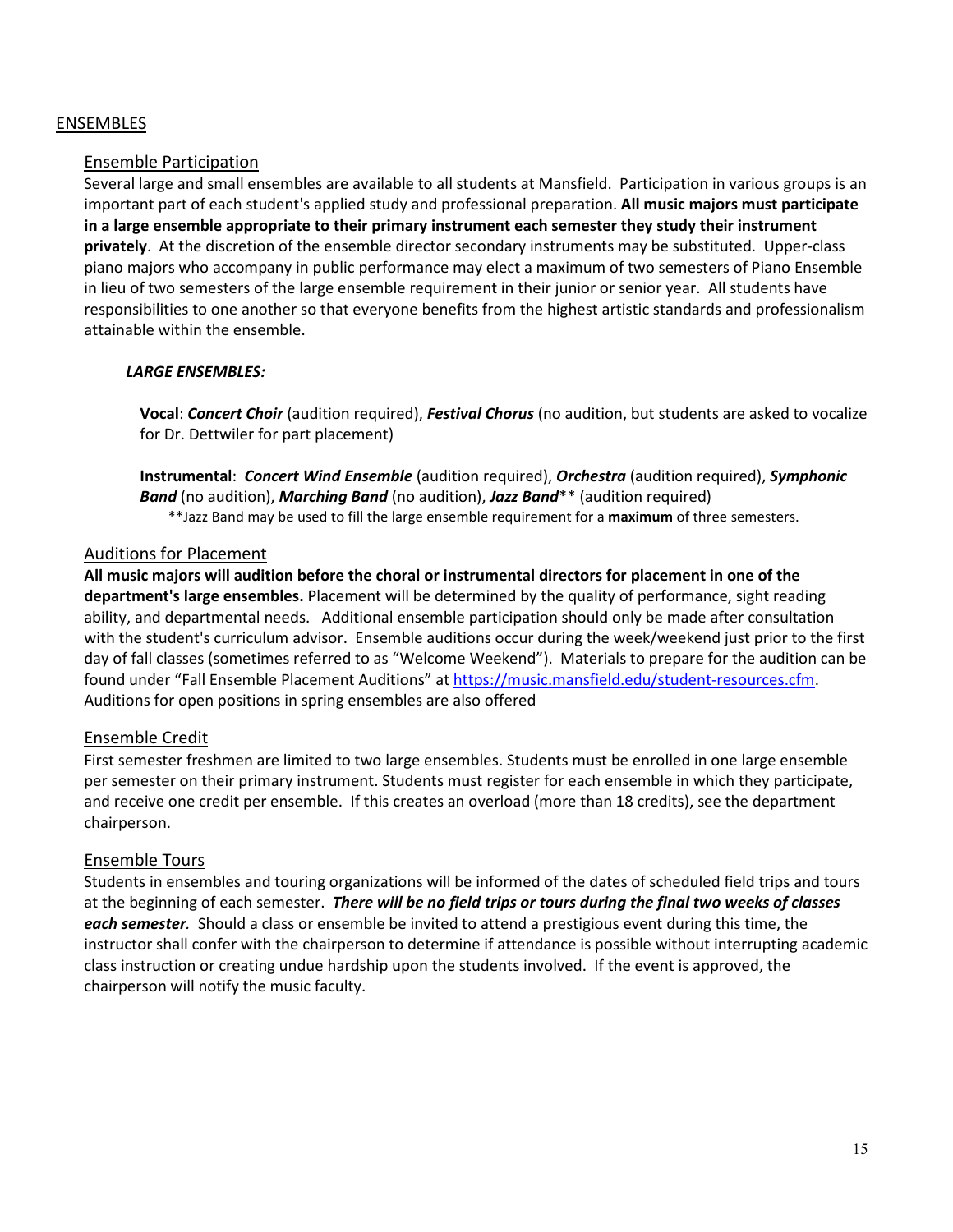## ENSEMBLES

### Ensemble Participation

Several large and small ensembles are available to all students at Mansfield. Participation in various groups is an important part of each student's applied study and professional preparation. **All music majors must participate in a large ensemble appropriate to their primary instrument each semester they study their instrument privately**. At the discretion of the ensemble director secondary instruments may be substituted. Upper-class piano majors who accompany in public performance may elect a maximum of two semesters of Piano Ensemble in lieu of two semesters of the large ensemble requirement in their junior or senior year. All students have responsibilities to one another so that everyone benefits from the highest artistic standards and professionalism attainable within the ensemble.

***LARGE ENSEMBLES:***

**Vocal**: ***Concert Choir*** (audition required), ***Festival Chorus*** (no audition, but students are asked to vocalize for Dr. Dettwiler for part placement)

**Instrumental**: ***Concert Wind Ensemble*** (audition required), ***Orchestra*** (audition required), ***Symphonic Band*** (no audition), ***Marching Band*** (no audition), ***Jazz Band***** (audition required)

**Jazz Band may be used to fill the large ensemble requirement for a **maximum** of three semesters.

### Auditions for Placement

**All music majors will audition before the choral or instrumental directors for placement in one of the department's large ensembles.** Placement will be determined by the quality of performance, sight reading ability, and departmental needs. Additional ensemble participation should only be made after consultation with the student's curriculum advisor. Ensemble auditions occur during the week/weekend just prior to the first day of fall classes (sometimes referred to as "Welcome Weekend"). Materials to prepare for the audition can be found under "Fall Ensemble Placement Auditions" at https://music.mansfield.edu/student-resources.cfm. Auditions for open positions in spring ensembles are also offered

### Ensemble Credit

First semester freshmen are limited to two large ensembles. Students must be enrolled in one large ensemble per semester on their primary instrument. Students must register for each ensemble in which they participate, and receive one credit per ensemble. If this creates an overload (more than 18 credits), see the department chairperson.

### Ensemble Tours

Students in ensembles and touring organizations will be informed of the dates of scheduled field trips and tours at the beginning of each semester. ***There will be no field trips or tours during the final two weeks of classes each semester***. Should a class or ensemble be invited to attend a prestigious event during this time, the instructor shall confer with the chairperson to determine if attendance is possible without interrupting academic class instruction or creating undue hardship upon the students involved. If the event is approved, the chairperson will notify the music faculty.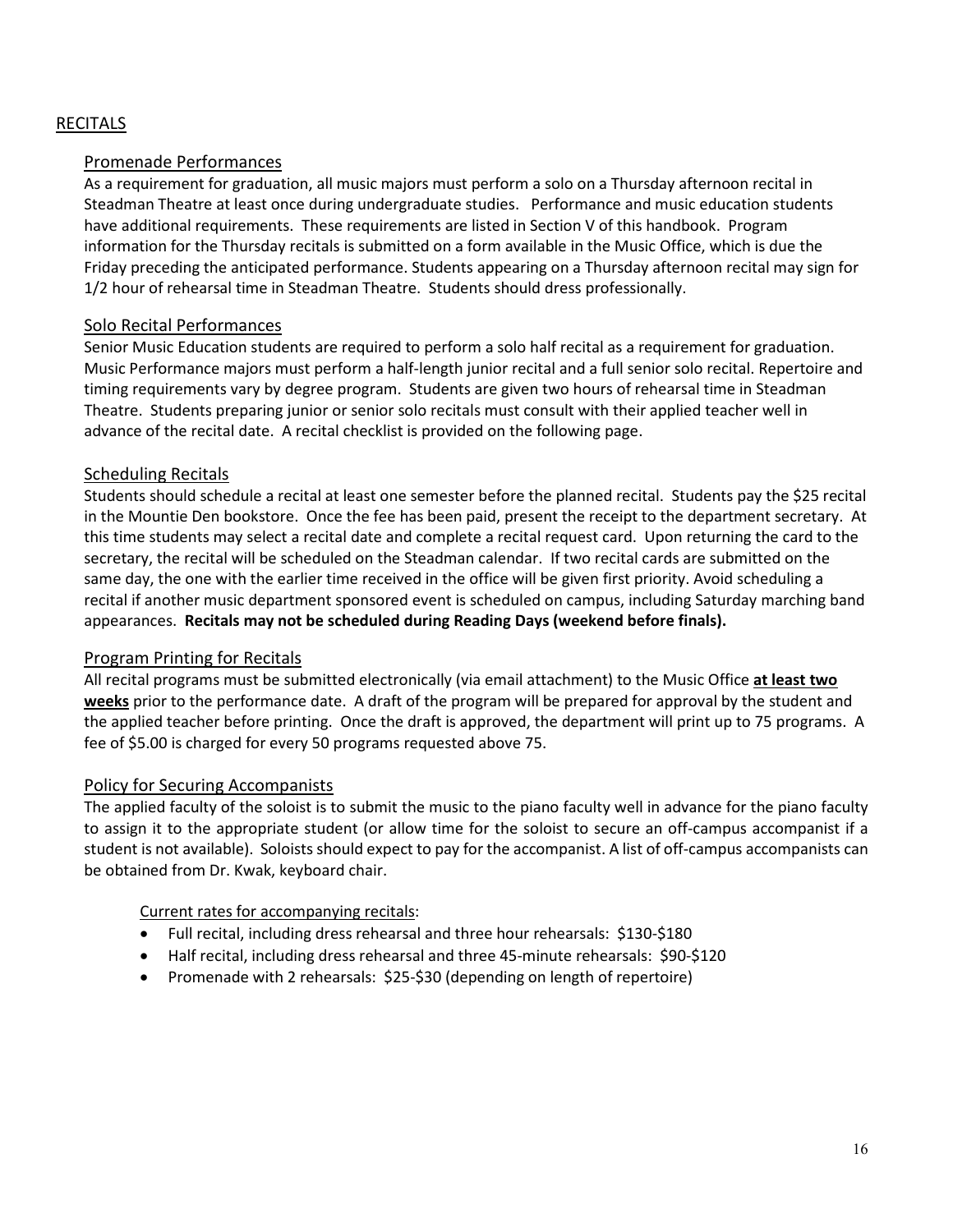## RECITALS

### Promenade Performances

As a requirement for graduation, all music majors must perform a solo on a Thursday afternoon recital in Steadman Theatre at least once during undergraduate studies. Performance and music education students have additional requirements. These requirements are listed in Section V of this handbook. Program information for the Thursday recitals is submitted on a form available in the Music Office, which is due the Friday preceding the anticipated performance. Students appearing on a Thursday afternoon recital may sign for 1/2 hour of rehearsal time in Steadman Theatre. Students should dress professionally.

### Solo Recital Performances

Senior Music Education students are required to perform a solo half recital as a requirement for graduation. Music Performance majors must perform a half-length junior recital and a full senior solo recital. Repertoire and timing requirements vary by degree program. Students are given two hours of rehearsal time in Steadman Theatre. Students preparing junior or senior solo recitals must consult with their applied teacher well in advance of the recital date. A recital checklist is provided on the following page.

### Scheduling Recitals

Students should schedule a recital at least one semester before the planned recital. Students pay the $25 recital in the Mountie Den bookstore. Once the fee has been paid, present the receipt to the department secretary. At this time students may select a recital date and complete a recital request card. Upon returning the card to the secretary, the recital will be scheduled on the Steadman calendar. If two recital cards are submitted on the same day, the one with the earlier time received in the office will be given first priority. Avoid scheduling a recital if another music department sponsored event is scheduled on campus, including Saturday marching band appearances. **Recitals may not be scheduled during Reading Days (weekend before finals).**

### Program Printing for Recitals

All recital programs must be submitted electronically (via email attachment) to the Music Office **at least two weeks** prior to the performance date. A draft of the program will be prepared for approval by the student and the applied teacher before printing. Once the draft is approved, the department will print up to 75 programs. A fee of $5.00 is charged for every 50 programs requested above 75.

### Policy for Securing Accompanists

The applied faculty of the soloist is to submit the music to the piano faculty well in advance for the piano faculty to assign it to the appropriate student (or allow time for the soloist to secure an off-campus accompanist if a student is not available). Soloists should expect to pay for the accompanist. A list of off-campus accompanists can be obtained from Dr. Kwak, keyboard chair.

Current rates for accompanying recitals:

- Full recital, including dress rehearsal and three hour rehearsals: $130-$180
- Half recital, including dress rehearsal and three 45-minute rehearsals: $90-$120
- Promenade with 2 rehearsals: $25-$30 (depending on length of repertoire)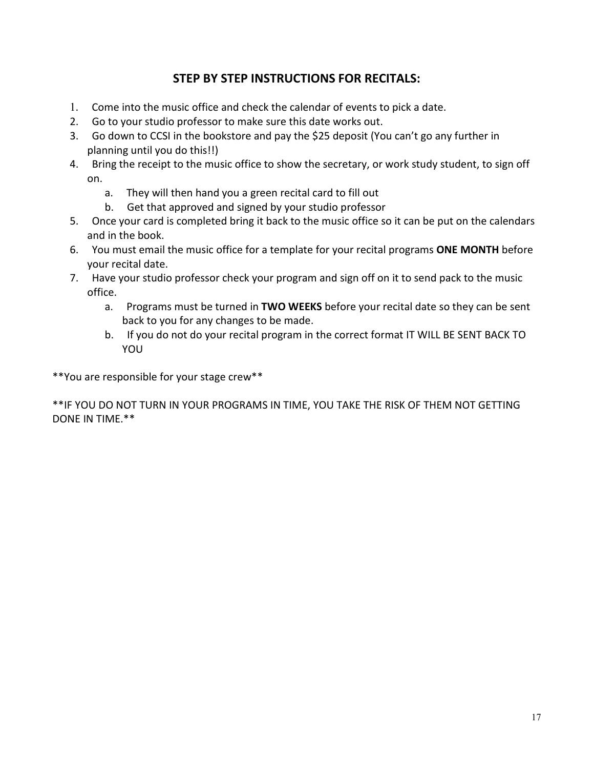## STEP BY STEP INSTRUCTIONS FOR RECITALS:

1. Come into the music office and check the calendar of events to pick a date.
2. Go to your studio professor to make sure this date works out.
3. Go down to CCSI in the bookstore and pay the $25 deposit (You can't go any further in planning until you do this!!)
4. Bring the receipt to the music office to show the secretary, or work study student, to sign off on.
    a. They will then hand you a green recital card to fill out
    b. Get that approved and signed by your studio professor
5. Once your card is completed bring it back to the music office so it can be put on the calendars and in the book.
6. You must email the music office for a template for your recital programs **ONE MONTH** before your recital date.
7. Have your studio professor check your program and sign off on it to send pack to the music office.
    a. Programs must be turned in **TWO WEEKS** before your recital date so they can be sent back to you for any changes to be made.
    b. If you do not do your recital program in the correct format IT WILL BE SENT BACK TO YOU

**You are responsible for your stage crew**

**IF YOU DO NOT TURN IN YOUR PROGRAMS IN TIME, YOU TAKE THE RISK OF THEM NOT GETTING DONE IN TIME.**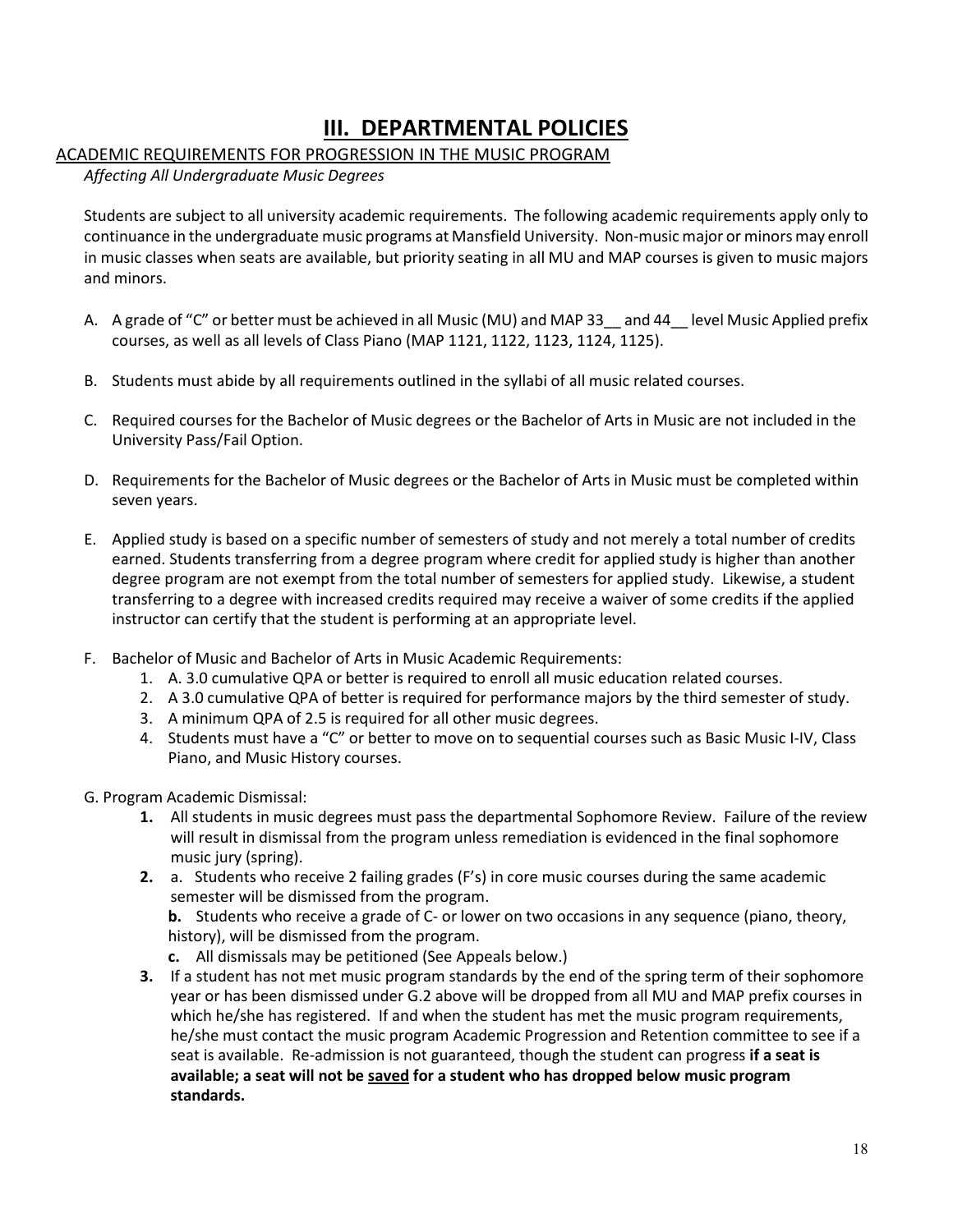# III. DEPARTMENTAL POLICIES

ACADEMIC REQUIREMENTS FOR PROGRESSION IN THE MUSIC PROGRAM

*Affecting All Undergraduate Music Degrees*

Students are subject to all university academic requirements. The following academic requirements apply only to continuance in the undergraduate music programs at Mansfield University. Non-music major or minors may enroll in music classes when seats are available, but priority seating in all MU and MAP courses is given to music majors and minors.

A. A grade of "C" or better must be achieved in all Music (MU) and MAP 33__ and 44__ level Music Applied prefix courses, as well as all levels of Class Piano (MAP 1121, 1122, 1123, 1124, 1125).

B. Students must abide by all requirements outlined in the syllabi of all music related courses.

C. Required courses for the Bachelor of Music degrees or the Bachelor of Arts in Music are not included in the University Pass/Fail Option.

D. Requirements for the Bachelor of Music degrees or the Bachelor of Arts in Music must be completed within seven years.

E. Applied study is based on a specific number of semesters of study and not merely a total number of credits earned. Students transferring from a degree program where credit for applied study is higher than another degree program are not exempt from the total number of semesters for applied study. Likewise, a student transferring to a degree with increased credits required may receive a waiver of some credits if the applied instructor can certify that the student is performing at an appropriate level.

F. Bachelor of Music and Bachelor of Arts in Music Academic Requirements:
   1. A. 3.0 cumulative QPA or better is required to enroll all music education related courses.
   2. A 3.0 cumulative QPA of better is required for performance majors by the third semester of study.
   3. A minimum QPA of 2.5 is required for all other music degrees.
   4. Students must have a "C" or better to move on to sequential courses such as Basic Music I-IV, Class Piano, and Music History courses.

G. Program Academic Dismissal:
   **1.** All students in music degrees must pass the departmental Sophomore Review. Failure of the review will result in dismissal from the program unless remediation is evidenced in the final sophomore music jury (spring).
   **2.** a. Students who receive 2 failing grades (F's) in core music courses during the same academic semester will be dismissed from the program.
   **b.** Students who receive a grade of C- or lower on two occasions in any sequence (piano, theory, history), will be dismissed from the program.
   **c.** All dismissals may be petitioned (See Appeals below.)
   **3.** If a student has not met music program standards by the end of the spring term of their sophomore year or has been dismissed under G.2 above will be dropped from all MU and MAP prefix courses in which he/she has registered. If and when the student has met the music program requirements, he/she must contact the music program Academic Progression and Retention committee to see if a seat is available. Re-admission is not guaranteed, though the student can progress **if a seat is available; a seat will not be <u>saved</u> for a student who has dropped below music program standards.**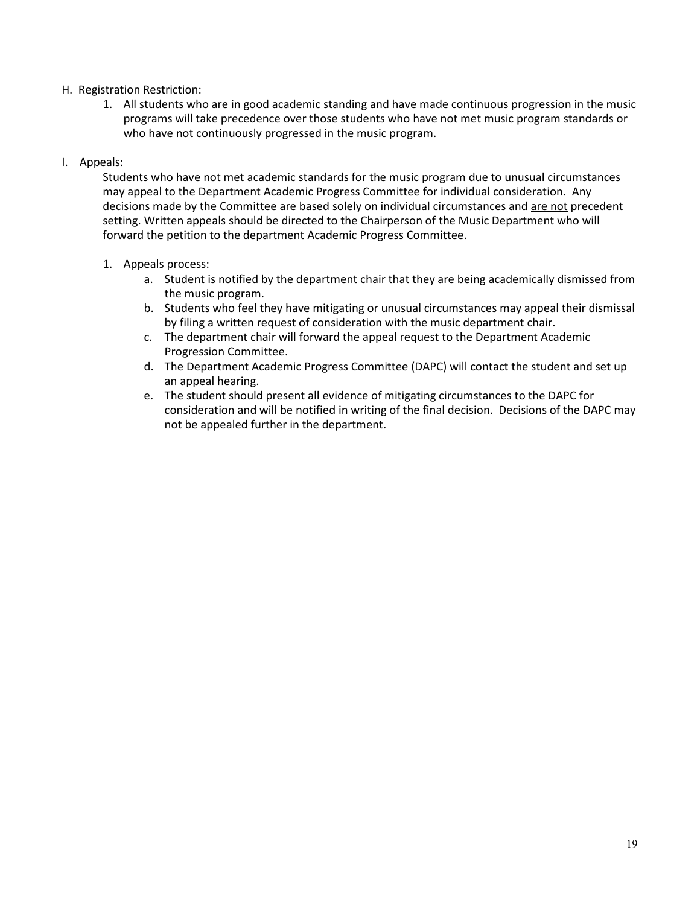H. Registration Restriction:

1. All students who are in good academic standing and have made continuous progression in the music programs will take precedence over those students who have not met music program standards or who have not continuously progressed in the music program.

I. Appeals:

Students who have not met academic standards for the music program due to unusual circumstances may appeal to the Department Academic Progress Committee for individual consideration. Any decisions made by the Committee are based solely on individual circumstances and <u>are not</u> precedent setting. Written appeals should be directed to the Chairperson of the Music Department who will forward the petition to the department Academic Progress Committee.

1. Appeals process:
   a. Student is notified by the department chair that they are being academically dismissed from the music program.
   b. Students who feel they have mitigating or unusual circumstances may appeal their dismissal by filing a written request of consideration with the music department chair.
   c. The department chair will forward the appeal request to the Department Academic Progression Committee.
   d. The Department Academic Progress Committee (DAPC) will contact the student and set up an appeal hearing.
   e. The student should present all evidence of mitigating circumstances to the DAPC for consideration and will be notified in writing of the final decision. Decisions of the DAPC may not be appealed further in the department.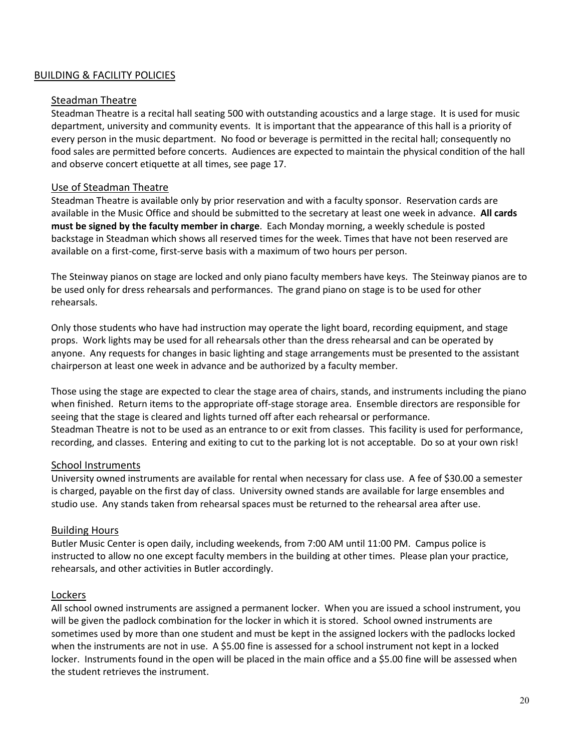## BUILDING & FACILITY POLICIES

### Steadman Theatre

Steadman Theatre is a recital hall seating 500 with outstanding acoustics and a large stage. It is used for music department, university and community events. It is important that the appearance of this hall is a priority of every person in the music department. No food or beverage is permitted in the recital hall; consequently no food sales are permitted before concerts. Audiences are expected to maintain the physical condition of the hall and observe concert etiquette at all times, see page 17.

### Use of Steadman Theatre

Steadman Theatre is available only by prior reservation and with a faculty sponsor. Reservation cards are available in the Music Office and should be submitted to the secretary at least one week in advance. **All cards must be signed by the faculty member in charge**. Each Monday morning, a weekly schedule is posted backstage in Steadman which shows all reserved times for the week. Times that have not been reserved are available on a first-come, first-serve basis with a maximum of two hours per person.

The Steinway pianos on stage are locked and only piano faculty members have keys. The Steinway pianos are to be used only for dress rehearsals and performances. The grand piano on stage is to be used for other rehearsals.

Only those students who have had instruction may operate the light board, recording equipment, and stage props. Work lights may be used for all rehearsals other than the dress rehearsal and can be operated by anyone. Any requests for changes in basic lighting and stage arrangements must be presented to the assistant chairperson at least one week in advance and be authorized by a faculty member.

Those using the stage are expected to clear the stage area of chairs, stands, and instruments including the piano when finished. Return items to the appropriate off-stage storage area. Ensemble directors are responsible for seeing that the stage is cleared and lights turned off after each rehearsal or performance.
Steadman Theatre is not to be used as an entrance to or exit from classes. This facility is used for performance, recording, and classes. Entering and exiting to cut to the parking lot is not acceptable. Do so at your own risk!

### School Instruments

University owned instruments are available for rental when necessary for class use. A fee of $30.00 a semester is charged, payable on the first day of class. University owned stands are available for large ensembles and studio use. Any stands taken from rehearsal spaces must be returned to the rehearsal area after use.

### Building Hours

Butler Music Center is open daily, including weekends, from 7:00 AM until 11:00 PM. Campus police is instructed to allow no one except faculty members in the building at other times. Please plan your practice, rehearsals, and other activities in Butler accordingly.

### Lockers

All school owned instruments are assigned a permanent locker. When you are issued a school instrument, you will be given the padlock combination for the locker in which it is stored. School owned instruments are sometimes used by more than one student and must be kept in the assigned lockers with the padlocks locked when the instruments are not in use. A $5.00 fine is assessed for a school instrument not kept in a locked locker. Instruments found in the open will be placed in the main office and a $5.00 fine will be assessed when the student retrieves the instrument.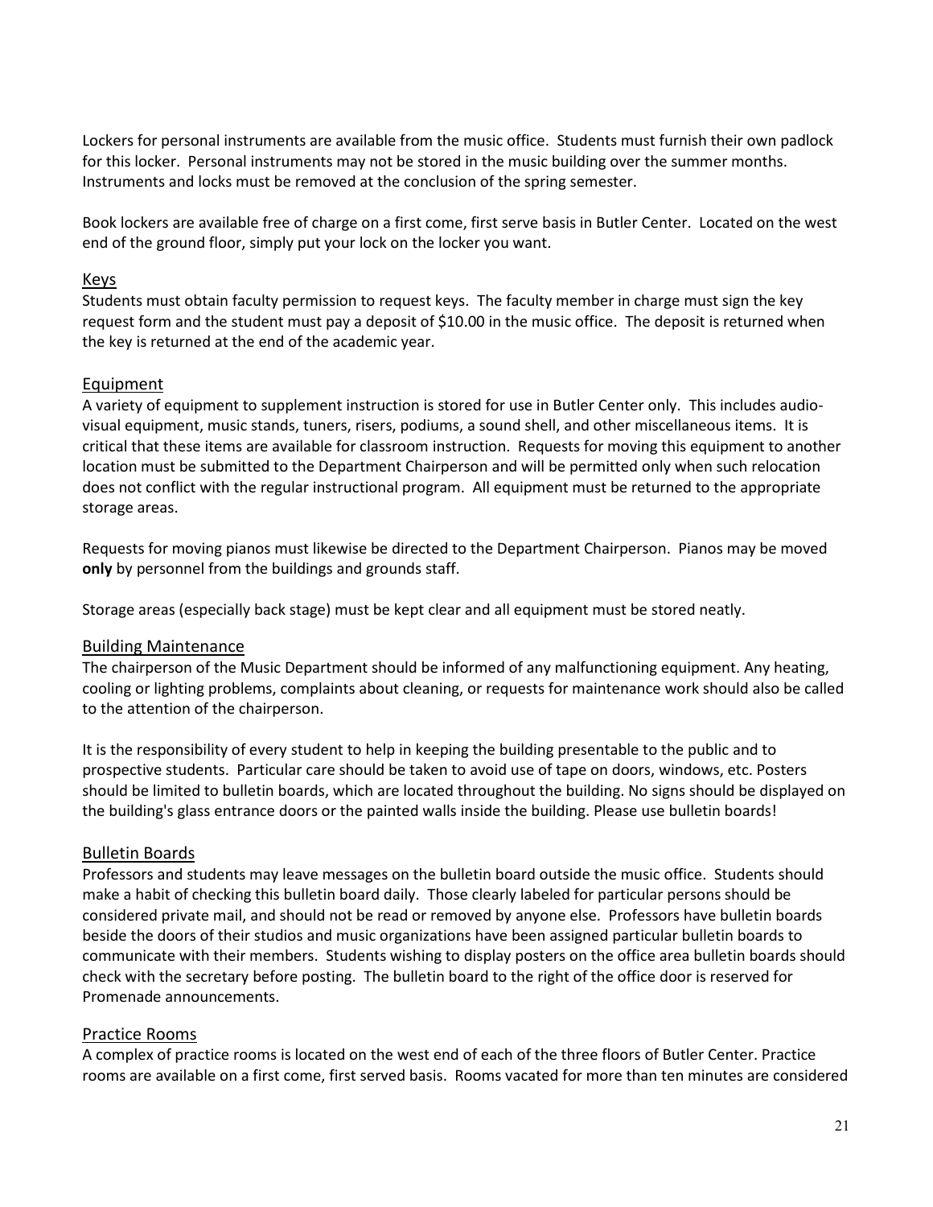Lockers for personal instruments are available from the music office. Students must furnish their own padlock for this locker. Personal instruments may not be stored in the music building over the summer months. Instruments and locks must be removed at the conclusion of the spring semester.

Book lockers are available free of charge on a first come, first serve basis in Butler Center. Located on the west end of the ground floor, simply put your lock on the locker you want.

## Keys

Students must obtain faculty permission to request keys. The faculty member in charge must sign the key request form and the student must pay a deposit of $10.00 in the music office. The deposit is returned when the key is returned at the end of the academic year.

## Equipment

A variety of equipment to supplement instruction is stored for use in Butler Center only. This includes audio-visual equipment, music stands, tuners, risers, podiums, a sound shell, and other miscellaneous items. It is critical that these items are available for classroom instruction. Requests for moving this equipment to another location must be submitted to the Department Chairperson and will be permitted only when such relocation does not conflict with the regular instructional program. All equipment must be returned to the appropriate storage areas.

Requests for moving pianos must likewise be directed to the Department Chairperson. Pianos may be moved **only** by personnel from the buildings and grounds staff.

Storage areas (especially back stage) must be kept clear and all equipment must be stored neatly.

## Building Maintenance

The chairperson of the Music Department should be informed of any malfunctioning equipment. Any heating, cooling or lighting problems, complaints about cleaning, or requests for maintenance work should also be called to the attention of the chairperson.

It is the responsibility of every student to help in keeping the building presentable to the public and to prospective students. Particular care should be taken to avoid use of tape on doors, windows, etc. Posters should be limited to bulletin boards, which are located throughout the building. No signs should be displayed on the building's glass entrance doors or the painted walls inside the building. Please use bulletin boards!

## Bulletin Boards

Professors and students may leave messages on the bulletin board outside the music office. Students should make a habit of checking this bulletin board daily. Those clearly labeled for particular persons should be considered private mail, and should not be read or removed by anyone else. Professors have bulletin boards beside the doors of their studios and music organizations have been assigned particular bulletin boards to communicate with their members. Students wishing to display posters on the office area bulletin boards should check with the secretary before posting. The bulletin board to the right of the office door is reserved for Promenade announcements.

## Practice Rooms

A complex of practice rooms is located on the west end of each of the three floors of Butler Center. Practice rooms are available on a first come, first served basis. Rooms vacated for more than ten minutes are considered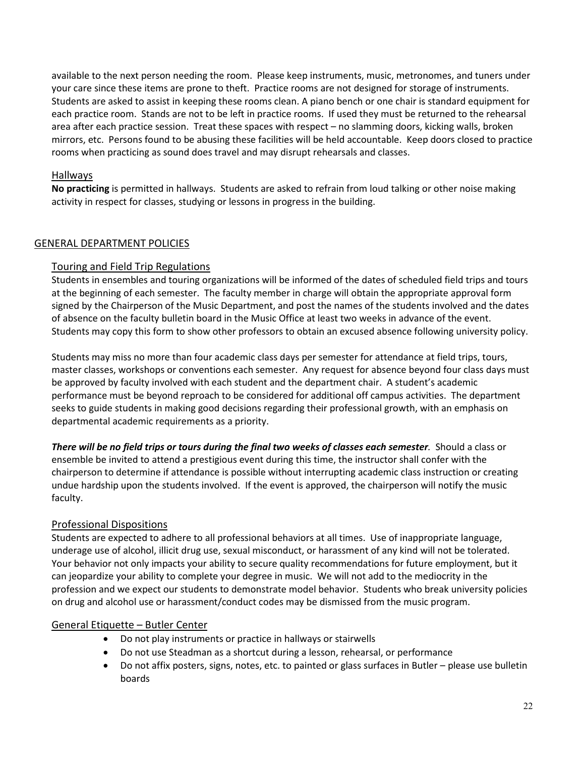available to the next person needing the room. Please keep instruments, music, metronomes, and tuners under your care since these items are prone to theft. Practice rooms are not designed for storage of instruments. Students are asked to assist in keeping these rooms clean. A piano bench or one chair is standard equipment for each practice room. Stands are not to be left in practice rooms. If used they must be returned to the rehearsal area after each practice session. Treat these spaces with respect – no slamming doors, kicking walls, broken mirrors, etc. Persons found to be abusing these facilities will be held accountable. Keep doors closed to practice rooms when practicing as sound does travel and may disrupt rehearsals and classes.

### Hallways

**No practicing** is permitted in hallways. Students are asked to refrain from loud talking or other noise making activity in respect for classes, studying or lessons in progress in the building.

## GENERAL DEPARTMENT POLICIES

### Touring and Field Trip Regulations

Students in ensembles and touring organizations will be informed of the dates of scheduled field trips and tours at the beginning of each semester. The faculty member in charge will obtain the appropriate approval form signed by the Chairperson of the Music Department, and post the names of the students involved and the dates of absence on the faculty bulletin board in the Music Office at least two weeks in advance of the event. Students may copy this form to show other professors to obtain an excused absence following university policy.

Students may miss no more than four academic class days per semester for attendance at field trips, tours, master classes, workshops or conventions each semester. Any request for absence beyond four class days must be approved by faculty involved with each student and the department chair. A student's academic performance must be beyond reproach to be considered for additional off campus activities. The department seeks to guide students in making good decisions regarding their professional growth, with an emphasis on departmental academic requirements as a priority.

***There will be no field trips or tours during the final two weeks of classes each semester.*** Should a class or ensemble be invited to attend a prestigious event during this time, the instructor shall confer with the chairperson to determine if attendance is possible without interrupting academic class instruction or creating undue hardship upon the students involved. If the event is approved, the chairperson will notify the music faculty.

### Professional Dispositions

Students are expected to adhere to all professional behaviors at all times. Use of inappropriate language, underage use of alcohol, illicit drug use, sexual misconduct, or harassment of any kind will not be tolerated. Your behavior not only impacts your ability to secure quality recommendations for future employment, but it can jeopardize your ability to complete your degree in music. We will not add to the mediocrity in the profession and we expect our students to demonstrate model behavior. Students who break university policies on drug and alcohol use or harassment/conduct codes may be dismissed from the music program.

### General Etiquette – Butler Center

- Do not play instruments or practice in hallways or stairwells
- Do not use Steadman as a shortcut during a lesson, rehearsal, or performance
- Do not affix posters, signs, notes, etc. to painted or glass surfaces in Butler – please use bulletin boards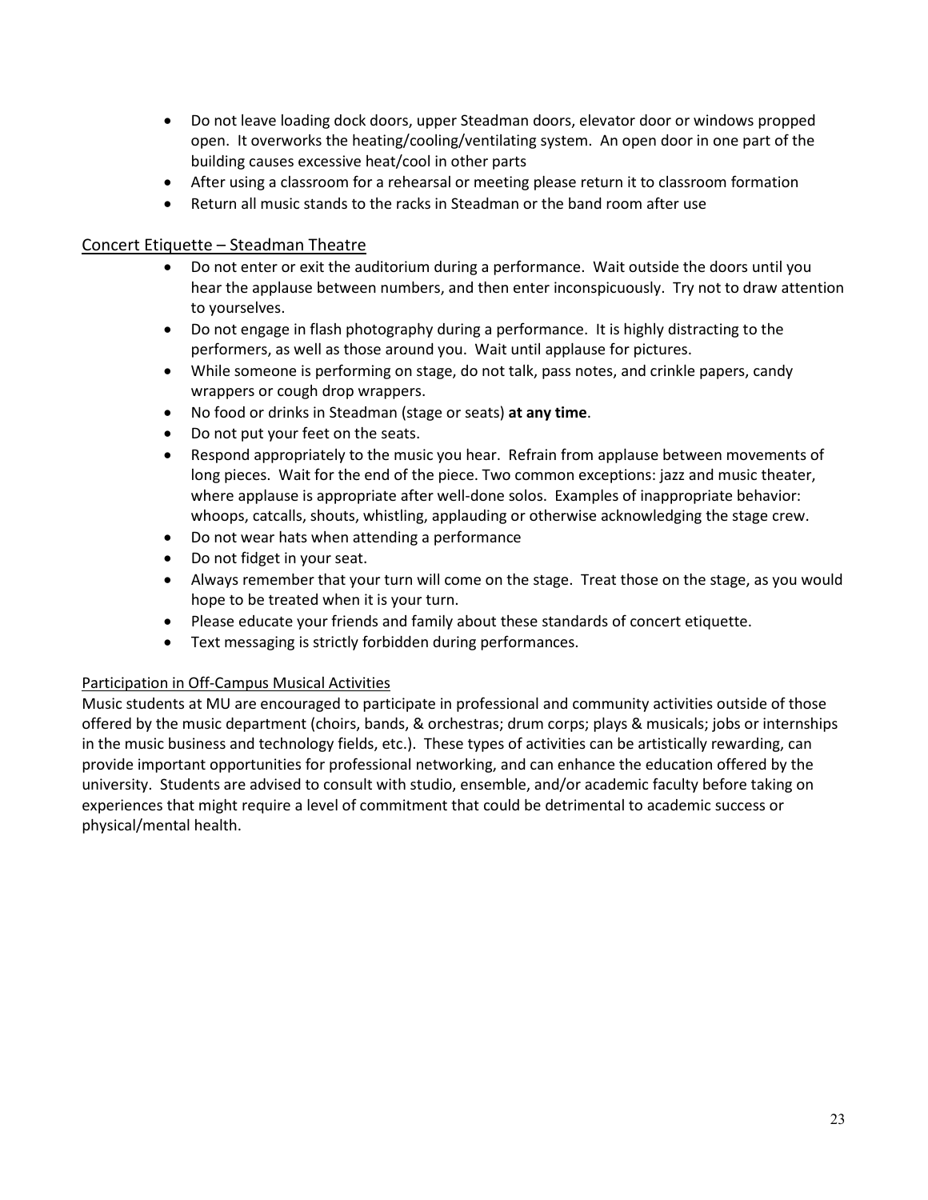- Do not leave loading dock doors, upper Steadman doors, elevator door or windows propped open. It overworks the heating/cooling/ventilating system. An open door in one part of the building causes excessive heat/cool in other parts
- After using a classroom for a rehearsal or meeting please return it to classroom formation
- Return all music stands to the racks in Steadman or the band room after use

## Concert Etiquette – Steadman Theatre

- Do not enter or exit the auditorium during a performance. Wait outside the doors until you hear the applause between numbers, and then enter inconspicuously. Try not to draw attention to yourselves.
- Do not engage in flash photography during a performance. It is highly distracting to the performers, as well as those around you. Wait until applause for pictures.
- While someone is performing on stage, do not talk, pass notes, and crinkle papers, candy wrappers or cough drop wrappers.
- No food or drinks in Steadman (stage or seats) **at any time**.
- Do not put your feet on the seats.
- Respond appropriately to the music you hear. Refrain from applause between movements of long pieces. Wait for the end of the piece. Two common exceptions: jazz and music theater, where applause is appropriate after well-done solos. Examples of inappropriate behavior: whoops, catcalls, shouts, whistling, applauding or otherwise acknowledging the stage crew.
- Do not wear hats when attending a performance
- Do not fidget in your seat.
- Always remember that your turn will come on the stage. Treat those on the stage, as you would hope to be treated when it is your turn.
- Please educate your friends and family about these standards of concert etiquette.
- Text messaging is strictly forbidden during performances.

### Participation in Off-Campus Musical Activities

Music students at MU are encouraged to participate in professional and community activities outside of those offered by the music department (choirs, bands, & orchestras; drum corps; plays & musicals; jobs or internships in the music business and technology fields, etc.). These types of activities can be artistically rewarding, can provide important opportunities for professional networking, and can enhance the education offered by the university. Students are advised to consult with studio, ensemble, and/or academic faculty before taking on experiences that might require a level of commitment that could be detrimental to academic success or physical/mental health.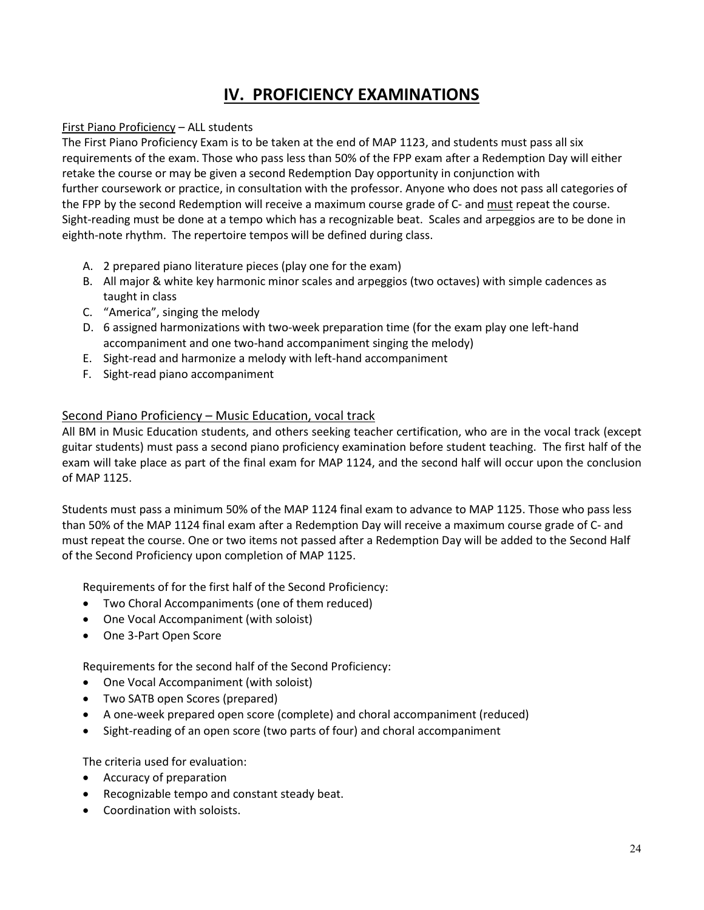# IV. PROFICIENCY EXAMINATIONS

First Piano Proficiency – ALL students

The First Piano Proficiency Exam is to be taken at the end of MAP 1123, and students must pass all six requirements of the exam. Those who pass less than 50% of the FPP exam after a Redemption Day will either retake the course or may be given a second Redemption Day opportunity in conjunction with further coursework or practice, in consultation with the professor. Anyone who does not pass all categories of the FPP by the second Redemption will receive a maximum course grade of C- and must repeat the course. Sight-reading must be done at a tempo which has a recognizable beat. Scales and arpeggios are to be done in eighth-note rhythm. The repertoire tempos will be defined during class.

A. 2 prepared piano literature pieces (play one for the exam)
B. All major & white key harmonic minor scales and arpeggios (two octaves) with simple cadences as taught in class
C. "America", singing the melody
D. 6 assigned harmonizations with two-week preparation time (for the exam play one left-hand accompaniment and one two-hand accompaniment singing the melody)
E. Sight-read and harmonize a melody with left-hand accompaniment
F. Sight-read piano accompaniment

## Second Piano Proficiency – Music Education, vocal track

All BM in Music Education students, and others seeking teacher certification, who are in the vocal track (except guitar students) must pass a second piano proficiency examination before student teaching. The first half of the exam will take place as part of the final exam for MAP 1124, and the second half will occur upon the conclusion of MAP 1125.

Students must pass a minimum 50% of the MAP 1124 final exam to advance to MAP 1125. Those who pass less than 50% of the MAP 1124 final exam after a Redemption Day will receive a maximum course grade of C- and must repeat the course. One or two items not passed after a Redemption Day will be added to the Second Half of the Second Proficiency upon completion of MAP 1125.

Requirements of for the first half of the Second Proficiency:

- Two Choral Accompaniments (one of them reduced)
- One Vocal Accompaniment (with soloist)
- One 3-Part Open Score

Requirements for the second half of the Second Proficiency:

- One Vocal Accompaniment (with soloist)
- Two SATB open Scores (prepared)
- A one-week prepared open score (complete) and choral accompaniment (reduced)
- Sight-reading of an open score (two parts of four) and choral accompaniment

The criteria used for evaluation:

- Accuracy of preparation
- Recognizable tempo and constant steady beat.
- Coordination with soloists.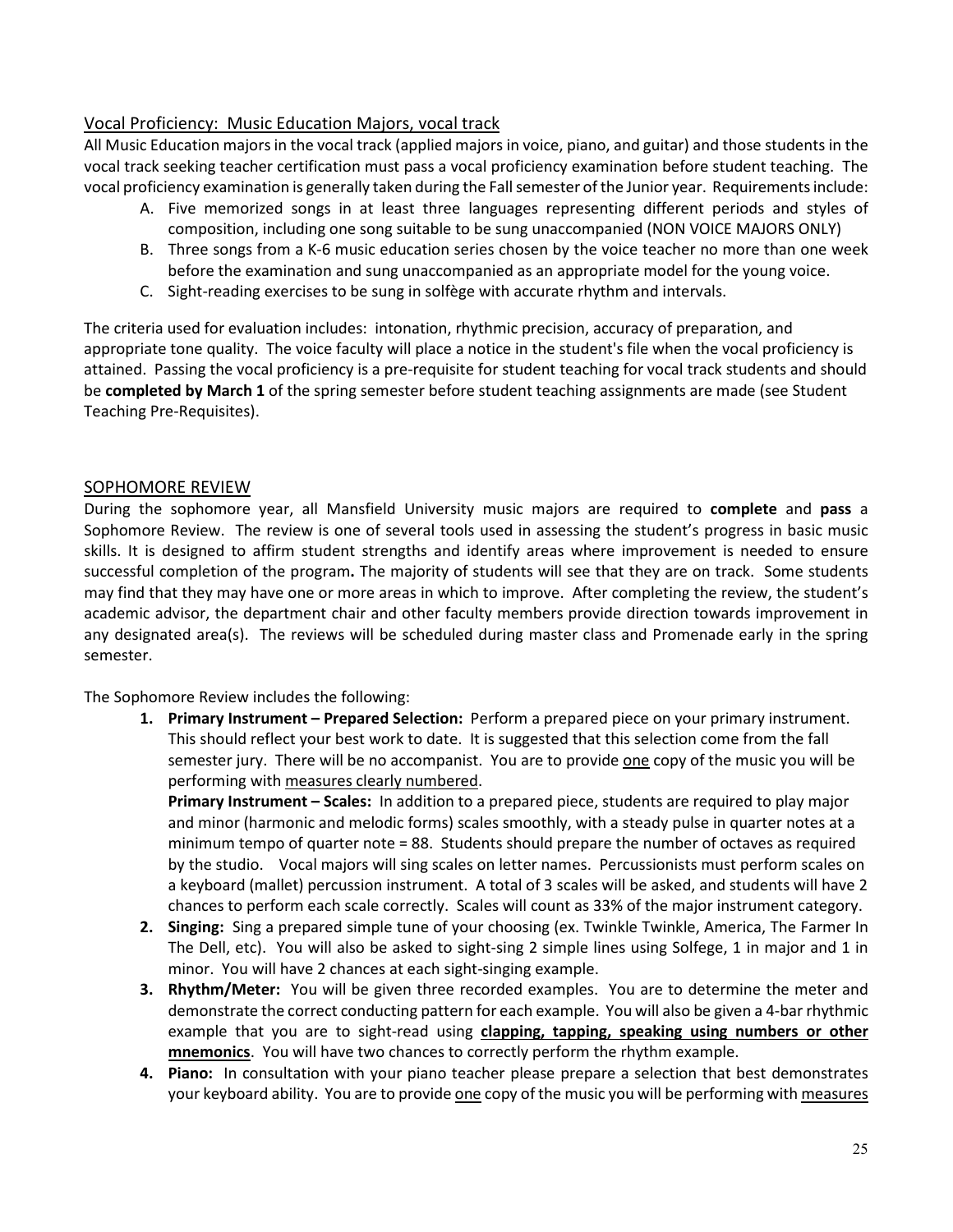## Vocal Proficiency: Music Education Majors, vocal track

All Music Education majors in the vocal track (applied majors in voice, piano, and guitar) and those students in the vocal track seeking teacher certification must pass a vocal proficiency examination before student teaching. The vocal proficiency examination is generally taken during the Fall semester of the Junior year. Requirements include:

A. Five memorized songs in at least three languages representing different periods and styles of composition, including one song suitable to be sung unaccompanied (NON VOICE MAJORS ONLY)
B. Three songs from a K-6 music education series chosen by the voice teacher no more than one week before the examination and sung unaccompanied as an appropriate model for the young voice.
C. Sight-reading exercises to be sung in solfège with accurate rhythm and intervals.

The criteria used for evaluation includes: intonation, rhythmic precision, accuracy of preparation, and appropriate tone quality. The voice faculty will place a notice in the student's file when the vocal proficiency is attained. Passing the vocal proficiency is a pre-requisite for student teaching for vocal track students and should be **completed by March 1** of the spring semester before student teaching assignments are made (see Student Teaching Pre-Requisites).

## SOPHOMORE REVIEW

During the sophomore year, all Mansfield University music majors are required to **complete** and **pass** a Sophomore Review. The review is one of several tools used in assessing the student's progress in basic music skills. It is designed to affirm student strengths and identify areas where improvement is needed to ensure successful completion of the program**.** The majority of students will see that they are on track. Some students may find that they may have one or more areas in which to improve. After completing the review, the student's academic advisor, the department chair and other faculty members provide direction towards improvement in any designated area(s). The reviews will be scheduled during master class and Promenade early in the spring semester.

The Sophomore Review includes the following:

1. **Primary Instrument – Prepared Selection:** Perform a prepared piece on your primary instrument. This should reflect your best work to date. It is suggested that this selection come from the fall semester jury. There will be no accompanist. You are to provide one copy of the music you will be performing with measures clearly numbered.

   **Primary Instrument – Scales:** In addition to a prepared piece, students are required to play major and minor (harmonic and melodic forms) scales smoothly, with a steady pulse in quarter notes at a minimum tempo of quarter note = 88. Students should prepare the number of octaves as required by the studio. Vocal majors will sing scales on letter names. Percussionists must perform scales on a keyboard (mallet) percussion instrument. A total of 3 scales will be asked, and students will have 2 chances to perform each scale correctly. Scales will count as 33% of the major instrument category.
2. **Singing:** Sing a prepared simple tune of your choosing (ex. Twinkle Twinkle, America, The Farmer In The Dell, etc). You will also be asked to sight-sing 2 simple lines using Solfege, 1 in major and 1 in minor. You will have 2 chances at each sight-singing example.
3. **Rhythm/Meter:** You will be given three recorded examples. You are to determine the meter and demonstrate the correct conducting pattern for each example. You will also be given a 4-bar rhythmic example that you are to sight-read using **clapping, tapping, speaking using numbers or other mnemonics**. You will have two chances to correctly perform the rhythm example.
4. **Piano:** In consultation with your piano teacher please prepare a selection that best demonstrates your keyboard ability. You are to provide one copy of the music you will be performing with measures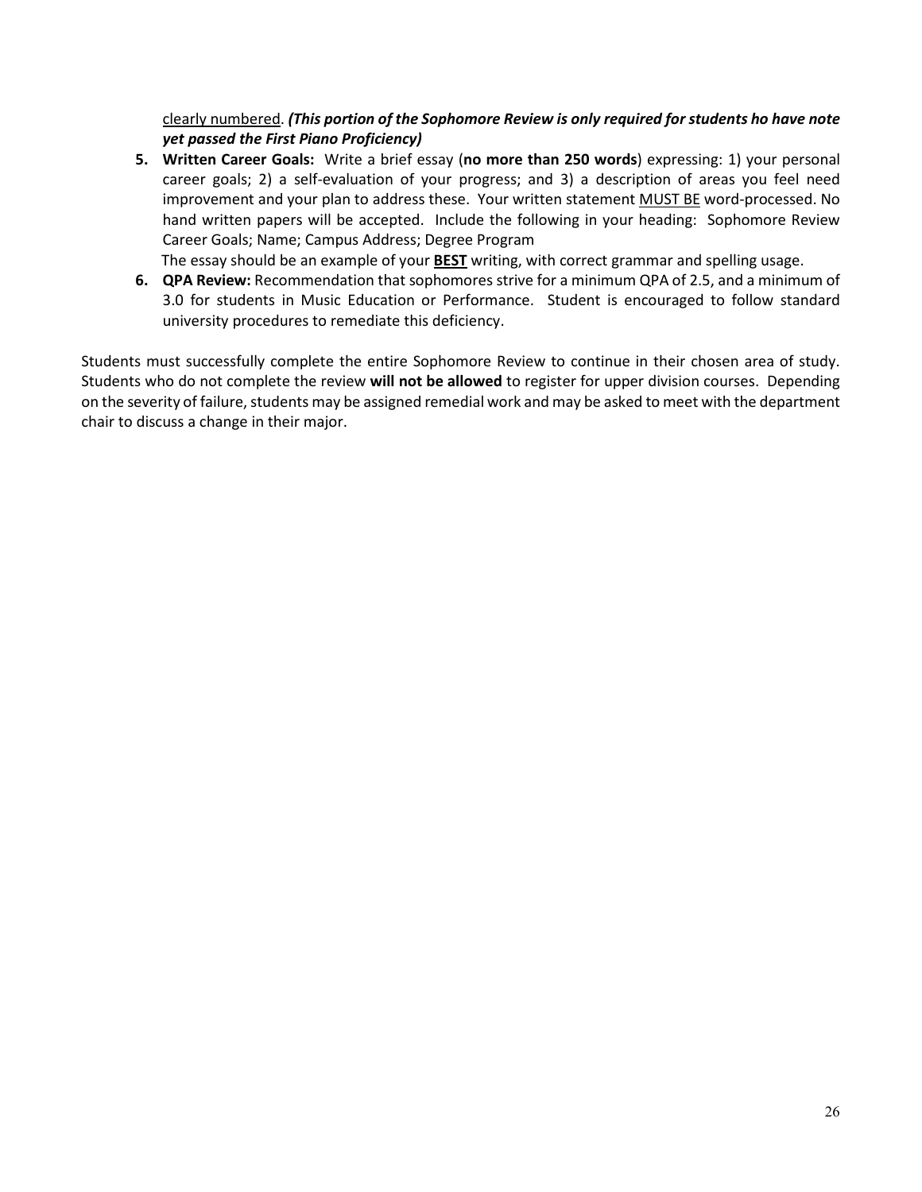clearly numbered. ***(This portion of the Sophomore Review is only required for students ho have note yet passed the First Piano Proficiency)***

5. **Written Career Goals:** Write a brief essay (**no more than 250 words**) expressing: 1) your personal career goals; 2) a self-evaluation of your progress; and 3) a description of areas you feel need improvement and your plan to address these. Your written statement MUST BE word-processed. No hand written papers will be accepted. Include the following in your heading: Sophomore Review Career Goals; Name; Campus Address; Degree Program
   
   The essay should be an example of your **BEST** writing, with correct grammar and spelling usage.
6. **QPA Review:** Recommendation that sophomores strive for a minimum QPA of 2.5, and a minimum of 3.0 for students in Music Education or Performance. Student is encouraged to follow standard university procedures to remediate this deficiency.

Students must successfully complete the entire Sophomore Review to continue in their chosen area of study. Students who do not complete the review **will not be allowed** to register for upper division courses. Depending on the severity of failure, students may be assigned remedial work and may be asked to meet with the department chair to discuss a change in their major.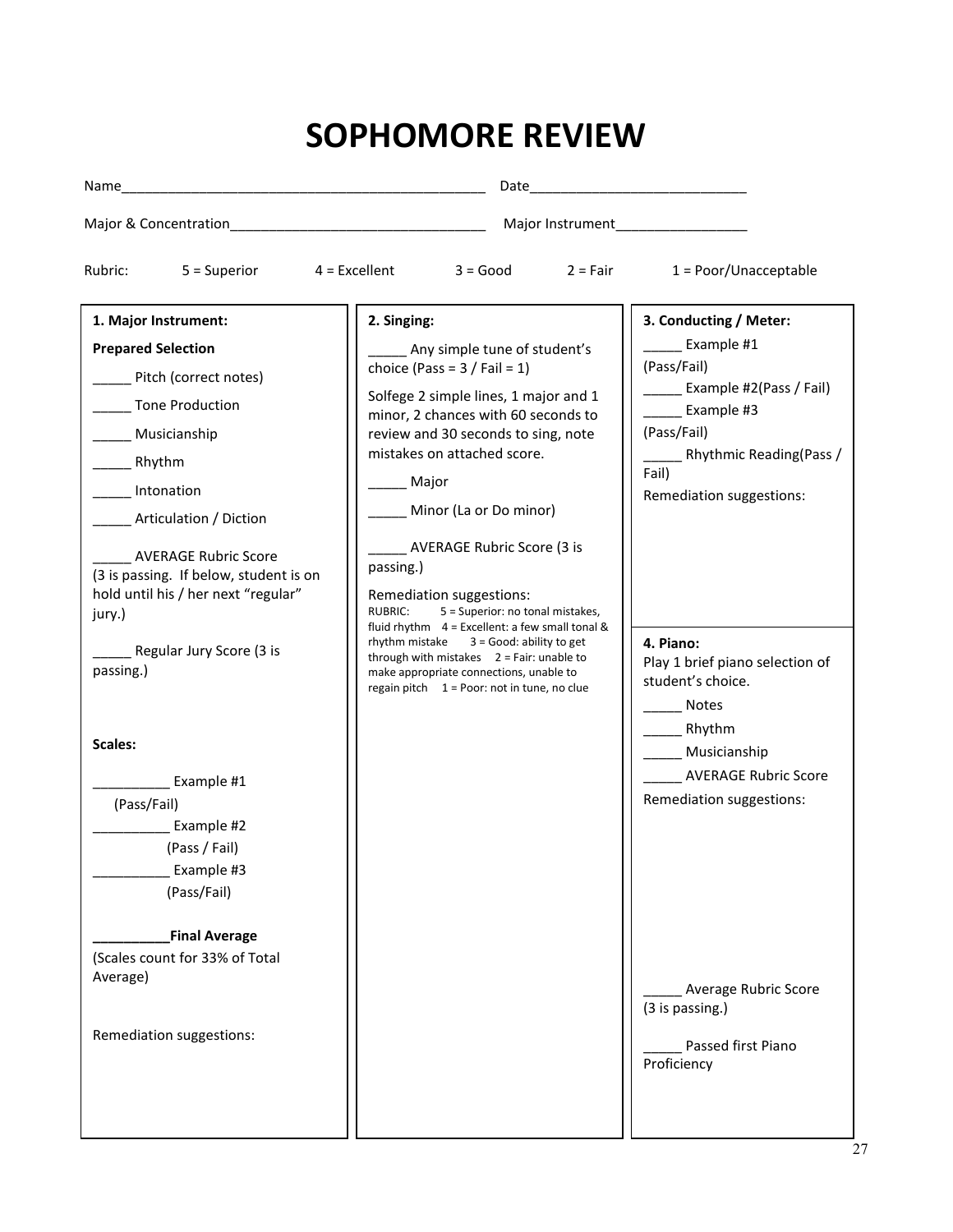# SOPHOMORE REVIEW

Name_______________________________________________ Date___________________________

Major & Concentration_________________________________ Major Instrument_________________

Rubric: 5 = Superior 4 = Excellent 3 = Good 2 = Fair 1 = Poor/Unacceptable

**1. Major Instrument:**

**Prepared Selection**

_____ Pitch (correct notes)

_____ Tone Production

_____ Musicianship

_____ Rhythm

_____ Intonation

_____ Articulation / Diction

_____ AVERAGE Rubric Score
(3 is passing. If below, student is on hold until his / her next "regular" jury.)

_____ Regular Jury Score (3 is passing.)

**Scales:**

__________ Example #1 (Pass/Fail)

__________ Example #2 (Pass / Fail)

__________ Example #3 (Pass/Fail)

**__________Final Average**
(Scales count for 33% of Total Average)

Remediation suggestions:

**2. Singing:**

_____ Any simple tune of student's choice (Pass = 3 / Fail = 1)

Solfege 2 simple lines, 1 major and 1 minor, 2 chances with 60 seconds to review and 30 seconds to sing, note mistakes on attached score.

_____ Major

_____ Minor (La or Do minor)

_____ AVERAGE Rubric Score (3 is passing.)

Remediation suggestions:

RUBRIC: 5 = Superior: no tonal mistakes, fluid rhythm 4 = Excellent: a few small tonal & rhythm mistake 3 = Good: ability to get through with mistakes 2 = Fair: unable to make appropriate connections, unable to regain pitch 1 = Poor: not in tune, no clue

**3. Conducting / Meter:**

_____ Example #1 (Pass/Fail)

_____ Example #2(Pass / Fail)

_____ Example #3 (Pass/Fail)

_____ Rhythmic Reading(Pass / Fail)

Remediation suggestions:

**4. Piano:**
Play 1 brief piano selection of student's choice.

_____ Notes

_____ Rhythm

_____ Musicianship

_____ AVERAGE Rubric Score

Remediation suggestions:

_____ Average Rubric Score (3 is passing.)

_____ Passed first Piano Proficiency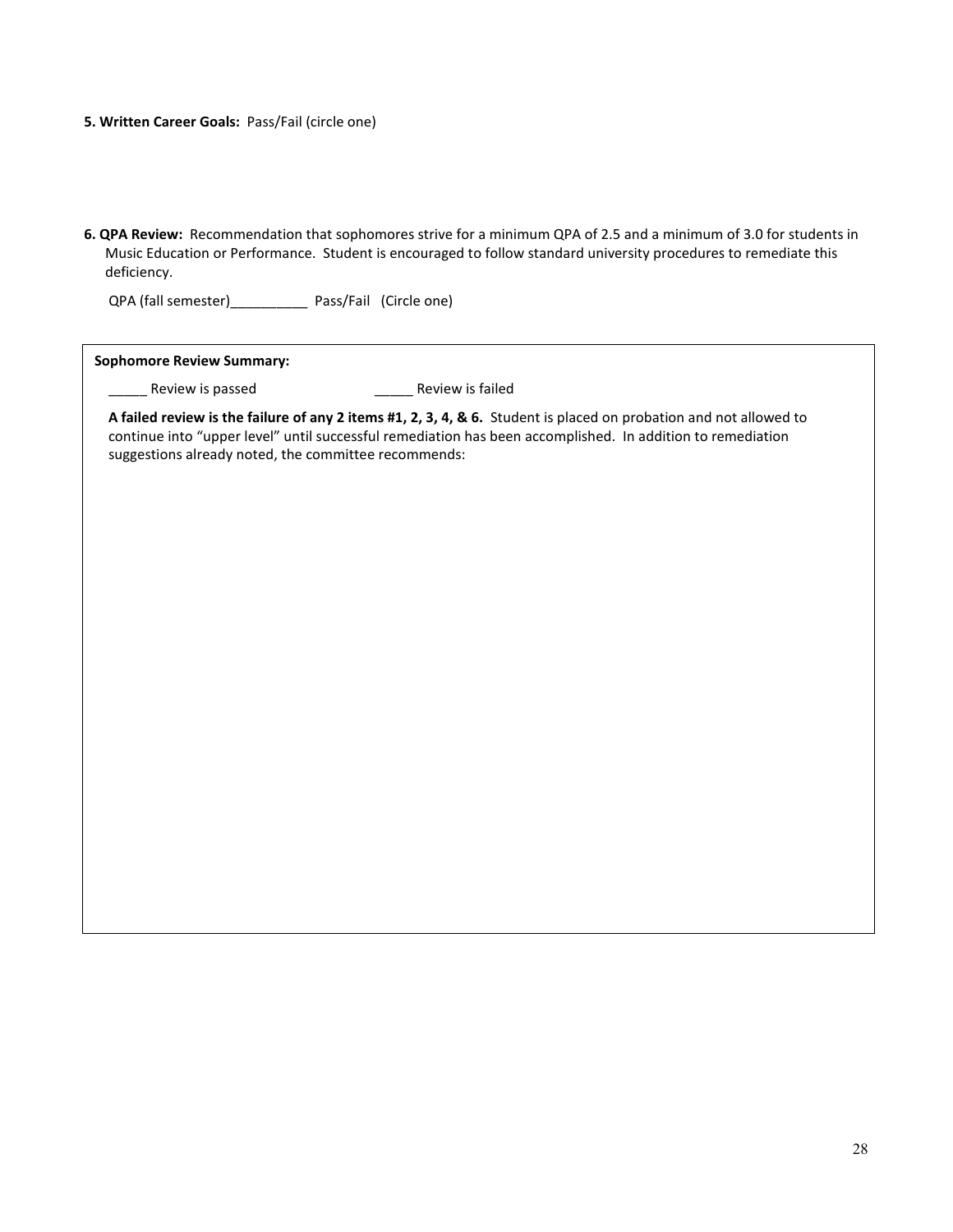**5. Written Career Goals:** Pass/Fail (circle one)

**6. QPA Review:** Recommendation that sophomores strive for a minimum QPA of 2.5 and a minimum of 3.0 for students in Music Education or Performance. Student is encouraged to follow standard university procedures to remediate this deficiency.

QPA (fall semester)__________ Pass/Fail (Circle one)

**Sophomore Review Summary:**

_____ Review is passed

_____ Review is failed

**A failed review is the failure of any 2 items #1, 2, 3, 4, & 6.** Student is placed on probation and not allowed to continue into "upper level" until successful remediation has been accomplished. In addition to remediation suggestions already noted, the committee recommends: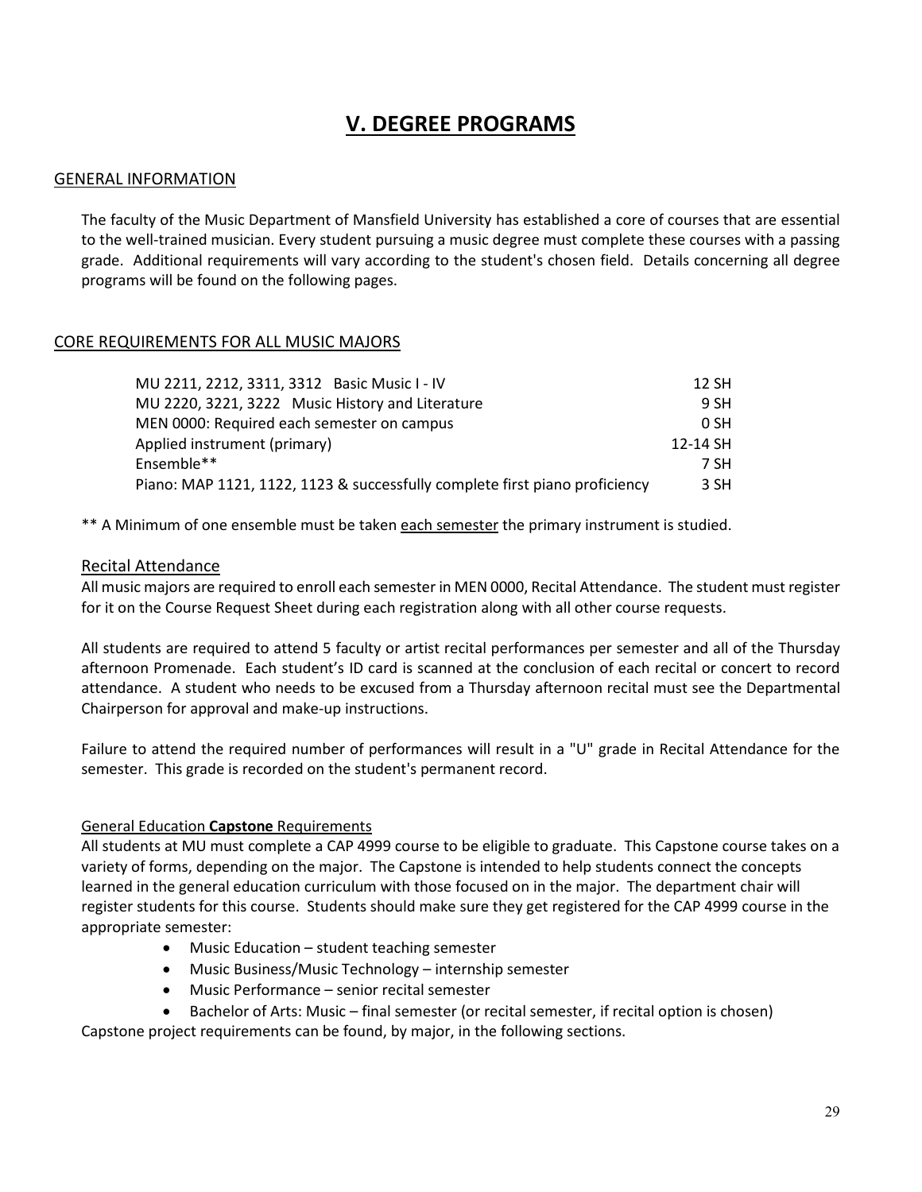# V. DEGREE PROGRAMS

## GENERAL INFORMATION

The faculty of the Music Department of Mansfield University has established a core of courses that are essential to the well-trained musician. Every student pursuing a music degree must complete these courses with a passing grade. Additional requirements will vary according to the student's chosen field. Details concerning all degree programs will be found on the following pages.

## CORE REQUIREMENTS FOR ALL MUSIC MAJORS

| Course | SH |
|---|---|
| MU 2211, 2212, 3311, 3312 Basic Music I - IV | 12 SH |
| MU 2220, 3221, 3222 Music History and Literature | 9 SH |
| MEN 0000: Required each semester on campus | 0 SH |
| Applied instrument (primary) | 12-14 SH |
| Ensemble** | 7 SH |
| Piano: MAP 1121, 1122, 1123 & successfully complete first piano proficiency | 3 SH |

** A Minimum of one ensemble must be taken each semester the primary instrument is studied.

### Recital Attendance

All music majors are required to enroll each semester in MEN 0000, Recital Attendance. The student must register for it on the Course Request Sheet during each registration along with all other course requests.

All students are required to attend 5 faculty or artist recital performances per semester and all of the Thursday afternoon Promenade. Each student's ID card is scanned at the conclusion of each recital or concert to record attendance. A student who needs to be excused from a Thursday afternoon recital must see the Departmental Chairperson for approval and make-up instructions.

Failure to attend the required number of performances will result in a "U" grade in Recital Attendance for the semester. This grade is recorded on the student's permanent record.

### General Education **Capstone** Requirements

All students at MU must complete a CAP 4999 course to be eligible to graduate. This Capstone course takes on a variety of forms, depending on the major. The Capstone is intended to help students connect the concepts learned in the general education curriculum with those focused on in the major. The department chair will register students for this course. Students should make sure they get registered for the CAP 4999 course in the appropriate semester:

- Music Education – student teaching semester
- Music Business/Music Technology – internship semester
- Music Performance – senior recital semester
- Bachelor of Arts: Music – final semester (or recital semester, if recital option is chosen)

Capstone project requirements can be found, by major, in the following sections.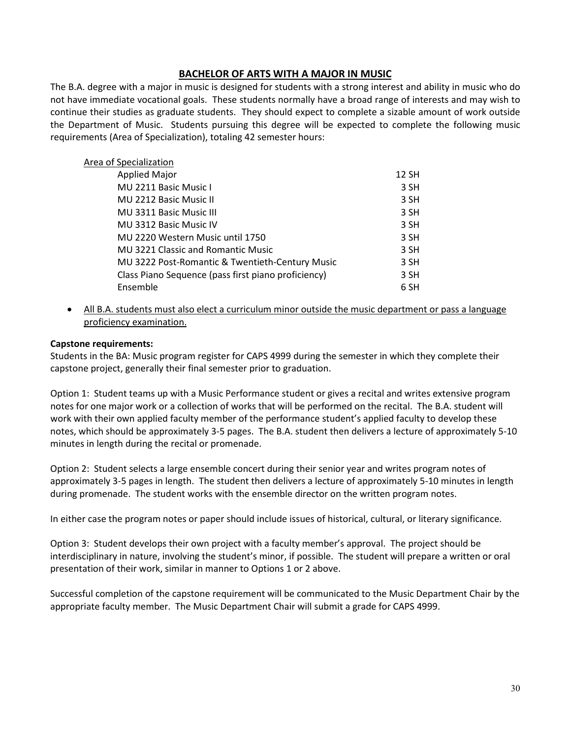## BACHELOR OF ARTS WITH A MAJOR IN MUSIC

The B.A. degree with a major in music is designed for students with a strong interest and ability in music who do not have immediate vocational goals. These students normally have a broad range of interests and may wish to continue their studies as graduate students. They should expect to complete a sizable amount of work outside the Department of Music. Students pursuing this degree will be expected to complete the following music requirements (Area of Specialization), totaling 42 semester hours:

| Area of Specialization | |
|---|---|
| Applied Major | 12 SH |
| MU 2211 Basic Music I | 3 SH |
| MU 2212 Basic Music II | 3 SH |
| MU 3311 Basic Music III | 3 SH |
| MU 3312 Basic Music IV | 3 SH |
| MU 2220 Western Music until 1750 | 3 SH |
| MU 3221 Classic and Romantic Music | 3 SH |
| MU 3222 Post-Romantic & Twentieth-Century Music | 3 SH |
| Class Piano Sequence (pass first piano proficiency) | 3 SH |
| Ensemble | 6 SH |

- <u>All B.A. students must also elect a curriculum minor outside the music department or pass a language proficiency examination.</u>

**Capstone requirements:**

Students in the BA: Music program register for CAPS 4999 during the semester in which they complete their capstone project, generally their final semester prior to graduation.

Option 1: Student teams up with a Music Performance student or gives a recital and writes extensive program notes for one major work or a collection of works that will be performed on the recital. The B.A. student will work with their own applied faculty member of the performance student's applied faculty to develop these notes, which should be approximately 3-5 pages. The B.A. student then delivers a lecture of approximately 5-10 minutes in length during the recital or promenade.

Option 2: Student selects a large ensemble concert during their senior year and writes program notes of approximately 3-5 pages in length. The student then delivers a lecture of approximately 5-10 minutes in length during promenade. The student works with the ensemble director on the written program notes.

In either case the program notes or paper should include issues of historical, cultural, or literary significance.

Option 3: Student develops their own project with a faculty member's approval. The project should be interdisciplinary in nature, involving the student's minor, if possible. The student will prepare a written or oral presentation of their work, similar in manner to Options 1 or 2 above.

Successful completion of the capstone requirement will be communicated to the Music Department Chair by the appropriate faculty member. The Music Department Chair will submit a grade for CAPS 4999.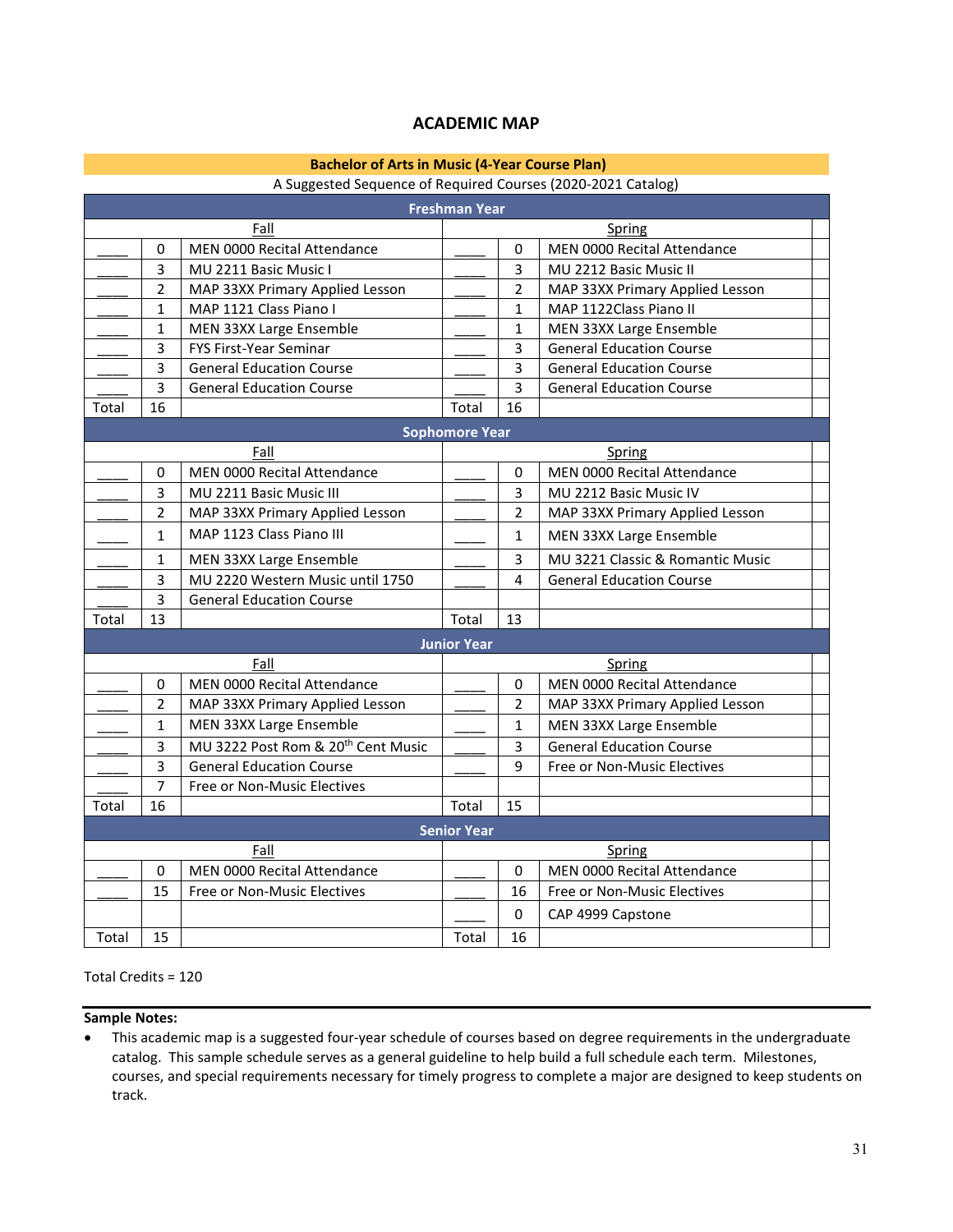## ACADEMIC MAP

| Bachelor of Arts in Music (4-Year Course Plan) | | | | | | |
|---|---|---|---|---|---|---|
| A Suggested Sequence of Required Courses (2020-2021 Catalog) | | | | | | |
| **Freshman Year** | | | | | | |
| | | Fall | | | Spring | |
| ____ | 0 | MEN 0000 Recital Attendance | ____ | 0 | MEN 0000 Recital Attendance | |
| ____ | 3 | MU 2211 Basic Music I | ____ | 3 | MU 2212 Basic Music II | |
| ____ | 2 | MAP 33XX Primary Applied Lesson | ____ | 2 | MAP 33XX Primary Applied Lesson | |
| ____ | 1 | MAP 1121 Class Piano I | ____ | 1 | MAP 1122Class Piano II | |
| ____ | 1 | MEN 33XX Large Ensemble | ____ | 1 | MEN 33XX Large Ensemble | |
| ____ | 3 | FYS First-Year Seminar | ____ | 3 | General Education Course | |
| ____ | 3 | General Education Course | ____ | 3 | General Education Course | |
| ____ | 3 | General Education Course | ____ | 3 | General Education Course | |
| Total | 16 | | Total | 16 | | |
| **Sophomore Year** | | | | | | |
| | | Fall | | | Spring | |
| ____ | 0 | MEN 0000 Recital Attendance | ____ | 0 | MEN 0000 Recital Attendance | |
| ____ | 3 | MU 2211 Basic Music III | ____ | 3 | MU 2212 Basic Music IV | |
| ____ | 2 | MAP 33XX Primary Applied Lesson | ____ | 2 | MAP 33XX Primary Applied Lesson | |
| ____ | 1 | MAP 1123 Class Piano III | ____ | 1 | MEN 33XX Large Ensemble | |
| ____ | 1 | MEN 33XX Large Ensemble | ____ | 3 | MU 3221 Classic & Romantic Music | |
| ____ | 3 | MU 2220 Western Music until 1750 | ____ | 4 | General Education Course | |
| ____ | 3 | General Education Course | | | | |
| Total | 13 | | Total | 13 | | |
| **Junior Year** | | | | | | |
| | | Fall | | | Spring | |
| ____ | 0 | MEN 0000 Recital Attendance | ____ | 0 | MEN 0000 Recital Attendance | |
| ____ | 2 | MAP 33XX Primary Applied Lesson | ____ | 2 | MAP 33XX Primary Applied Lesson | |
| ____ | 1 | MEN 33XX Large Ensemble | ____ | 1 | MEN 33XX Large Ensemble | |
| ____ | 3 | MU 3222 Post Rom & 20th Cent Music | ____ | 3 | General Education Course | |
| ____ | 3 | General Education Course | ____ | 9 | Free or Non-Music Electives | |
| ____ | 7 | Free or Non-Music Electives | | | | |
| Total | 16 | | Total | 15 | | |
| **Senior Year** | | | | | | |
| | | Fall | | | Spring | |
| ____ | 0 | MEN 0000 Recital Attendance | ____ | 0 | MEN 0000 Recital Attendance | |
| ____ | 15 | Free or Non-Music Electives | ____ | 16 | Free or Non-Music Electives | |
| | | | ____ | 0 | CAP 4999 Capstone | |
| Total | 15 | | Total | 16 | | |

Total Credits = 120

**Sample Notes:**

- This academic map is a suggested four-year schedule of courses based on degree requirements in the undergraduate catalog. This sample schedule serves as a general guideline to help build a full schedule each term. Milestones, courses, and special requirements necessary for timely progress to complete a major are designed to keep students on track.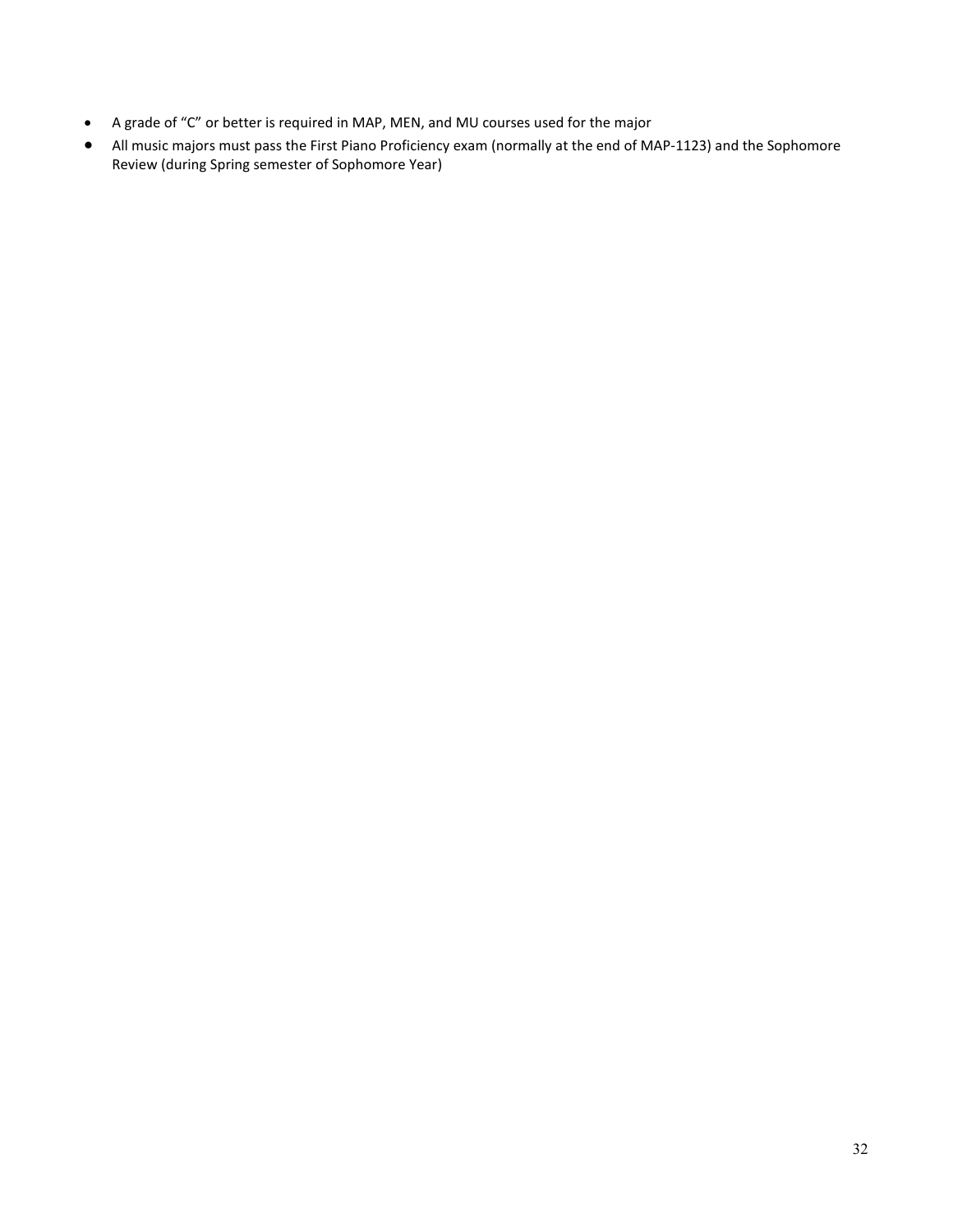- A grade of "C" or better is required in MAP, MEN, and MU courses used for the major
- All music majors must pass the First Piano Proficiency exam (normally at the end of MAP-1123) and the Sophomore Review (during Spring semester of Sophomore Year)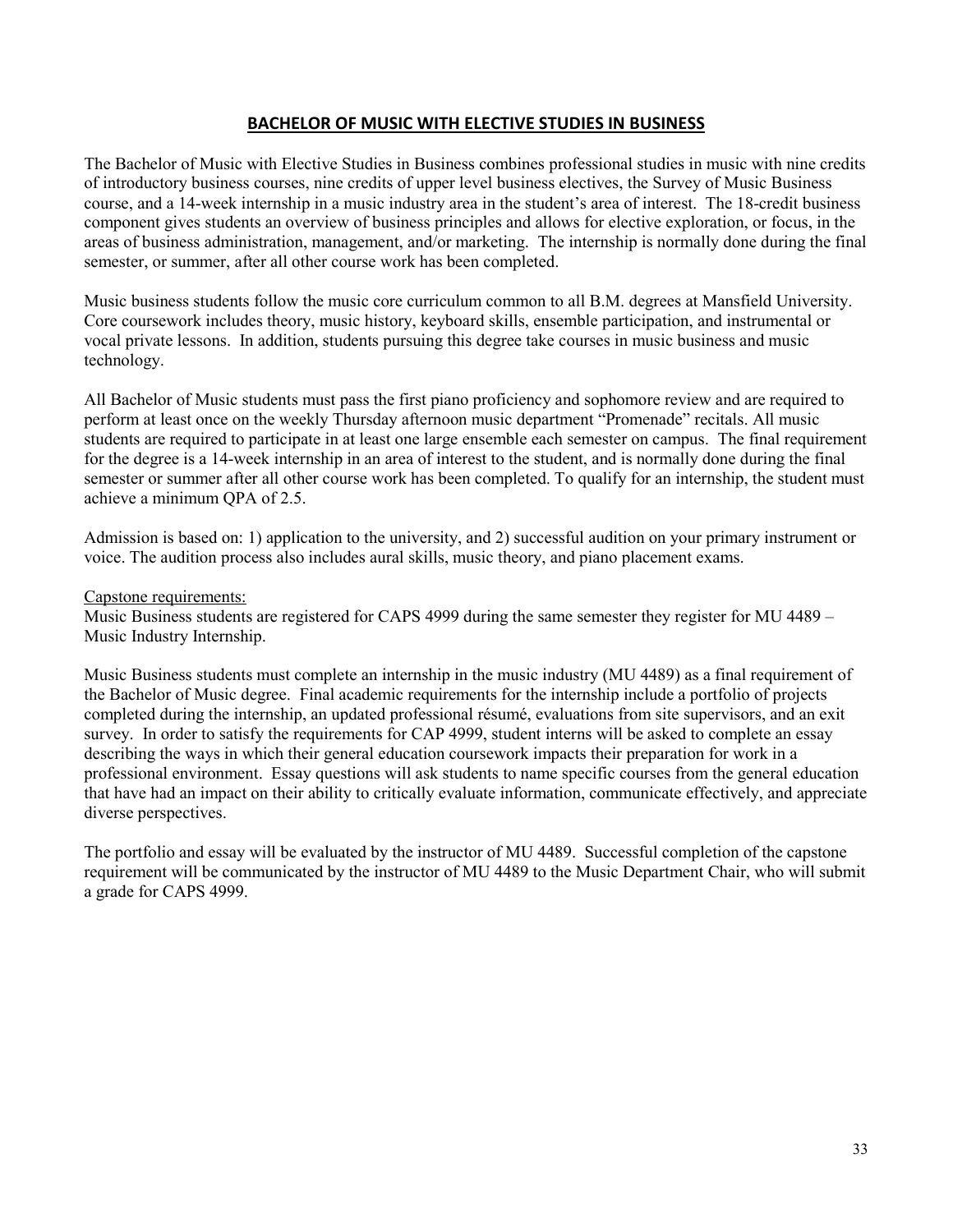## BACHELOR OF MUSIC WITH ELECTIVE STUDIES IN BUSINESS

The Bachelor of Music with Elective Studies in Business combines professional studies in music with nine credits of introductory business courses, nine credits of upper level business electives, the Survey of Music Business course, and a 14-week internship in a music industry area in the student's area of interest. The 18-credit business component gives students an overview of business principles and allows for elective exploration, or focus, in the areas of business administration, management, and/or marketing. The internship is normally done during the final semester, or summer, after all other course work has been completed.

Music business students follow the music core curriculum common to all B.M. degrees at Mansfield University. Core coursework includes theory, music history, keyboard skills, ensemble participation, and instrumental or vocal private lessons. In addition, students pursuing this degree take courses in music business and music technology.

All Bachelor of Music students must pass the first piano proficiency and sophomore review and are required to perform at least once on the weekly Thursday afternoon music department "Promenade" recitals. All music students are required to participate in at least one large ensemble each semester on campus. The final requirement for the degree is a 14-week internship in an area of interest to the student, and is normally done during the final semester or summer after all other course work has been completed. To qualify for an internship, the student must achieve a minimum QPA of 2.5.

Admission is based on: 1) application to the university, and 2) successful audition on your primary instrument or voice. The audition process also includes aural skills, music theory, and piano placement exams.

Capstone requirements:

Music Business students are registered for CAPS 4999 during the same semester they register for MU 4489 – Music Industry Internship.

Music Business students must complete an internship in the music industry (MU 4489) as a final requirement of the Bachelor of Music degree. Final academic requirements for the internship include a portfolio of projects completed during the internship, an updated professional résumé, evaluations from site supervisors, and an exit survey. In order to satisfy the requirements for CAP 4999, student interns will be asked to complete an essay describing the ways in which their general education coursework impacts their preparation for work in a professional environment. Essay questions will ask students to name specific courses from the general education that have had an impact on their ability to critically evaluate information, communicate effectively, and appreciate diverse perspectives.

The portfolio and essay will be evaluated by the instructor of MU 4489. Successful completion of the capstone requirement will be communicated by the instructor of MU 4489 to the Music Department Chair, who will submit a grade for CAPS 4999.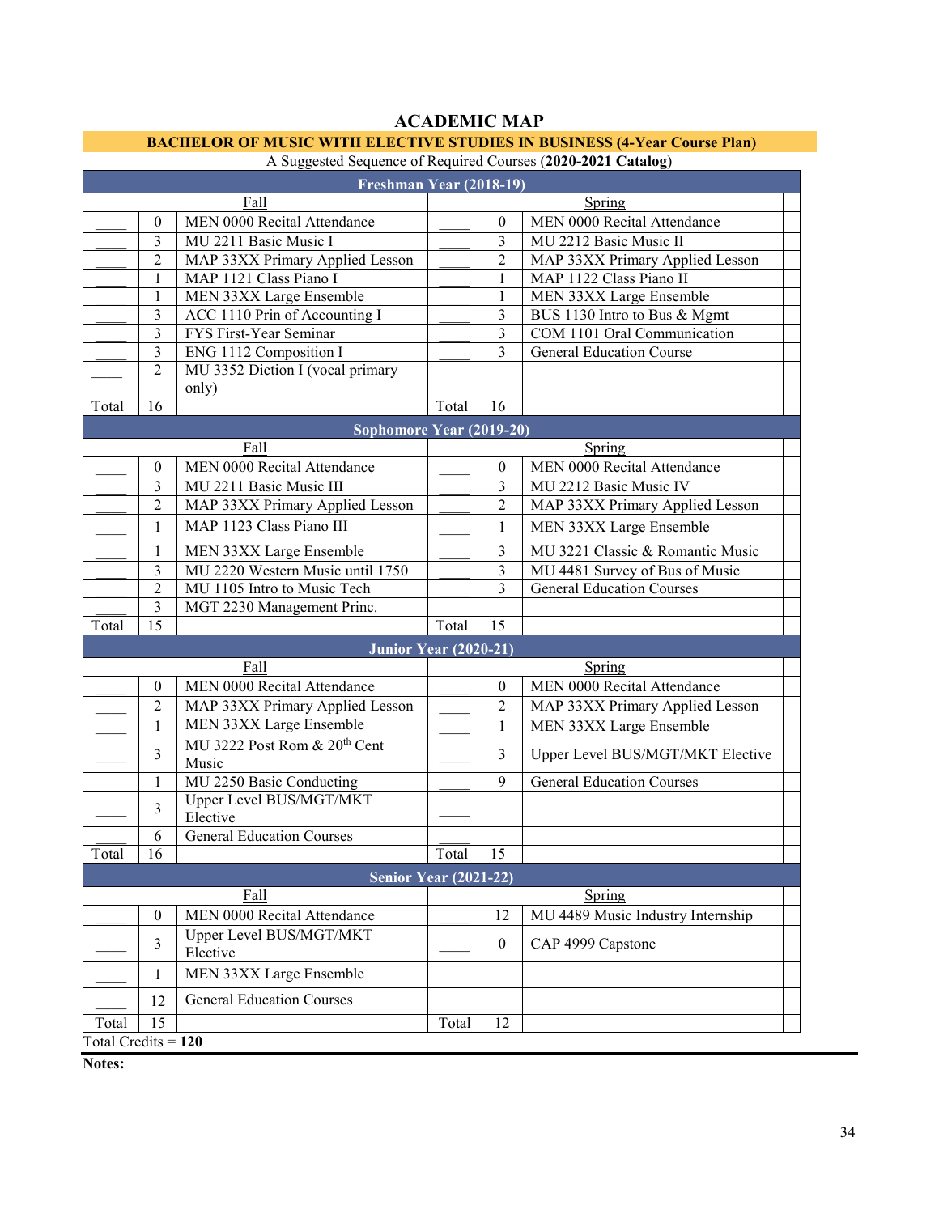# ACADEMIC MAP

**BACHELOR OF MUSIC WITH ELECTIVE STUDIES IN BUSINESS (4-Year Course Plan)**

A Suggested Sequence of Required Courses (**2020-2021 Catalog**)

| | | **Freshman Year (2018-19)** | | | | |
|---|---|---|---|---|---|---|
| | | Fall | | | Spring | |
| ____ | 0 | MEN 0000 Recital Attendance | ____ | 0 | MEN 0000 Recital Attendance | |
| ____ | 3 | MU 2211 Basic Music I | ____ | 3 | MU 2212 Basic Music II | |
| ____ | 2 | MAP 33XX Primary Applied Lesson | ____ | 2 | MAP 33XX Primary Applied Lesson | |
| ____ | 1 | MAP 1121 Class Piano I | ____ | 1 | MAP 1122 Class Piano II | |
| ____ | 1 | MEN 33XX Large Ensemble | ____ | 1 | MEN 33XX Large Ensemble | |
| ____ | 3 | ACC 1110 Prin of Accounting I | ____ | 3 | BUS 1130 Intro to Bus & Mgmt | |
| ____ | 3 | FYS First-Year Seminar | ____ | 3 | COM 1101 Oral Communication | |
| ____ | 3 | ENG 1112 Composition I | ____ | 3 | General Education Course | |
| ____ | 2 | MU 3352 Diction I (vocal primary only) | | | | |
| Total | 16 | | Total | 16 | | |
| | | **Sophomore Year (2019-20)** | | | | |
| | | Fall | | | Spring | |
| ____ | 0 | MEN 0000 Recital Attendance | ____ | 0 | MEN 0000 Recital Attendance | |
| ____ | 3 | MU 2211 Basic Music III | ____ | 3 | MU 2212 Basic Music IV | |
| ____ | 2 | MAP 33XX Primary Applied Lesson | ____ | 2 | MAP 33XX Primary Applied Lesson | |
| ____ | 1 | MAP 1123 Class Piano III | ____ | 1 | MEN 33XX Large Ensemble | |
| ____ | 1 | MEN 33XX Large Ensemble | ____ | 3 | MU 3221 Classic & Romantic Music | |
| ____ | 3 | MU 2220 Western Music until 1750 | ____ | 3 | MU 4481 Survey of Bus of Music | |
| ____ | 2 | MU 1105 Intro to Music Tech | ____ | 3 | General Education Courses | |
| ____ | 3 | MGT 2230 Management Princ. | | | | |
| Total | 15 | | Total | 15 | | |
| | | **Junior Year (2020-21)** | | | | |
| | | Fall | | | Spring | |
| ____ | 0 | MEN 0000 Recital Attendance | ____ | 0 | MEN 0000 Recital Attendance | |
| ____ | 2 | MAP 33XX Primary Applied Lesson | ____ | 2 | MAP 33XX Primary Applied Lesson | |
| ____ | 1 | MEN 33XX Large Ensemble | ____ | 1 | MEN 33XX Large Ensemble | |
| ____ | 3 | MU 3222 Post Rom & 20th Cent Music | ____ | 3 | Upper Level BUS/MGT/MKT Elective | |
| | 1 | MU 2250 Basic Conducting | ____ | 9 | General Education Courses | |
| ____ | 3 | Upper Level BUS/MGT/MKT Elective | ____ | | | |
| ____ | 6 | General Education Courses | ____ | | | |
| Total | 16 | | Total | 15 | | |
| | | **Senior Year (2021-22)** | | | | |
| | | Fall | | | Spring | |
| ____ | 0 | MEN 0000 Recital Attendance | ____ | 12 | MU 4489 Music Industry Internship | |
| ____ | 3 | Upper Level BUS/MGT/MKT Elective | ____ | 0 | CAP 4999 Capstone | |
| ____ | 1 | MEN 33XX Large Ensemble | | | | |
| ____ | 12 | General Education Courses | | | | |
| Total | 15 | | Total | 12 | | |

Total Credits = **120**

**Notes:**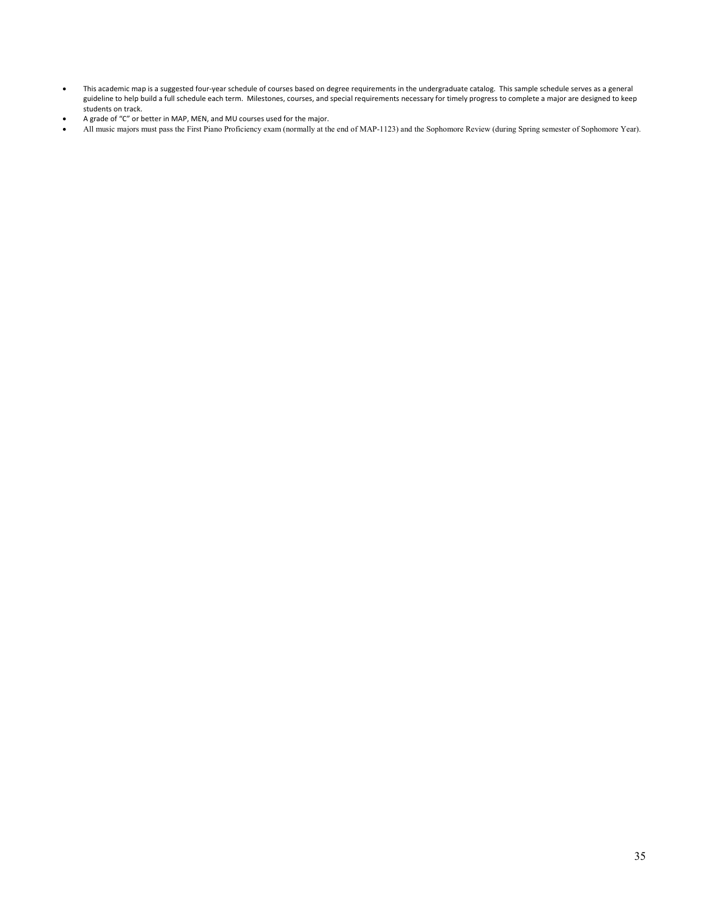- This academic map is a suggested four-year schedule of courses based on degree requirements in the undergraduate catalog. This sample schedule serves as a general guideline to help build a full schedule each term. Milestones, courses, and special requirements necessary for timely progress to complete a major are designed to keep students on track.
- A grade of "C" or better in MAP, MEN, and MU courses used for the major.
- All music majors must pass the First Piano Proficiency exam (normally at the end of MAP-1123) and the Sophomore Review (during Spring semester of Sophomore Year).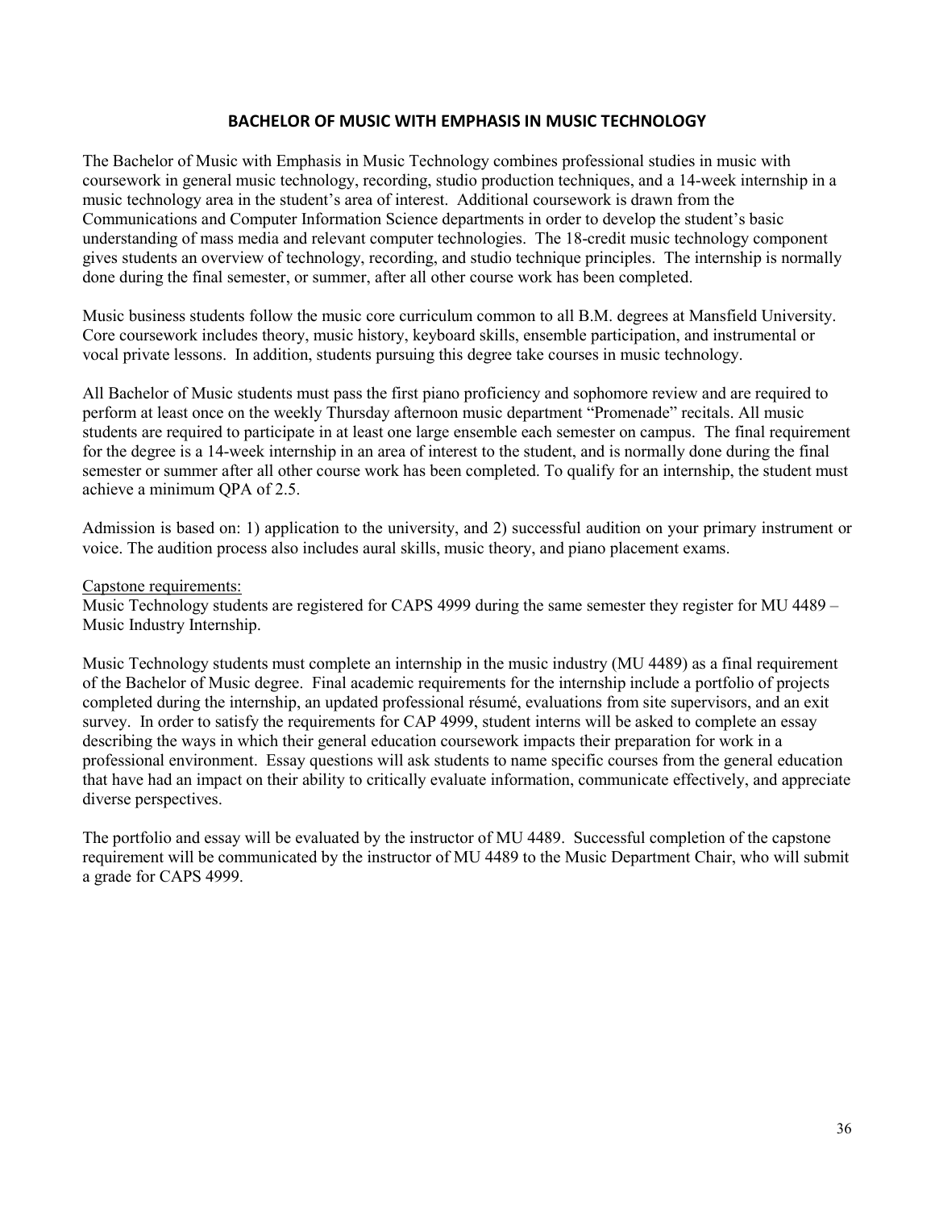## BACHELOR OF MUSIC WITH EMPHASIS IN MUSIC TECHNOLOGY

The Bachelor of Music with Emphasis in Music Technology combines professional studies in music with coursework in general music technology, recording, studio production techniques, and a 14-week internship in a music technology area in the student's area of interest. Additional coursework is drawn from the Communications and Computer Information Science departments in order to develop the student's basic understanding of mass media and relevant computer technologies. The 18-credit music technology component gives students an overview of technology, recording, and studio technique principles. The internship is normally done during the final semester, or summer, after all other course work has been completed.

Music business students follow the music core curriculum common to all B.M. degrees at Mansfield University. Core coursework includes theory, music history, keyboard skills, ensemble participation, and instrumental or vocal private lessons. In addition, students pursuing this degree take courses in music technology.

All Bachelor of Music students must pass the first piano proficiency and sophomore review and are required to perform at least once on the weekly Thursday afternoon music department "Promenade" recitals. All music students are required to participate in at least one large ensemble each semester on campus. The final requirement for the degree is a 14-week internship in an area of interest to the student, and is normally done during the final semester or summer after all other course work has been completed. To qualify for an internship, the student must achieve a minimum QPA of 2.5.

Admission is based on: 1) application to the university, and 2) successful audition on your primary instrument or voice. The audition process also includes aural skills, music theory, and piano placement exams.

Capstone requirements:

Music Technology students are registered for CAPS 4999 during the same semester they register for MU 4489 – Music Industry Internship.

Music Technology students must complete an internship in the music industry (MU 4489) as a final requirement of the Bachelor of Music degree. Final academic requirements for the internship include a portfolio of projects completed during the internship, an updated professional résumé, evaluations from site supervisors, and an exit survey. In order to satisfy the requirements for CAP 4999, student interns will be asked to complete an essay describing the ways in which their general education coursework impacts their preparation for work in a professional environment. Essay questions will ask students to name specific courses from the general education that have had an impact on their ability to critically evaluate information, communicate effectively, and appreciate diverse perspectives.

The portfolio and essay will be evaluated by the instructor of MU 4489. Successful completion of the capstone requirement will be communicated by the instructor of MU 4489 to the Music Department Chair, who will submit a grade for CAPS 4999.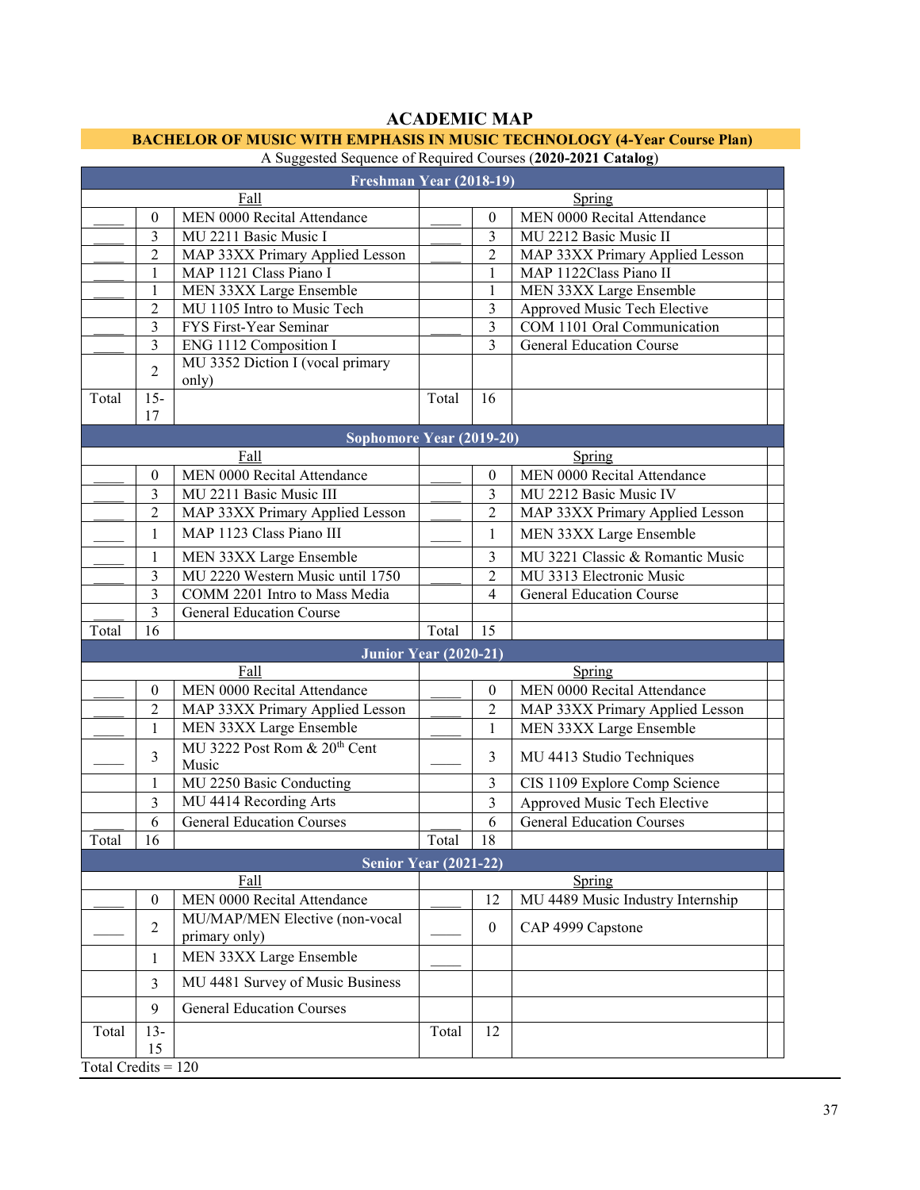# ACADEMIC MAP

## BACHELOR OF MUSIC WITH EMPHASIS IN MUSIC TECHNOLOGY (4-Year Course Plan)

A Suggested Sequence of Required Courses (**2020-2021 Catalog**)

| | | Freshman Year (2018-19) | | | |
|---|---|---|---|---|---|
| | | Fall | | | Spring |
| ____ | 0 | MEN 0000 Recital Attendance | ____ | 0 | MEN 0000 Recital Attendance |
| ____ | 3 | MU 2211 Basic Music I | ____ | 3 | MU 2212 Basic Music II |
| ____ | 2 | MAP 33XX Primary Applied Lesson | ____ | 2 | MAP 33XX Primary Applied Lesson |
| ____ | 1 | MAP 1121 Class Piano I | | 1 | MAP 1122Class Piano II |
| ____ | 1 | MEN 33XX Large Ensemble | | 1 | MEN 33XX Large Ensemble |
| ____ | 2 | MU 1105 Intro to Music Tech | | 3 | Approved Music Tech Elective |
| ____ | 3 | FYS First-Year Seminar | ____ | 3 | COM 1101 Oral Communication |
| ____ | 3 | ENG 1112 Composition I | | 3 | General Education Course |
| | 2 | MU 3352 Diction I (vocal primary only) | | | |
| Total | 15-17 | | Total | 16 | |

| | | Sophomore Year (2019-20) | | | |
|---|---|---|---|---|---|
| | | Fall | | | Spring |
| ____ | 0 | MEN 0000 Recital Attendance | ____ | 0 | MEN 0000 Recital Attendance |
| ____ | 3 | MU 2211 Basic Music III | ____ | 3 | MU 2212 Basic Music IV |
| ____ | 2 | MAP 33XX Primary Applied Lesson | ____ | 2 | MAP 33XX Primary Applied Lesson |
| ____ | 1 | MAP 1123 Class Piano III | ____ | 1 | MEN 33XX Large Ensemble |
| ____ | 1 | MEN 33XX Large Ensemble | | 3 | MU 3221 Classic & Romantic Music |
| ____ | 3 | MU 2220 Western Music until 1750 | ____ | 2 | MU 3313 Electronic Music |
| | 3 | COMM 2201 Intro to Mass Media | | 4 | General Education Course |
| ____ | 3 | General Education Course | | | |
| Total | 16 | | Total | 15 | |

| | | Junior Year (2020-21) | | | |
|---|---|---|---|---|---|
| | | Fall | | | Spring |
| ____ | 0 | MEN 0000 Recital Attendance | ____ | 0 | MEN 0000 Recital Attendance |
| ____ | 2 | MAP 33XX Primary Applied Lesson | ____ | 2 | MAP 33XX Primary Applied Lesson |
| ____ | 1 | MEN 33XX Large Ensemble | ____ | 1 | MEN 33XX Large Ensemble |
| ____ | 3 | MU 3222 Post Rom & 20th Cent Music | ____ | 3 | MU 4413 Studio Techniques |
| | 1 | MU 2250 Basic Conducting | | 3 | CIS 1109 Explore Comp Science |
| | 3 | MU 4414 Recording Arts | | 3 | Approved Music Tech Elective |
| ____ | 6 | General Education Courses | ____ | 6 | General Education Courses |
| Total | 16 | | Total | 18 | |

| | | Senior Year (2021-22) | | | |
|---|---|---|---|---|---|
| | | Fall | | | Spring |
| ____ | 0 | MEN 0000 Recital Attendance | ____ | 12 | MU 4489 Music Industry Internship |
| ____ | 2 | MU/MAP/MEN Elective (non-vocal primary only) | ____ | 0 | CAP 4999 Capstone |
| | 1 | MEN 33XX Large Ensemble | ____ | | |
| | 3 | MU 4481 Survey of Music Business | | | |
| | 9 | General Education Courses | | | |
| Total | 13-15 | | Total | 12 | |

Total Credits = 120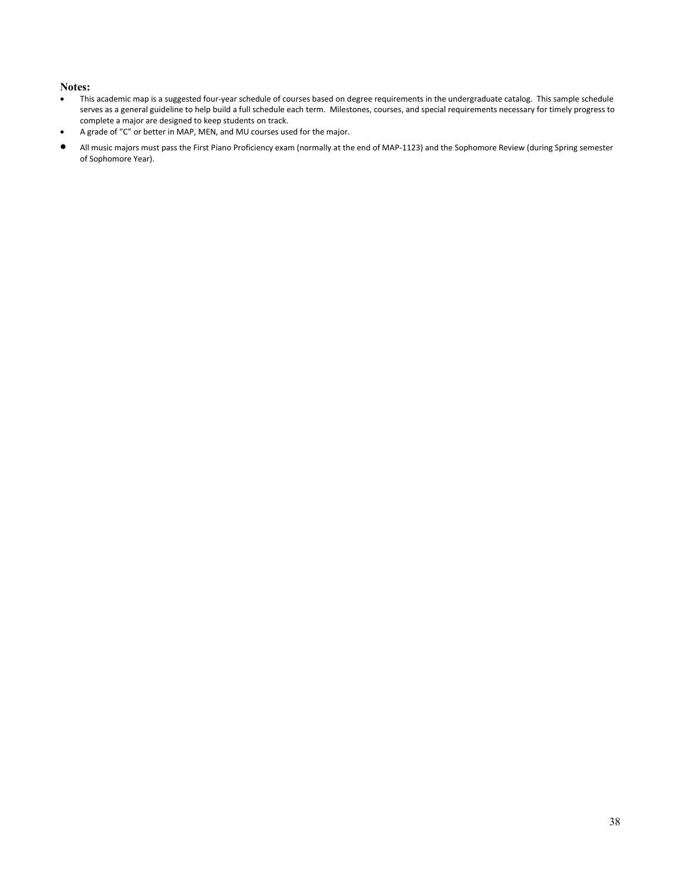**Notes:**

- This academic map is a suggested four-year schedule of courses based on degree requirements in the undergraduate catalog. This sample schedule serves as a general guideline to help build a full schedule each term. Milestones, courses, and special requirements necessary for timely progress to complete a major are designed to keep students on track.
- A grade of "C" or better in MAP, MEN, and MU courses used for the major.
- All music majors must pass the First Piano Proficiency exam (normally at the end of MAP-1123) and the Sophomore Review (during Spring semester of Sophomore Year).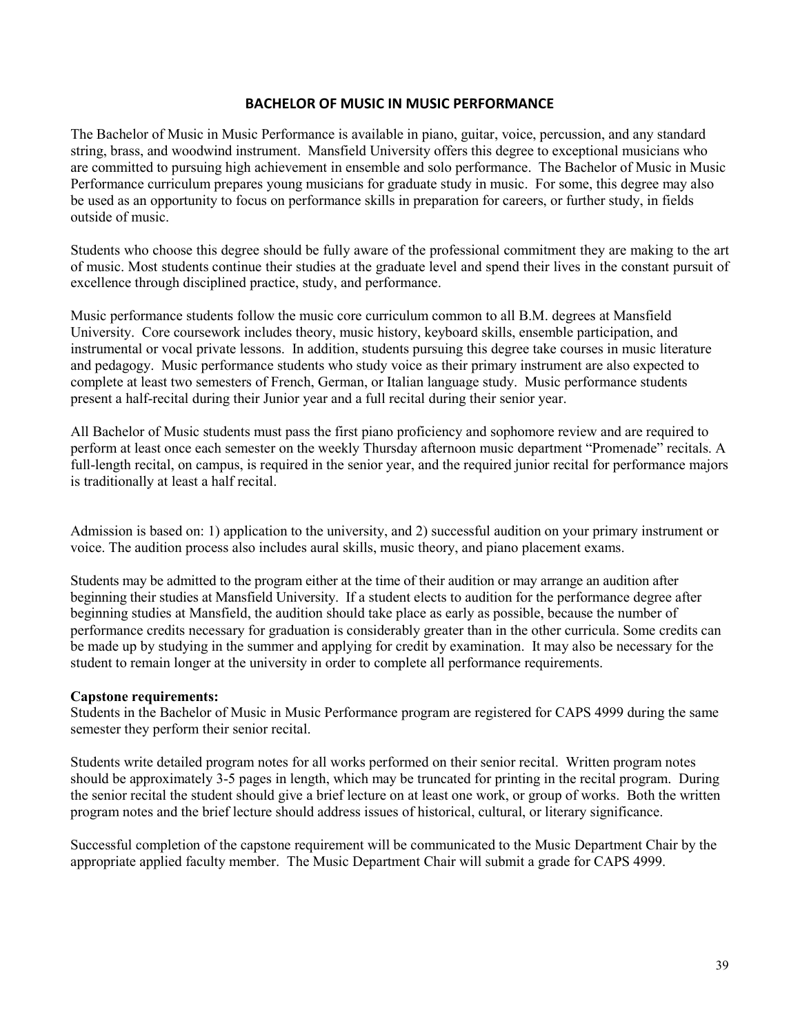## BACHELOR OF MUSIC IN MUSIC PERFORMANCE

The Bachelor of Music in Music Performance is available in piano, guitar, voice, percussion, and any standard string, brass, and woodwind instrument. Mansfield University offers this degree to exceptional musicians who are committed to pursuing high achievement in ensemble and solo performance. The Bachelor of Music in Music Performance curriculum prepares young musicians for graduate study in music. For some, this degree may also be used as an opportunity to focus on performance skills in preparation for careers, or further study, in fields outside of music.

Students who choose this degree should be fully aware of the professional commitment they are making to the art of music. Most students continue their studies at the graduate level and spend their lives in the constant pursuit of excellence through disciplined practice, study, and performance.

Music performance students follow the music core curriculum common to all B.M. degrees at Mansfield University. Core coursework includes theory, music history, keyboard skills, ensemble participation, and instrumental or vocal private lessons. In addition, students pursuing this degree take courses in music literature and pedagogy. Music performance students who study voice as their primary instrument are also expected to complete at least two semesters of French, German, or Italian language study. Music performance students present a half-recital during their Junior year and a full recital during their senior year.

All Bachelor of Music students must pass the first piano proficiency and sophomore review and are required to perform at least once each semester on the weekly Thursday afternoon music department "Promenade" recitals. A full-length recital, on campus, is required in the senior year, and the required junior recital for performance majors is traditionally at least a half recital.

Admission is based on: 1) application to the university, and 2) successful audition on your primary instrument or voice. The audition process also includes aural skills, music theory, and piano placement exams.

Students may be admitted to the program either at the time of their audition or may arrange an audition after beginning their studies at Mansfield University. If a student elects to audition for the performance degree after beginning studies at Mansfield, the audition should take place as early as possible, because the number of performance credits necessary for graduation is considerably greater than in the other curricula. Some credits can be made up by studying in the summer and applying for credit by examination. It may also be necessary for the student to remain longer at the university in order to complete all performance requirements.

**Capstone requirements:**
Students in the Bachelor of Music in Music Performance program are registered for CAPS 4999 during the same semester they perform their senior recital.

Students write detailed program notes for all works performed on their senior recital. Written program notes should be approximately 3-5 pages in length, which may be truncated for printing in the recital program. During the senior recital the student should give a brief lecture on at least one work, or group of works. Both the written program notes and the brief lecture should address issues of historical, cultural, or literary significance.

Successful completion of the capstone requirement will be communicated to the Music Department Chair by the appropriate applied faculty member. The Music Department Chair will submit a grade for CAPS 4999.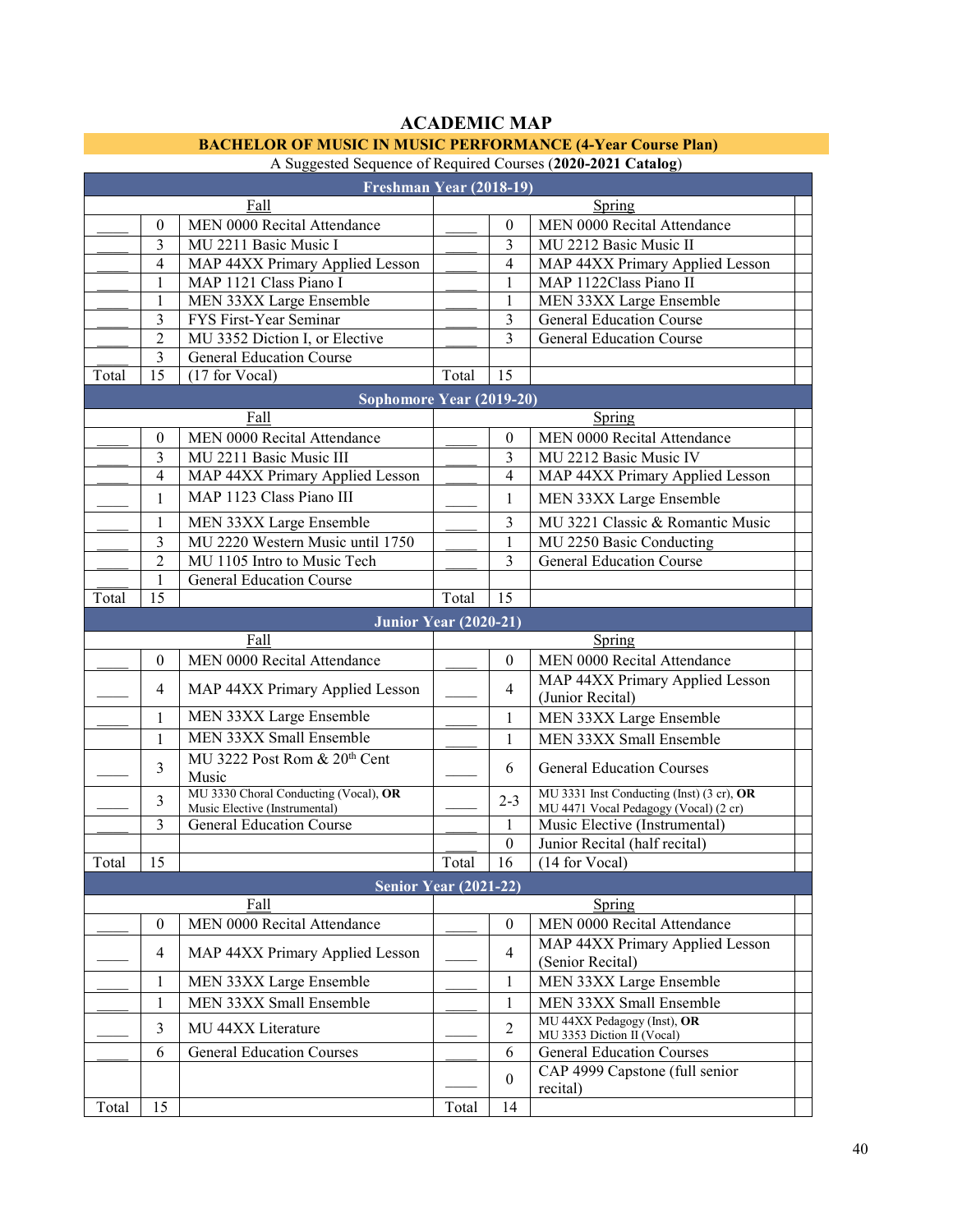# ACADEMIC MAP

## BACHELOR OF MUSIC IN MUSIC PERFORMANCE (4-Year Course Plan)

A Suggested Sequence of Required Courses (**2020-2021 Catalog**)

| | | | | | |
|---|---|---|---|---|---|
| **Freshman Year (2018-19)** | | | | | |
| | | Fall | | | Spring |
| ____ | 0 | MEN 0000 Recital Attendance | ____ | 0 | MEN 0000 Recital Attendance |
| ____ | 3 | MU 2211 Basic Music I | ____ | 3 | MU 2212 Basic Music II |
| ____ | 4 | MAP 44XX Primary Applied Lesson | ____ | 4 | MAP 44XX Primary Applied Lesson |
| ____ | 1 | MAP 1121 Class Piano I | ____ | 1 | MAP 1122Class Piano II |
| ____ | 1 | MEN 33XX Large Ensemble | ____ | 1 | MEN 33XX Large Ensemble |
| ____ | 3 | FYS First-Year Seminar | ____ | 3 | General Education Course |
| ____ | 2 | MU 3352 Diction I, or Elective | ____ | 3 | General Education Course |
| ____ | 3 | General Education Course | | | |
| Total | 15 | (17 for Vocal) | Total | 15 | |
| **Sophomore Year (2019-20)** | | | | | |
| | | Fall | | | Spring |
| ____ | 0 | MEN 0000 Recital Attendance | ____ | 0 | MEN 0000 Recital Attendance |
| ____ | 3 | MU 2211 Basic Music III | ____ | 3 | MU 2212 Basic Music IV |
| ____ | 4 | MAP 44XX Primary Applied Lesson | ____ | 4 | MAP 44XX Primary Applied Lesson |
| ____ | 1 | MAP 1123 Class Piano III | ____ | 1 | MEN 33XX Large Ensemble |
| ____ | 1 | MEN 33XX Large Ensemble | ____ | 3 | MU 3221 Classic & Romantic Music |
| ____ | 3 | MU 2220 Western Music until 1750 | ____ | 1 | MU 2250 Basic Conducting |
| ____ | 2 | MU 1105 Intro to Music Tech | ____ | 3 | General Education Course |
| ____ | 1 | General Education Course | | | |
| Total | 15 | | Total | 15 | |
| **Junior Year (2020-21)** | | | | | |
| | | Fall | | | Spring |
| ____ | 0 | MEN 0000 Recital Attendance | ____ | 0 | MEN 0000 Recital Attendance |
| ____ | 4 | MAP 44XX Primary Applied Lesson | ____ | 4 | MAP 44XX Primary Applied Lesson (Junior Recital) |
| ____ | 1 | MEN 33XX Large Ensemble | ____ | 1 | MEN 33XX Large Ensemble |
| | 1 | MEN 33XX Small Ensemble | ____ | 1 | MEN 33XX Small Ensemble |
| ____ | 3 | MU 3222 Post Rom & 20th Cent Music | ____ | 6 | General Education Courses |
| ____ | 3 | MU 3330 Choral Conducting (Vocal), **OR** Music Elective (Instrumental) | ____ | 2-3 | MU 3331 Inst Conducting (Inst) (3 cr), **OR** MU 4471 Vocal Pedagogy (Vocal) (2 cr) |
| ____ | 3 | General Education Course | ____ | 1 | Music Elective (Instrumental) |
| | | | ____ | 0 | Junior Recital (half recital) |
| Total | 15 | | Total | 16 | (14 for Vocal) |
| **Senior Year (2021-22)** | | | | | |
| | | Fall | | | Spring |
| ____ | 0 | MEN 0000 Recital Attendance | ____ | 0 | MEN 0000 Recital Attendance |
| ____ | 4 | MAP 44XX Primary Applied Lesson | ____ | 4 | MAP 44XX Primary Applied Lesson (Senior Recital) |
| ____ | 1 | MEN 33XX Large Ensemble | ____ | 1 | MEN 33XX Large Ensemble |
| ____ | 1 | MEN 33XX Small Ensemble | ____ | 1 | MEN 33XX Small Ensemble |
| ____ | 3 | MU 44XX Literature | ____ | 2 | MU 44XX Pedagogy (Inst), **OR** MU 3353 Diction II (Vocal) |
| ____ | 6 | General Education Courses | ____ | 6 | General Education Courses |
| | | | ____ | 0 | CAP 4999 Capstone (full senior recital) |
| Total | 15 | | Total | 14 | |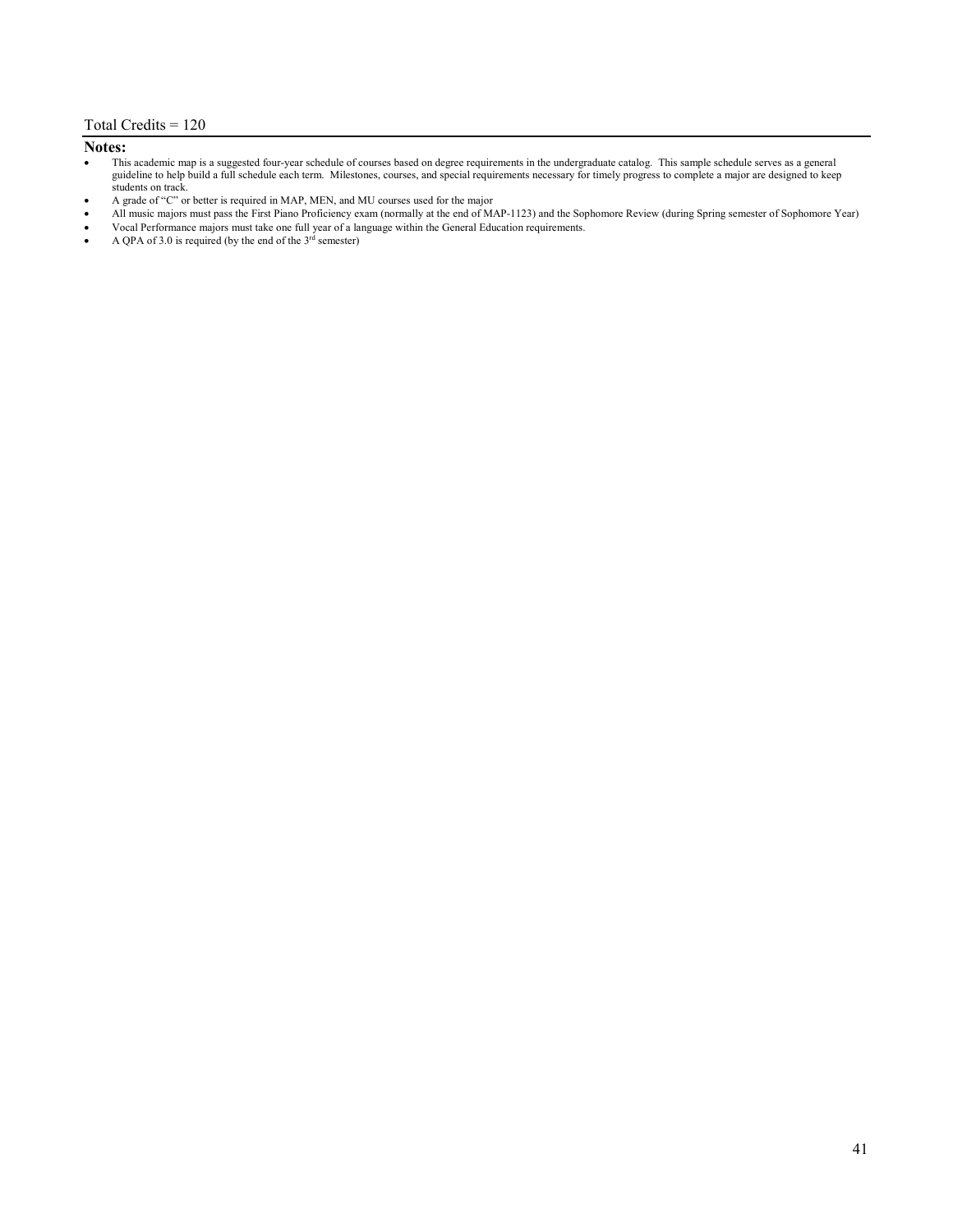Total Credits = 120

**Notes:**

- This academic map is a suggested four-year schedule of courses based on degree requirements in the undergraduate catalog. This sample schedule serves as a general guideline to help build a full schedule each term. Milestones, courses, and special requirements necessary for timely progress to complete a major are designed to keep students on track.
- A grade of "C" or better is required in MAP, MEN, and MU courses used for the major
- All music majors must pass the First Piano Proficiency exam (normally at the end of MAP-1123) and the Sophomore Review (during Spring semester of Sophomore Year)
- Vocal Performance majors must take one full year of a language within the General Education requirements.
- A QPA of 3.0 is required (by the end of the 3rd semester)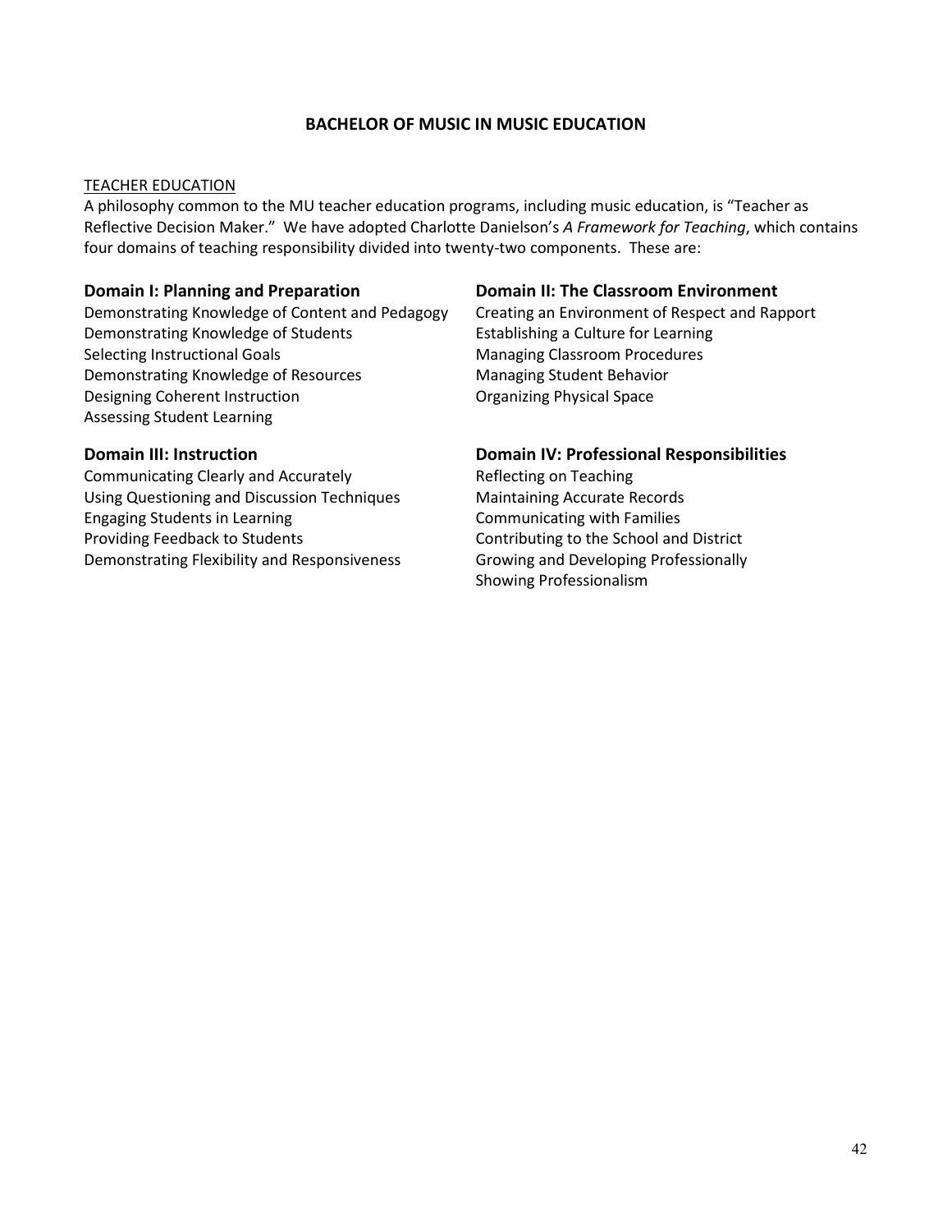# BACHELOR OF MUSIC IN MUSIC EDUCATION

## TEACHER EDUCATION

A philosophy common to the MU teacher education programs, including music education, is "Teacher as Reflective Decision Maker." We have adopted Charlotte Danielson's *A Framework for Teaching*, which contains four domains of teaching responsibility divided into twenty-two components. These are:

### Domain I: Planning and Preparation

Demonstrating Knowledge of Content and Pedagogy
Demonstrating Knowledge of Students
Selecting Instructional Goals
Demonstrating Knowledge of Resources
Designing Coherent Instruction
Assessing Student Learning

### Domain II: The Classroom Environment

Creating an Environment of Respect and Rapport
Establishing a Culture for Learning
Managing Classroom Procedures
Managing Student Behavior
Organizing Physical Space

### Domain III: Instruction

Communicating Clearly and Accurately
Using Questioning and Discussion Techniques
Engaging Students in Learning
Providing Feedback to Students
Demonstrating Flexibility and Responsiveness

### Domain IV: Professional Responsibilities

Reflecting on Teaching
Maintaining Accurate Records
Communicating with Families
Contributing to the School and District
Growing and Developing Professionally
Showing Professionalism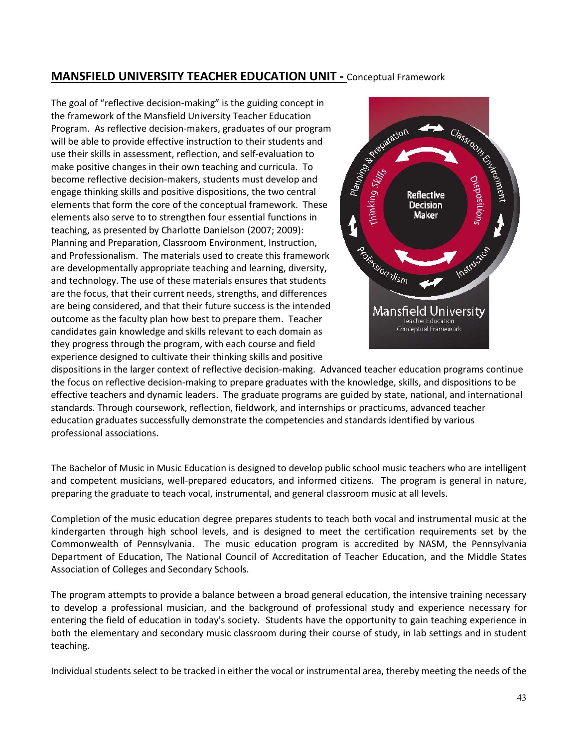## MANSFIELD UNIVERSITY TEACHER EDUCATION UNIT - Conceptual Framework

The goal of "reflective decision-making" is the guiding concept in the framework of the Mansfield University Teacher Education Program. As reflective decision-makers, graduates of our program will be able to provide effective instruction to their students and use their skills in assessment, reflection, and self-evaluation to make positive changes in their own teaching and curricula. To become reflective decision-makers, students must develop and engage thinking skills and positive dispositions, the two central elements that form the core of the conceptual framework. These elements also serve to to strengthen four essential functions in teaching, as presented by Charlotte Danielson (2007; 2009): Planning and Preparation, Classroom Environment, Instruction, and Professionalism. The materials used to create this framework are developmentally appropriate teaching and learning, diversity, and technology. The use of these materials ensures that students are the focus, that their current needs, strengths, and differences are being considered, and that their future success is the intended outcome as the faculty plan how best to prepare them. Teacher candidates gain knowledge and skills relevant to each domain as they progress through the program, with each course and field experience designed to cultivate their thinking skills and positive dispositions in the larger context of reflective decision-making. Advanced teacher education programs continue the focus on reflective decision-making to prepare graduates with the knowledge, skills, and dispositions to be effective teachers and dynamic leaders. The graduate programs are guided by state, national, and international standards. Through coursework, reflection, fieldwork, and internships or practicums, advanced teacher education graduates successfully demonstrate the competencies and standards identified by various professional associations.

The Bachelor of Music in Music Education is designed to develop public school music teachers who are intelligent and competent musicians, well-prepared educators, and informed citizens. The program is general in nature, preparing the graduate to teach vocal, instrumental, and general classroom music at all levels.

Completion of the music education degree prepares students to teach both vocal and instrumental music at the kindergarten through high school levels, and is designed to meet the certification requirements set by the Commonwealth of Pennsylvania. The music education program is accredited by NASM, the Pennsylvania Department of Education, The National Council of Accreditation of Teacher Education, and the Middle States Association of Colleges and Secondary Schools.

The program attempts to provide a balance between a broad general education, the intensive training necessary to develop a professional musician, and the background of professional study and experience necessary for entering the field of education in today's society. Students have the opportunity to gain teaching experience in both the elementary and secondary music classroom during their course of study, in lab settings and in student teaching.

Individual students select to be tracked in either the vocal or instrumental area, thereby meeting the needs of the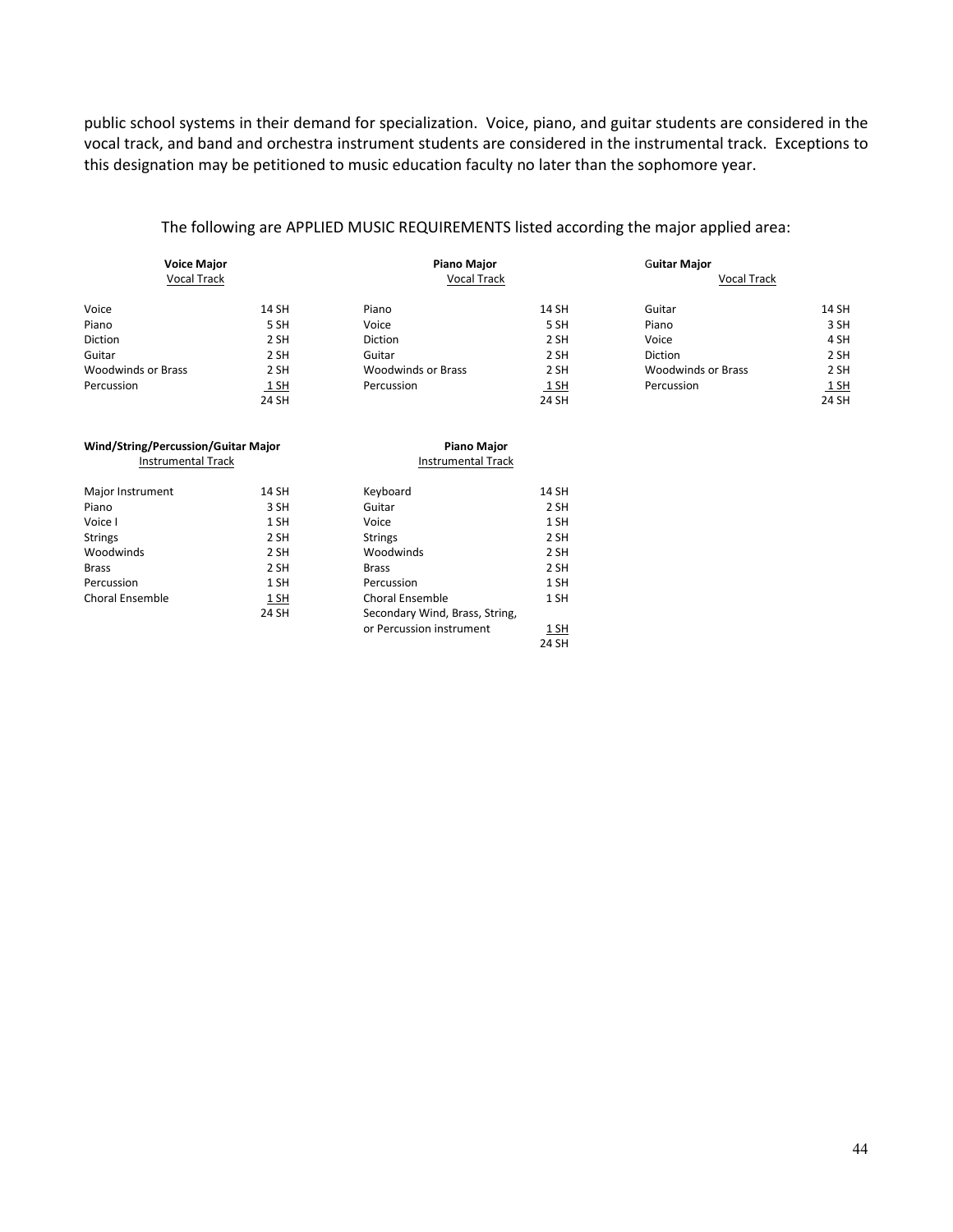public school systems in their demand for specialization. Voice, piano, and guitar students are considered in the vocal track, and band and orchestra instrument students are considered in the instrumental track. Exceptions to this designation may be petitioned to music education faculty no later than the sophomore year.

The following are APPLIED MUSIC REQUIREMENTS listed according the major applied area:

**Voice Major**
Vocal Track

| | |
|---|---|
| Voice | 14 SH |
| Piano | 5 SH |
| Diction | 2 SH |
| Guitar | 2 SH |
| Woodwinds or Brass | 2 SH |
| Percussion | 1 SH |
| | 24 SH |

**Piano Major**
Vocal Track

| | |
|---|---|
| Piano | 14 SH |
| Voice | 5 SH |
| Diction | 2 SH |
| Guitar | 2 SH |
| Woodwinds or Brass | 2 SH |
| Percussion | 1 SH |
| | 24 SH |

**Guitar Major**
Vocal Track

| | |
|---|---|
| Guitar | 14 SH |
| Piano | 3 SH |
| Voice | 4 SH |
| Diction | 2 SH |
| Woodwinds or Brass | 2 SH |
| Percussion | 1 SH |
| | 24 SH |

**Wind/String/Percussion/Guitar Major**
Instrumental Track

| | |
|---|---|
| Major Instrument | 14 SH |
| Piano | 3 SH |
| Voice I | 1 SH |
| Strings | 2 SH |
| Woodwinds | 2 SH |
| Brass | 2 SH |
| Percussion | 1 SH |
| Choral Ensemble | 1 SH |
| | 24 SH |

**Piano Major**
Instrumental Track

| | |
|---|---|
| Keyboard | 14 SH |
| Guitar | 2 SH |
| Voice | 1 SH |
| Strings | 2 SH |
| Woodwinds | 2 SH |
| Brass | 2 SH |
| Percussion | 1 SH |
| Choral Ensemble | 1 SH |
| Secondary Wind, Brass, String, or Percussion instrument | 1 SH |
| | 24 SH |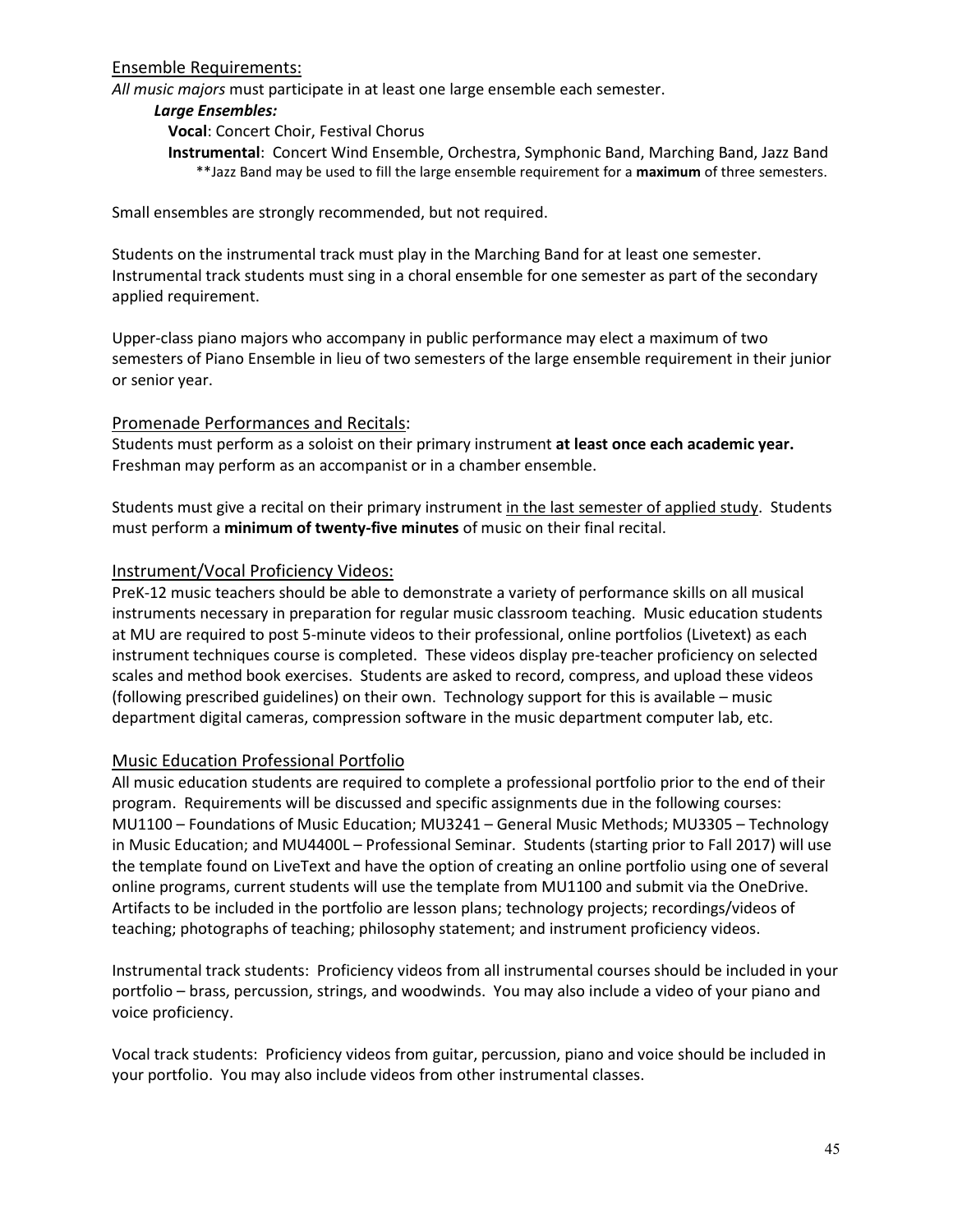## Ensemble Requirements:

*All music majors* must participate in at least one large ensemble each semester.

***Large Ensembles:***

**Vocal**: Concert Choir, Festival Chorus

**Instrumental**: Concert Wind Ensemble, Orchestra, Symphonic Band, Marching Band, Jazz Band

**Jazz Band may be used to fill the large ensemble requirement for a **maximum** of three semesters.

Small ensembles are strongly recommended, but not required.

Students on the instrumental track must play in the Marching Band for at least one semester. Instrumental track students must sing in a choral ensemble for one semester as part of the secondary applied requirement.

Upper-class piano majors who accompany in public performance may elect a maximum of two semesters of Piano Ensemble in lieu of two semesters of the large ensemble requirement in their junior or senior year.

## Promenade Performances and Recitals:

Students must perform as a soloist on their primary instrument **at least once each academic year.** Freshman may perform as an accompanist or in a chamber ensemble.

Students must give a recital on their primary instrument in the last semester of applied study. Students must perform a **minimum of twenty-five minutes** of music on their final recital.

## Instrument/Vocal Proficiency Videos:

PreK-12 music teachers should be able to demonstrate a variety of performance skills on all musical instruments necessary in preparation for regular music classroom teaching. Music education students at MU are required to post 5-minute videos to their professional, online portfolios (Livetext) as each instrument techniques course is completed. These videos display pre-teacher proficiency on selected scales and method book exercises. Students are asked to record, compress, and upload these videos (following prescribed guidelines) on their own. Technology support for this is available – music department digital cameras, compression software in the music department computer lab, etc.

## Music Education Professional Portfolio

All music education students are required to complete a professional portfolio prior to the end of their program. Requirements will be discussed and specific assignments due in the following courses: MU1100 – Foundations of Music Education; MU3241 – General Music Methods; MU3305 – Technology in Music Education; and MU4400L – Professional Seminar. Students (starting prior to Fall 2017) will use the template found on LiveText and have the option of creating an online portfolio using one of several online programs, current students will use the template from MU1100 and submit via the OneDrive. Artifacts to be included in the portfolio are lesson plans; technology projects; recordings/videos of teaching; photographs of teaching; philosophy statement; and instrument proficiency videos.

Instrumental track students: Proficiency videos from all instrumental courses should be included in your portfolio – brass, percussion, strings, and woodwinds. You may also include a video of your piano and voice proficiency.

Vocal track students: Proficiency videos from guitar, percussion, piano and voice should be included in your portfolio. You may also include videos from other instrumental classes.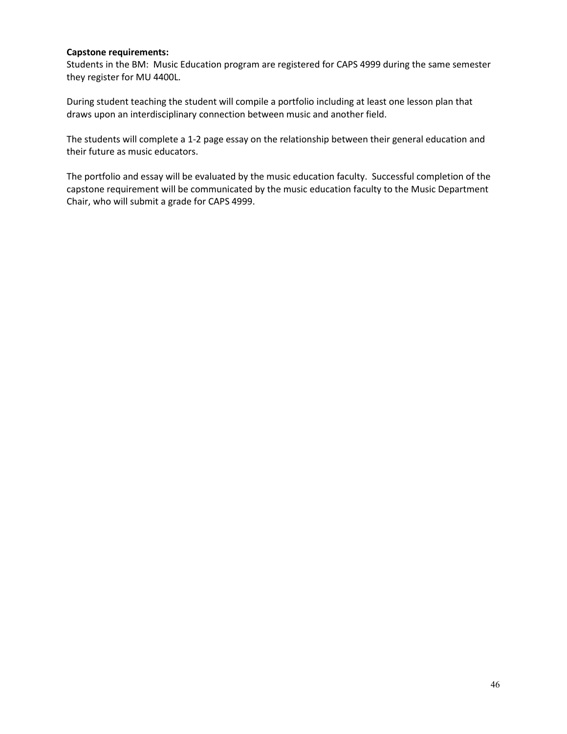**Capstone requirements:**

Students in the BM: Music Education program are registered for CAPS 4999 during the same semester they register for MU 4400L.

During student teaching the student will compile a portfolio including at least one lesson plan that draws upon an interdisciplinary connection between music and another field.

The students will complete a 1-2 page essay on the relationship between their general education and their future as music educators.

The portfolio and essay will be evaluated by the music education faculty. Successful completion of the capstone requirement will be communicated by the music education faculty to the Music Department Chair, who will submit a grade for CAPS 4999.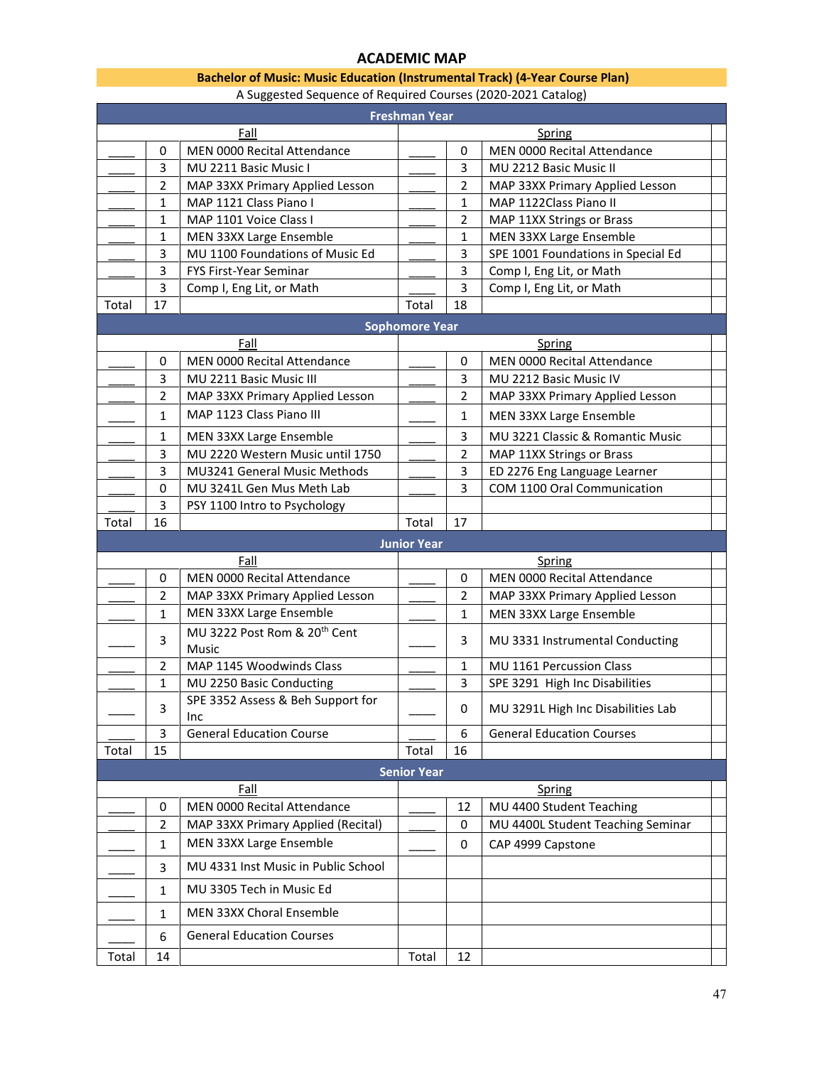## ACADEMIC MAP

**Bachelor of Music: Music Education (Instrumental Track) (4-Year Course Plan)**

A Suggested Sequence of Required Courses (2020-2021 Catalog)

| Freshman Year | | | | | |
|---|---|---|---|---|---|
| | | Fall | | | Spring |
| ____ | 0 | MEN 0000 Recital Attendance | ____ | 0 | MEN 0000 Recital Attendance |
| ____ | 3 | MU 2211 Basic Music I | ____ | 3 | MU 2212 Basic Music II |
| ____ | 2 | MAP 33XX Primary Applied Lesson | ____ | 2 | MAP 33XX Primary Applied Lesson |
| ____ | 1 | MAP 1121 Class Piano I | ____ | 1 | MAP 1122Class Piano II |
| ____ | 1 | MAP 1101 Voice Class I | ____ | 2 | MAP 11XX Strings or Brass |
| ____ | 1 | MEN 33XX Large Ensemble | ____ | 1 | MEN 33XX Large Ensemble |
| ____ | 3 | MU 1100 Foundations of Music Ed | ____ | 3 | SPE 1001 Foundations in Special Ed |
| ____ | 3 | FYS First-Year Seminar | ____ | 3 | Comp I, Eng Lit, or Math |
| | 3 | Comp I, Eng Lit, or Math | ____ | 3 | Comp I, Eng Lit, or Math |
| Total | 17 | | Total | 18 | |

| Sophomore Year | | | | | |
|---|---|---|---|---|---|
| | | Fall | | | Spring |
| ____ | 0 | MEN 0000 Recital Attendance | ____ | 0 | MEN 0000 Recital Attendance |
| ____ | 3 | MU 2211 Basic Music III | ____ | 3 | MU 2212 Basic Music IV |
| ____ | 2 | MAP 33XX Primary Applied Lesson | ____ | 2 | MAP 33XX Primary Applied Lesson |
| ____ | 1 | MAP 1123 Class Piano III | ____ | 1 | MEN 33XX Large Ensemble |
| ____ | 1 | MEN 33XX Large Ensemble | ____ | 3 | MU 3221 Classic & Romantic Music |
| ____ | 3 | MU 2220 Western Music until 1750 | ____ | 2 | MAP 11XX Strings or Brass |
| ____ | 3 | MU3241 General Music Methods | ____ | 3 | ED 2276 Eng Language Learner |
| ____ | 0 | MU 3241L Gen Mus Meth Lab | ____ | 3 | COM 1100 Oral Communication |
| ____ | 3 | PSY 1100 Intro to Psychology | | | |
| Total | 16 | | Total | 17 | |

| Junior Year | | | | | |
|---|---|---|---|---|---|
| | | Fall | | | Spring |
| ____ | 0 | MEN 0000 Recital Attendance | ____ | 0 | MEN 0000 Recital Attendance |
| ____ | 2 | MAP 33XX Primary Applied Lesson | ____ | 2 | MAP 33XX Primary Applied Lesson |
| ____ | 1 | MEN 33XX Large Ensemble | ____ | 1 | MEN 33XX Large Ensemble |
| ____ | 3 | MU 3222 Post Rom & 20th Cent Music | ____ | 3 | MU 3331 Instrumental Conducting |
| ____ | 2 | MAP 1145 Woodwinds Class | ____ | 1 | MU 1161 Percussion Class |
| ____ | 1 | MU 2250 Basic Conducting | ____ | 3 | SPE 3291 High Inc Disabilities |
| ____ | 3 | SPE 3352 Assess & Beh Support for Inc | ____ | 0 | MU 3291L High Inc Disabilities Lab |
| ____ | 3 | General Education Course | ____ | 6 | General Education Courses |
| Total | 15 | | Total | 16 | |

| Senior Year | | | | | |
|---|---|---|---|---|---|
| | | Fall | | | Spring |
| ____ | 0 | MEN 0000 Recital Attendance | ____ | 12 | MU 4400 Student Teaching |
| ____ | 2 | MAP 33XX Primary Applied (Recital) | ____ | 0 | MU 4400L Student Teaching Seminar |
| ____ | 1 | MEN 33XX Large Ensemble | ____ | 0 | CAP 4999 Capstone |
| ____ | 3 | MU 4331 Inst Music in Public School | | | |
| ____ | 1 | MU 3305 Tech in Music Ed | | | |
| ____ | 1 | MEN 33XX Choral Ensemble | | | |
| ____ | 6 | General Education Courses | | | |
| Total | 14 | | Total | 12 | |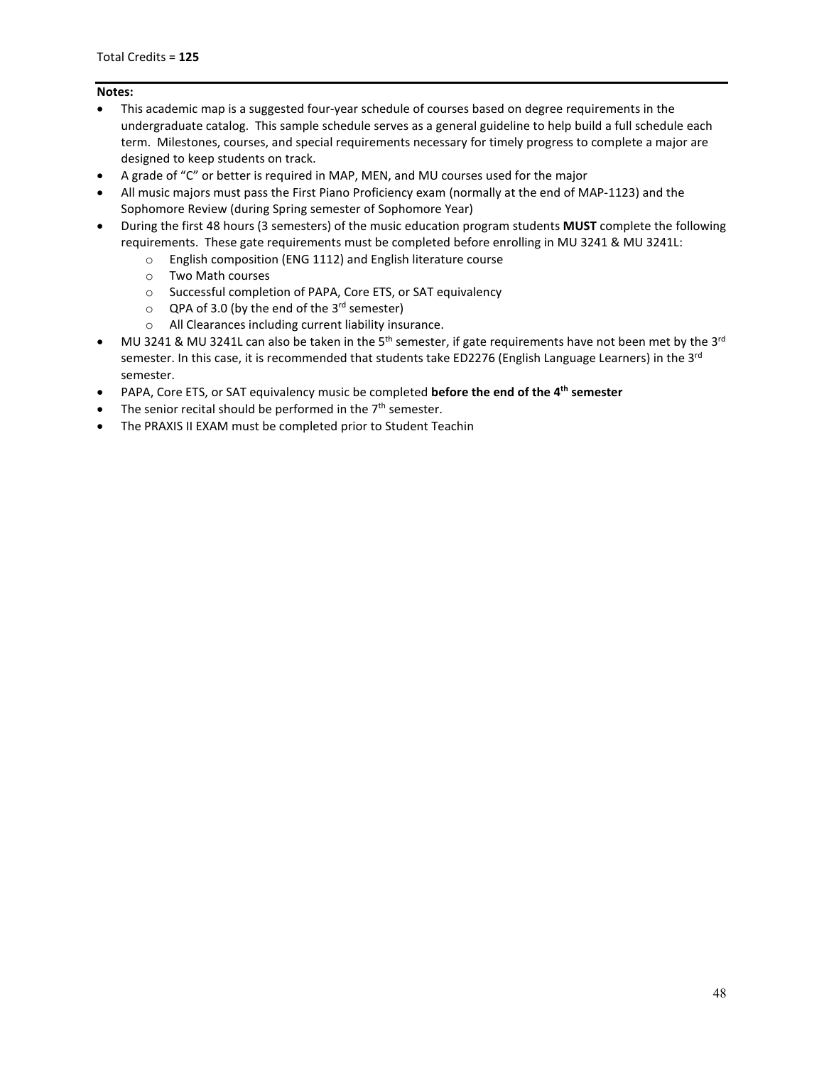Total Credits = **125**

---

**Notes:**

- This academic map is a suggested four-year schedule of courses based on degree requirements in the undergraduate catalog. This sample schedule serves as a general guideline to help build a full schedule each term. Milestones, courses, and special requirements necessary for timely progress to complete a major are designed to keep students on track.
- A grade of "C" or better is required in MAP, MEN, and MU courses used for the major
- All music majors must pass the First Piano Proficiency exam (normally at the end of MAP-1123) and the Sophomore Review (during Spring semester of Sophomore Year)
- During the first 48 hours (3 semesters) of the music education program students **MUST** complete the following requirements. These gate requirements must be completed before enrolling in MU 3241 & MU 3241L:
  - English composition (ENG 1112) and English literature course
  - Two Math courses
  - Successful completion of PAPA, Core ETS, or SAT equivalency
  - QPA of 3.0 (by the end of the 3rd semester)
  - All Clearances including current liability insurance.
- MU 3241 & MU 3241L can also be taken in the 5th semester, if gate requirements have not been met by the 3rd semester. In this case, it is recommended that students take ED2276 (English Language Learners) in the 3rd semester.
- PAPA, Core ETS, or SAT equivalency music be completed **before the end of the 4th semester**
- The senior recital should be performed in the 7th semester.
- The PRAXIS II EXAM must be completed prior to Student Teachin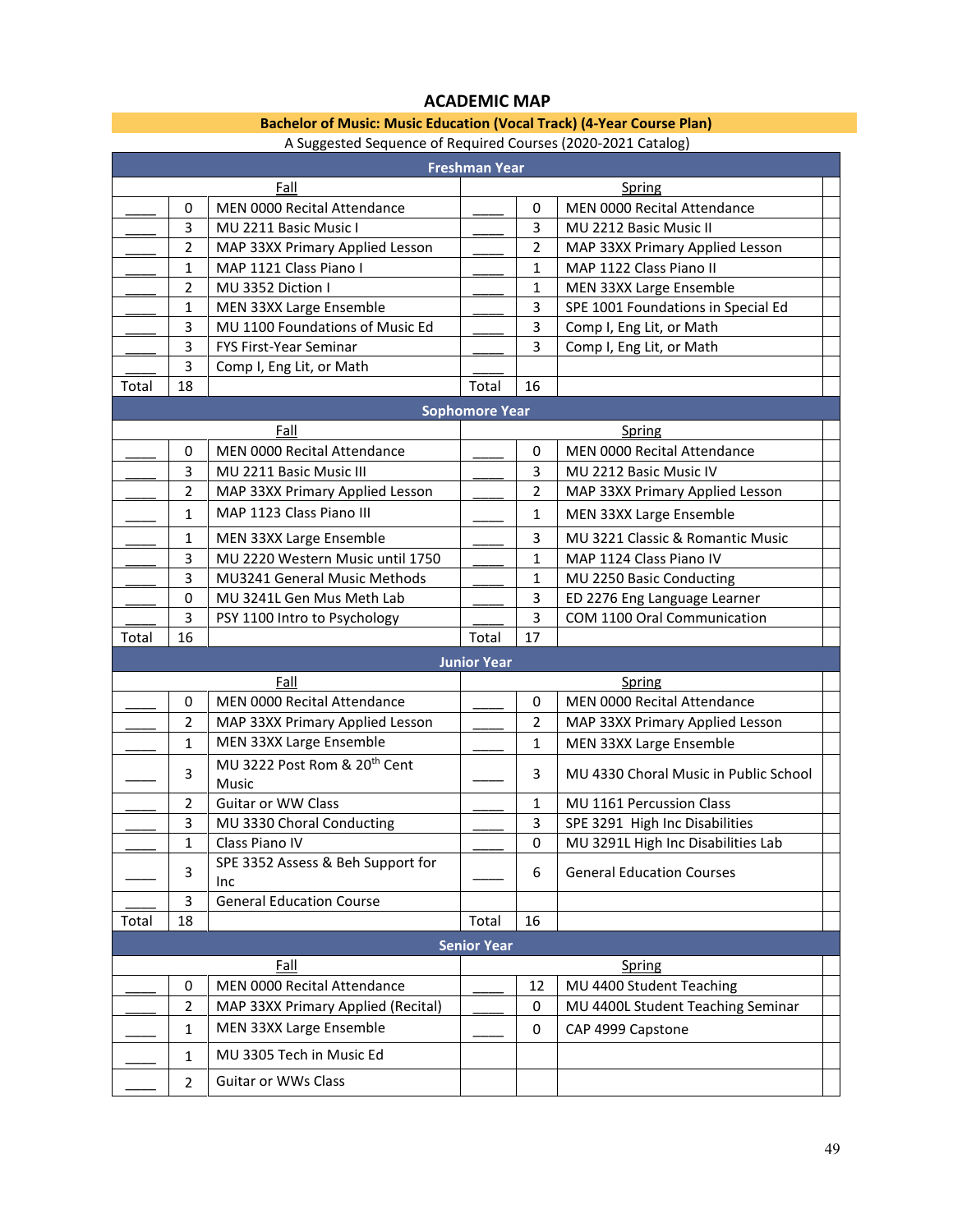## ACADEMIC MAP

**Bachelor of Music: Music Education (Vocal Track) (4-Year Course Plan)**

A Suggested Sequence of Required Courses (2020-2021 Catalog)

| | | **Freshman Year** | | | |
|---|---|---|---|---|---|
| | | Fall | | | Spring |
| ____ | 0 | MEN 0000 Recital Attendance | ____ | 0 | MEN 0000 Recital Attendance |
| ____ | 3 | MU 2211 Basic Music I | ____ | 3 | MU 2212 Basic Music II |
| ____ | 2 | MAP 33XX Primary Applied Lesson | ____ | 2 | MAP 33XX Primary Applied Lesson |
| ____ | 1 | MAP 1121 Class Piano I | ____ | 1 | MAP 1122 Class Piano II |
| ____ | 2 | MU 3352 Diction I | ____ | 1 | MEN 33XX Large Ensemble |
| ____ | 1 | MEN 33XX Large Ensemble | ____ | 3 | SPE 1001 Foundations in Special Ed |
| ____ | 3 | MU 1100 Foundations of Music Ed | ____ | 3 | Comp I, Eng Lit, or Math |
| ____ | 3 | FYS First-Year Seminar | ____ | 3 | Comp I, Eng Lit, or Math |
| ____ | 3 | Comp I, Eng Lit, or Math | ____ | | |
| Total | 18 | | Total | 16 | |
| | | **Sophomore Year** | | | |
| | | Fall | | | Spring |
| ____ | 0 | MEN 0000 Recital Attendance | ____ | 0 | MEN 0000 Recital Attendance |
| ____ | 3 | MU 2211 Basic Music III | ____ | 3 | MU 2212 Basic Music IV |
| ____ | 2 | MAP 33XX Primary Applied Lesson | ____ | 2 | MAP 33XX Primary Applied Lesson |
| ____ | 1 | MAP 1123 Class Piano III | ____ | 1 | MEN 33XX Large Ensemble |
| ____ | 1 | MEN 33XX Large Ensemble | ____ | 3 | MU 3221 Classic & Romantic Music |
| ____ | 3 | MU 2220 Western Music until 1750 | ____ | 1 | MAP 1124 Class Piano IV |
| ____ | 3 | MU3241 General Music Methods | ____ | 1 | MU 2250 Basic Conducting |
| ____ | 0 | MU 3241L Gen Mus Meth Lab | ____ | 3 | ED 2276 Eng Language Learner |
| ____ | 3 | PSY 1100 Intro to Psychology | ____ | 3 | COM 1100 Oral Communication |
| Total | 16 | | Total | 17 | |
| | | **Junior Year** | | | |
| | | Fall | | | Spring |
| ____ | 0 | MEN 0000 Recital Attendance | ____ | 0 | MEN 0000 Recital Attendance |
| ____ | 2 | MAP 33XX Primary Applied Lesson | ____ | 2 | MAP 33XX Primary Applied Lesson |
| ____ | 1 | MEN 33XX Large Ensemble | ____ | 1 | MEN 33XX Large Ensemble |
| ____ | 3 | MU 3222 Post Rom & 20th Cent Music | ____ | 3 | MU 4330 Choral Music in Public School |
| ____ | 2 | Guitar or WW Class | ____ | 1 | MU 1161 Percussion Class |
| ____ | 3 | MU 3330 Choral Conducting | ____ | 3 | SPE 3291 High Inc Disabilities |
| ____ | 1 | Class Piano IV | ____ | 0 | MU 3291L High Inc Disabilities Lab |
| ____ | 3 | SPE 3352 Assess & Beh Support for Inc | ____ | 6 | General Education Courses |
| ____ | 3 | General Education Course | | | |
| Total | 18 | | Total | 16 | |
| | | **Senior Year** | | | |
| | | Fall | | | Spring |
| ____ | 0 | MEN 0000 Recital Attendance | ____ | 12 | MU 4400 Student Teaching |
| ____ | 2 | MAP 33XX Primary Applied (Recital) | ____ | 0 | MU 4400L Student Teaching Seminar |
| ____ | 1 | MEN 33XX Large Ensemble | ____ | 0 | CAP 4999 Capstone |
| ____ | 1 | MU 3305 Tech in Music Ed | | | |
| ____ | 2 | Guitar or WWs Class | | | |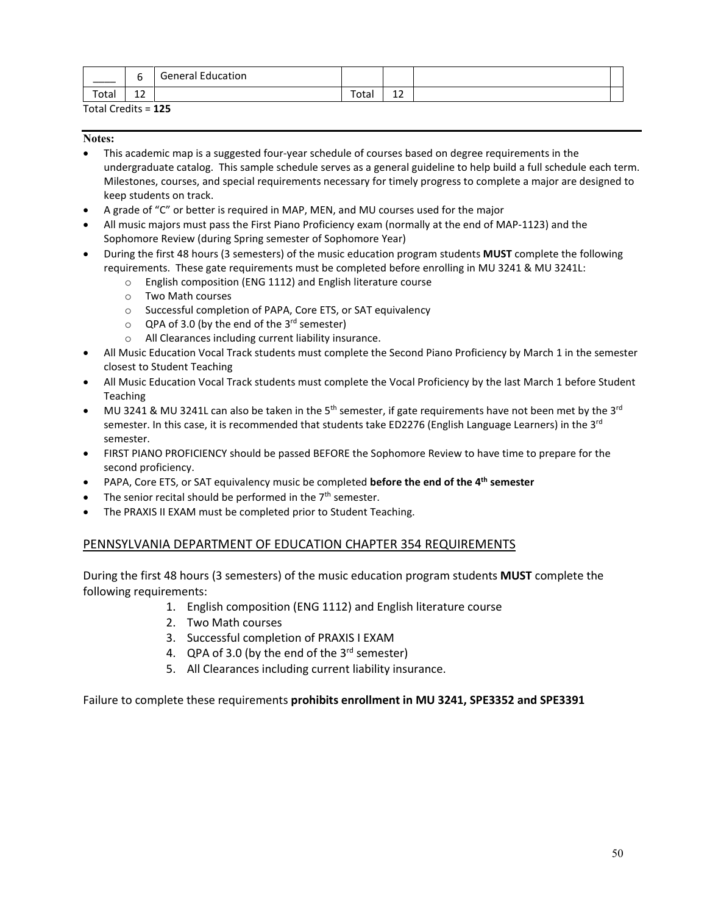| ____ | 6 | General Education | | | | |
|---|---|---|---|---|---|---|
| Total | 12 | | Total | 12 | | |

Total Credits = **125**

**Notes:**

- This academic map is a suggested four-year schedule of courses based on degree requirements in the undergraduate catalog. This sample schedule serves as a general guideline to help build a full schedule each term. Milestones, courses, and special requirements necessary for timely progress to complete a major are designed to keep students on track.
- A grade of "C" or better is required in MAP, MEN, and MU courses used for the major
- All music majors must pass the First Piano Proficiency exam (normally at the end of MAP-1123) and the Sophomore Review (during Spring semester of Sophomore Year)
- During the first 48 hours (3 semesters) of the music education program students **MUST** complete the following requirements. These gate requirements must be completed before enrolling in MU 3241 & MU 3241L:
  - English composition (ENG 1112) and English literature course
  - Two Math courses
  - Successful completion of PAPA, Core ETS, or SAT equivalency
  - QPA of 3.0 (by the end of the 3rd semester)
  - All Clearances including current liability insurance.
- All Music Education Vocal Track students must complete the Second Piano Proficiency by March 1 in the semester closest to Student Teaching
- All Music Education Vocal Track students must complete the Vocal Proficiency by the last March 1 before Student Teaching
- MU 3241 & MU 3241L can also be taken in the 5th semester, if gate requirements have not been met by the 3rd semester. In this case, it is recommended that students take ED2276 (English Language Learners) in the 3rd semester.
- FIRST PIANO PROFICIENCY should be passed BEFORE the Sophomore Review to have time to prepare for the second proficiency.
- PAPA, Core ETS, or SAT equivalency music be completed **before the end of the 4th semester**
- The senior recital should be performed in the 7th semester.
- The PRAXIS II EXAM must be completed prior to Student Teaching.

## PENNSYLVANIA DEPARTMENT OF EDUCATION CHAPTER 354 REQUIREMENTS

During the first 48 hours (3 semesters) of the music education program students **MUST** complete the following requirements:

1. English composition (ENG 1112) and English literature course
2. Two Math courses
3. Successful completion of PRAXIS I EXAM
4. QPA of 3.0 (by the end of the 3rd semester)
5. All Clearances including current liability insurance.

Failure to complete these requirements **prohibits enrollment in MU 3241, SPE3352 and SPE3391**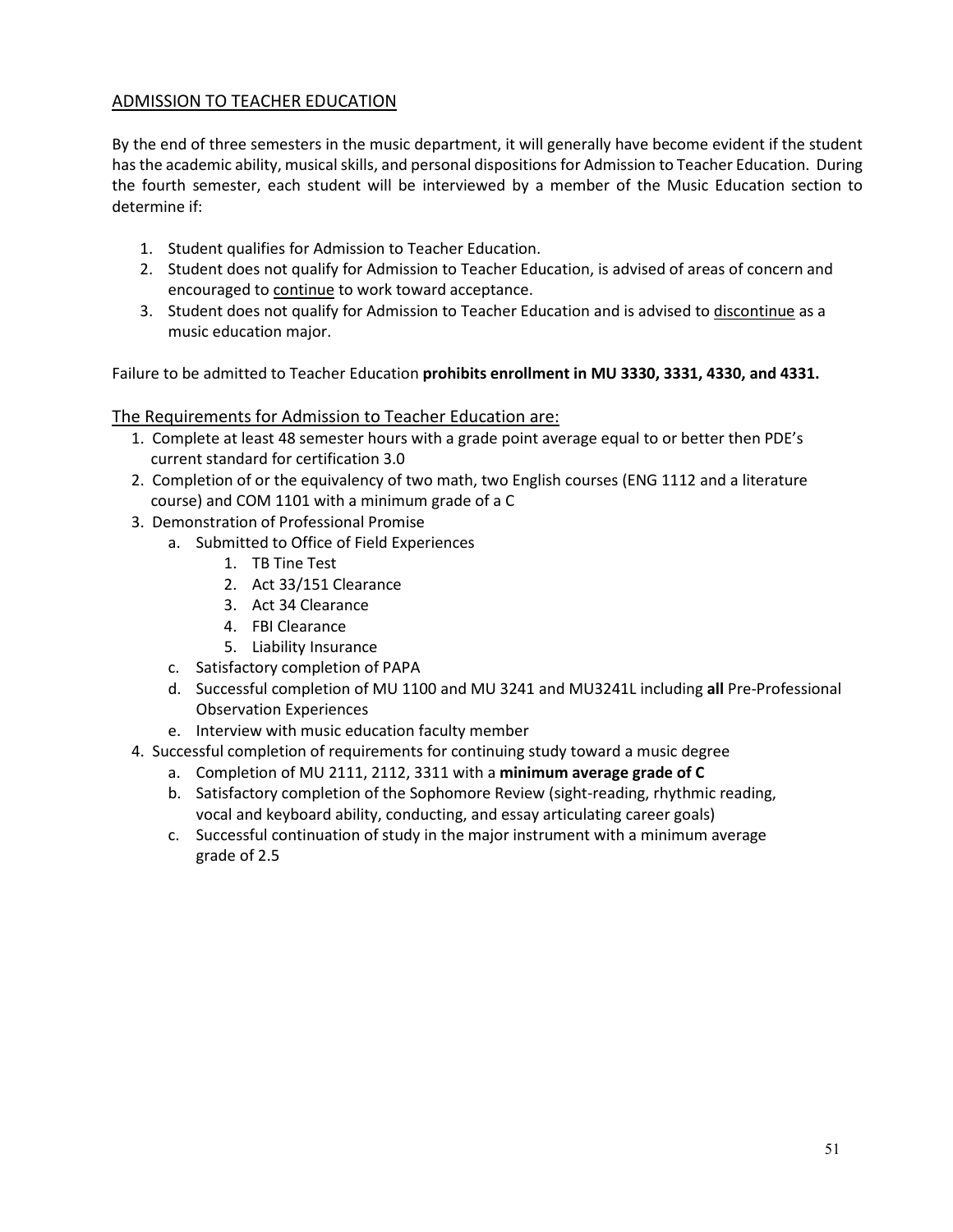## ADMISSION TO TEACHER EDUCATION

By the end of three semesters in the music department, it will generally have become evident if the student has the academic ability, musical skills, and personal dispositions for Admission to Teacher Education. During the fourth semester, each student will be interviewed by a member of the Music Education section to determine if:

1. Student qualifies for Admission to Teacher Education.
2. Student does not qualify for Admission to Teacher Education, is advised of areas of concern and encouraged to continue to work toward acceptance.
3. Student does not qualify for Admission to Teacher Education and is advised to discontinue as a music education major.

Failure to be admitted to Teacher Education **prohibits enrollment in MU 3330, 3331, 4330, and 4331.**

### The Requirements for Admission to Teacher Education are:

1. Complete at least 48 semester hours with a grade point average equal to or better then PDE's current standard for certification 3.0
2. Completion of or the equivalency of two math, two English courses (ENG 1112 and a literature course) and COM 1101 with a minimum grade of a C
3. Demonstration of Professional Promise
   a. Submitted to Office of Field Experiences
      1. TB Tine Test
      2. Act 33/151 Clearance
      3. Act 34 Clearance
      4. FBI Clearance
      5. Liability Insurance
   c. Satisfactory completion of PAPA
   d. Successful completion of MU 1100 and MU 3241 and MU3241L including **all** Pre-Professional Observation Experiences
   e. Interview with music education faculty member
4. Successful completion of requirements for continuing study toward a music degree
   a. Completion of MU 2111, 2112, 3311 with a **minimum average grade of C**
   b. Satisfactory completion of the Sophomore Review (sight-reading, rhythmic reading, vocal and keyboard ability, conducting, and essay articulating career goals)
   c. Successful continuation of study in the major instrument with a minimum average grade of 2.5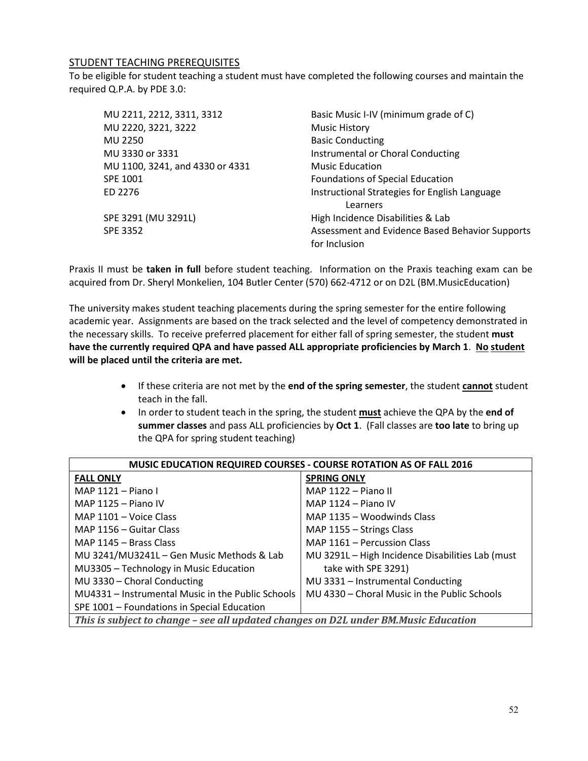## STUDENT TEACHING PREREQUISITES

To be eligible for student teaching a student must have completed the following courses and maintain the required Q.P.A. by PDE 3.0:

| | |
|---|---|
| MU 2211, 2212, 3311, 3312 | Basic Music I-IV (minimum grade of C) |
| MU 2220, 3221, 3222 | Music History |
| MU 2250 | Basic Conducting |
| MU 3330 or 3331 | Instrumental or Choral Conducting |
| MU 1100, 3241, and 4330 or 4331 | Music Education |
| SPE 1001 | Foundations of Special Education |
| ED 2276 | Instructional Strategies for English Language Learners |
| SPE 3291 (MU 3291L) | High Incidence Disabilities & Lab |
| SPE 3352 | Assessment and Evidence Based Behavior Supports for Inclusion |

Praxis II must be **taken in full** before student teaching. Information on the Praxis teaching exam can be acquired from Dr. Sheryl Monkelien, 104 Butler Center (570) 662-4712 or on D2L (BM.MusicEducation)

The university makes student teaching placements during the spring semester for the entire following academic year. Assignments are based on the track selected and the level of competency demonstrated in the necessary skills. To receive preferred placement for either fall of spring semester, the student **must have the currently required QPA and have passed ALL appropriate proficiencies by March 1**. **No student will be placed until the criteria are met.**

- If these criteria are not met by the **end of the spring semester**, the student **cannot** student teach in the fall.
- In order to student teach in the spring, the student **must** achieve the QPA by the **end of summer classes** and pass ALL proficiencies by **Oct 1**. (Fall classes are **too late** to bring up the QPA for spring student teaching)

| MUSIC EDUCATION REQUIRED COURSES - COURSE ROTATION AS OF FALL 2016 | |
|---|---|
| **FALL ONLY** | **SPRING ONLY** |
| MAP 1121 – Piano I | MAP 1122 – Piano II |
| MAP 1125 – Piano IV | MAP 1124 – Piano IV |
| MAP 1101 – Voice Class | MAP 1135 – Woodwinds Class |
| MAP 1156 – Guitar Class | MAP 1155 – Strings Class |
| MAP 1145 – Brass Class | MAP 1161 – Percussion Class |
| MU 3241/MU3241L – Gen Music Methods & Lab | MU 3291L – High Incidence Disabilities Lab (must take with SPE 3291) |
| MU3305 – Technology in Music Education | MU 3331 – Instrumental Conducting |
| MU 3330 – Choral Conducting | MU 4330 – Choral Music in the Public Schools |
| MU4331 – Instrumental Music in the Public Schools | |
| SPE 1001 – Foundations in Special Education | |
| ***This is subject to change – see all updated changes on D2L under BM.Music Education*** | |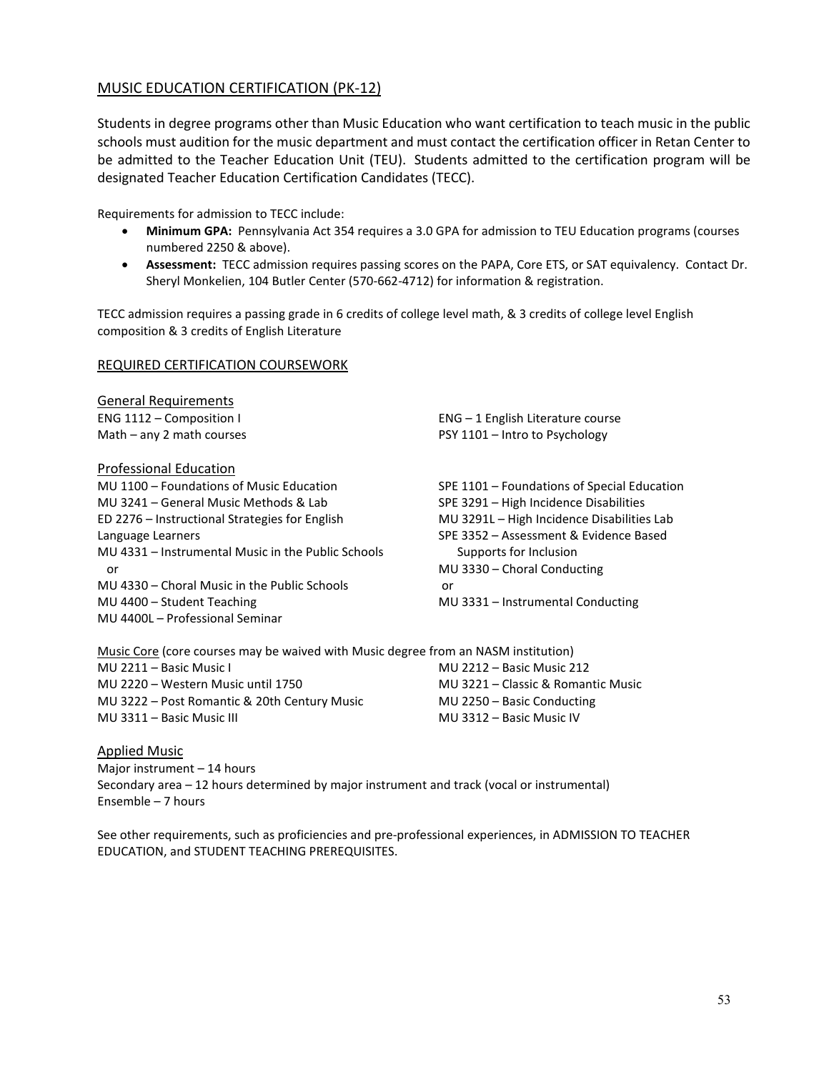## MUSIC EDUCATION CERTIFICATION (PK-12)

Students in degree programs other than Music Education who want certification to teach music in the public schools must audition for the music department and must contact the certification officer in Retan Center to be admitted to the Teacher Education Unit (TEU). Students admitted to the certification program will be designated Teacher Education Certification Candidates (TECC).

Requirements for admission to TECC include:

- **Minimum GPA:** Pennsylvania Act 354 requires a 3.0 GPA for admission to TEU Education programs (courses numbered 2250 & above).
- **Assessment:** TECC admission requires passing scores on the PAPA, Core ETS, or SAT equivalency. Contact Dr. Sheryl Monkelien, 104 Butler Center (570-662-4712) for information & registration.

TECC admission requires a passing grade in 6 credits of college level math, & 3 credits of college level English composition & 3 credits of English Literature

### REQUIRED CERTIFICATION COURSEWORK

#### General Requirements

ENG 1112 – Composition I
Math – any 2 math courses
ENG – 1 English Literature course
PSY 1101 – Intro to Psychology

#### Professional Education

MU 1100 – Foundations of Music Education
MU 3241 – General Music Methods & Lab
ED 2276 – Instructional Strategies for English Language Learners
MU 4331 – Instrumental Music in the Public Schools
or
MU 4330 – Choral Music in the Public Schools
MU 4400 – Student Teaching
MU 4400L – Professional Seminar
SPE 1101 – Foundations of Special Education
SPE 3291 – High Incidence Disabilities
MU 3291L – High Incidence Disabilities Lab
SPE 3352 – Assessment & Evidence Based Supports for Inclusion
MU 3330 – Choral Conducting
or
MU 3331 – Instrumental Conducting

#### Music Core (core courses may be waived with Music degree from an NASM institution)

MU 2211 – Basic Music I
MU 2220 – Western Music until 1750
MU 3222 – Post Romantic & 20th Century Music
MU 3311 – Basic Music III
MU 2212 – Basic Music 212
MU 3221 – Classic & Romantic Music
MU 2250 – Basic Conducting
MU 3312 – Basic Music IV

#### Applied Music

Major instrument – 14 hours
Secondary area – 12 hours determined by major instrument and track (vocal or instrumental)
Ensemble – 7 hours

See other requirements, such as proficiencies and pre-professional experiences, in ADMISSION TO TEACHER EDUCATION, and STUDENT TEACHING PREREQUISITES.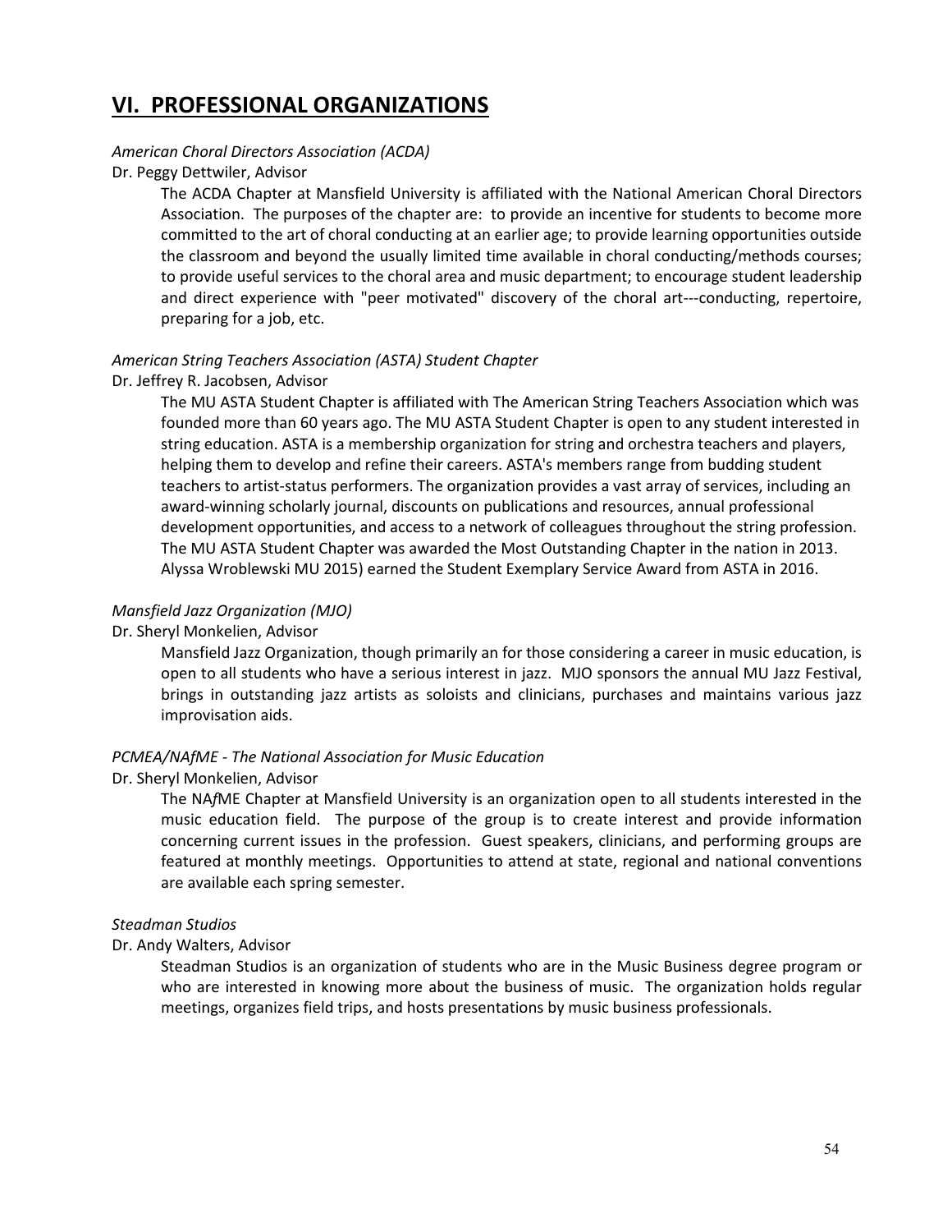## VI. PROFESSIONAL ORGANIZATIONS

*American Choral Directors Association (ACDA)*

Dr. Peggy Dettwiler, Advisor

The ACDA Chapter at Mansfield University is affiliated with the National American Choral Directors Association. The purposes of the chapter are: to provide an incentive for students to become more committed to the art of choral conducting at an earlier age; to provide learning opportunities outside the classroom and beyond the usually limited time available in choral conducting/methods courses; to provide useful services to the choral area and music department; to encourage student leadership and direct experience with "peer motivated" discovery of the choral art---conducting, repertoire, preparing for a job, etc.

*American String Teachers Association (ASTA) Student Chapter*

Dr. Jeffrey R. Jacobsen, Advisor

The MU ASTA Student Chapter is affiliated with The American String Teachers Association which was founded more than 60 years ago. The MU ASTA Student Chapter is open to any student interested in string education. ASTA is a membership organization for string and orchestra teachers and players, helping them to develop and refine their careers. ASTA's members range from budding student teachers to artist-status performers. The organization provides a vast array of services, including an award-winning scholarly journal, discounts on publications and resources, annual professional development opportunities, and access to a network of colleagues throughout the string profession. The MU ASTA Student Chapter was awarded the Most Outstanding Chapter in the nation in 2013. Alyssa Wroblewski MU 2015) earned the Student Exemplary Service Award from ASTA in 2016.

*Mansfield Jazz Organization (MJO)*

Dr. Sheryl Monkelien, Advisor

Mansfield Jazz Organization, though primarily an for those considering a career in music education, is open to all students who have a serious interest in jazz. MJO sponsors the annual MU Jazz Festival, brings in outstanding jazz artists as soloists and clinicians, purchases and maintains various jazz improvisation aids.

*PCMEA/NAfME - The National Association for Music Education*

Dr. Sheryl Monkelien, Advisor

The NA*f*ME Chapter at Mansfield University is an organization open to all students interested in the music education field. The purpose of the group is to create interest and provide information concerning current issues in the profession. Guest speakers, clinicians, and performing groups are featured at monthly meetings. Opportunities to attend at state, regional and national conventions are available each spring semester.

*Steadman Studios*

Dr. Andy Walters, Advisor

Steadman Studios is an organization of students who are in the Music Business degree program or who are interested in knowing more about the business of music. The organization holds regular meetings, organizes field trips, and hosts presentations by music business professionals.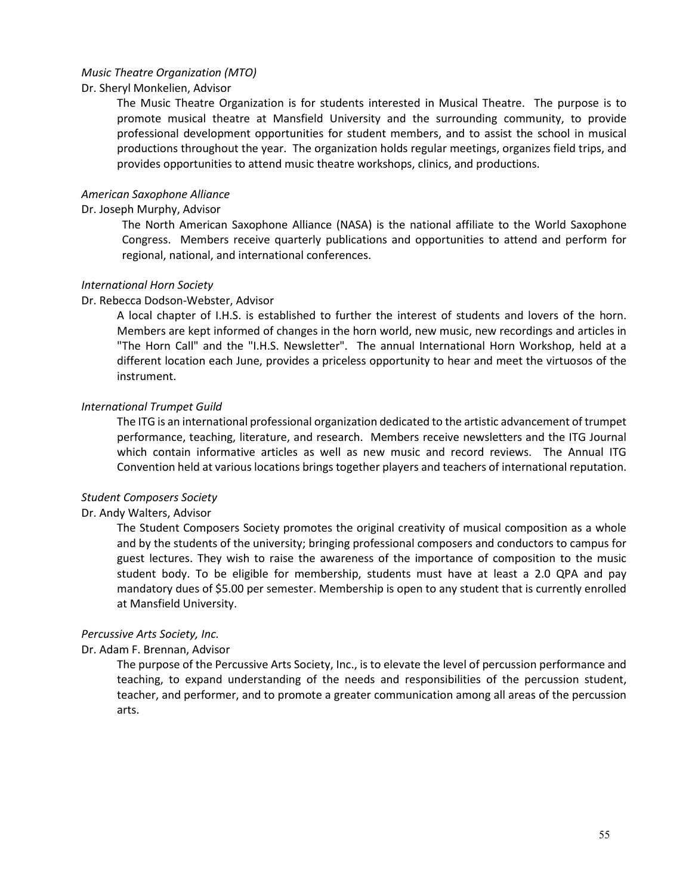*Music Theatre Organization (MTO)*

Dr. Sheryl Monkelien, Advisor

The Music Theatre Organization is for students interested in Musical Theatre. The purpose is to promote musical theatre at Mansfield University and the surrounding community, to provide professional development opportunities for student members, and to assist the school in musical productions throughout the year. The organization holds regular meetings, organizes field trips, and provides opportunities to attend music theatre workshops, clinics, and productions.

*American Saxophone Alliance*

Dr. Joseph Murphy, Advisor

The North American Saxophone Alliance (NASA) is the national affiliate to the World Saxophone Congress. Members receive quarterly publications and opportunities to attend and perform for regional, national, and international conferences.

*International Horn Society*

Dr. Rebecca Dodson-Webster, Advisor

A local chapter of I.H.S. is established to further the interest of students and lovers of the horn. Members are kept informed of changes in the horn world, new music, new recordings and articles in "The Horn Call" and the "I.H.S. Newsletter". The annual International Horn Workshop, held at a different location each June, provides a priceless opportunity to hear and meet the virtuosos of the instrument.

*International Trumpet Guild*

The ITG is an international professional organization dedicated to the artistic advancement of trumpet performance, teaching, literature, and research. Members receive newsletters and the ITG Journal which contain informative articles as well as new music and record reviews. The Annual ITG Convention held at various locations brings together players and teachers of international reputation.

*Student Composers Society*

Dr. Andy Walters, Advisor

The Student Composers Society promotes the original creativity of musical composition as a whole and by the students of the university; bringing professional composers and conductors to campus for guest lectures. They wish to raise the awareness of the importance of composition to the music student body. To be eligible for membership, students must have at least a 2.0 QPA and pay mandatory dues of $5.00 per semester. Membership is open to any student that is currently enrolled at Mansfield University.

*Percussive Arts Society, Inc.*

Dr. Adam F. Brennan, Advisor

The purpose of the Percussive Arts Society, Inc., is to elevate the level of percussion performance and teaching, to expand understanding of the needs and responsibilities of the percussion student, teacher, and performer, and to promote a greater communication among all areas of the percussion arts.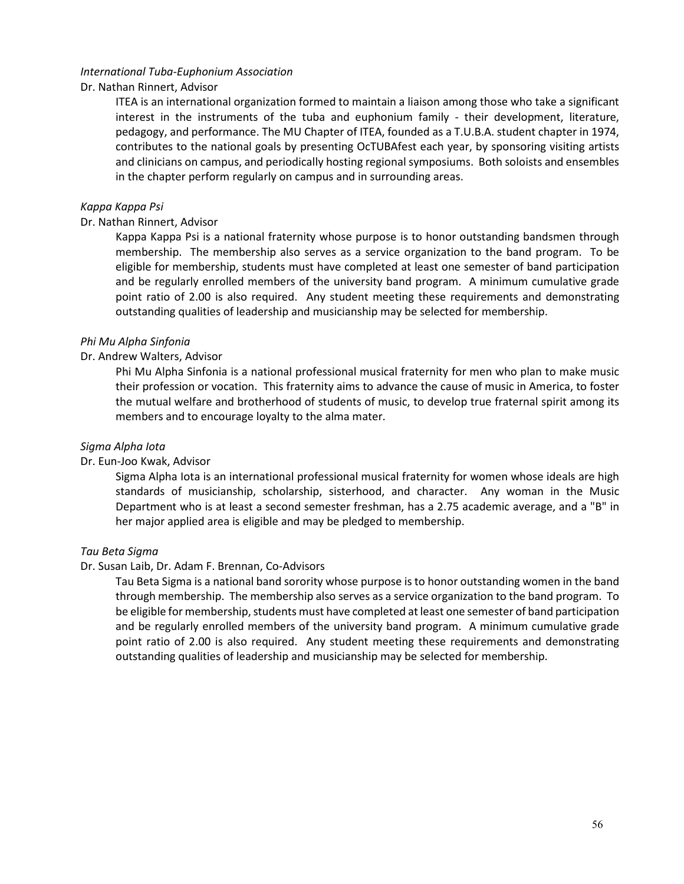*International Tuba-Euphonium Association*

Dr. Nathan Rinnert, Advisor

ITEA is an international organization formed to maintain a liaison among those who take a significant interest in the instruments of the tuba and euphonium family - their development, literature, pedagogy, and performance. The MU Chapter of ITEA, founded as a T.U.B.A. student chapter in 1974, contributes to the national goals by presenting OcTUBAfest each year, by sponsoring visiting artists and clinicians on campus, and periodically hosting regional symposiums. Both soloists and ensembles in the chapter perform regularly on campus and in surrounding areas.

*Kappa Kappa Psi*

Dr. Nathan Rinnert, Advisor

Kappa Kappa Psi is a national fraternity whose purpose is to honor outstanding bandsmen through membership. The membership also serves as a service organization to the band program. To be eligible for membership, students must have completed at least one semester of band participation and be regularly enrolled members of the university band program. A minimum cumulative grade point ratio of 2.00 is also required. Any student meeting these requirements and demonstrating outstanding qualities of leadership and musicianship may be selected for membership.

*Phi Mu Alpha Sinfonia*

Dr. Andrew Walters, Advisor

Phi Mu Alpha Sinfonia is a national professional musical fraternity for men who plan to make music their profession or vocation. This fraternity aims to advance the cause of music in America, to foster the mutual welfare and brotherhood of students of music, to develop true fraternal spirit among its members and to encourage loyalty to the alma mater.

*Sigma Alpha Iota*

Dr. Eun-Joo Kwak, Advisor

Sigma Alpha Iota is an international professional musical fraternity for women whose ideals are high standards of musicianship, scholarship, sisterhood, and character. Any woman in the Music Department who is at least a second semester freshman, has a 2.75 academic average, and a "B" in her major applied area is eligible and may be pledged to membership.

*Tau Beta Sigma*

Dr. Susan Laib, Dr. Adam F. Brennan, Co-Advisors

Tau Beta Sigma is a national band sorority whose purpose is to honor outstanding women in the band through membership. The membership also serves as a service organization to the band program. To be eligible for membership, students must have completed at least one semester of band participation and be regularly enrolled members of the university band program. A minimum cumulative grade point ratio of 2.00 is also required. Any student meeting these requirements and demonstrating outstanding qualities of leadership and musicianship may be selected for membership.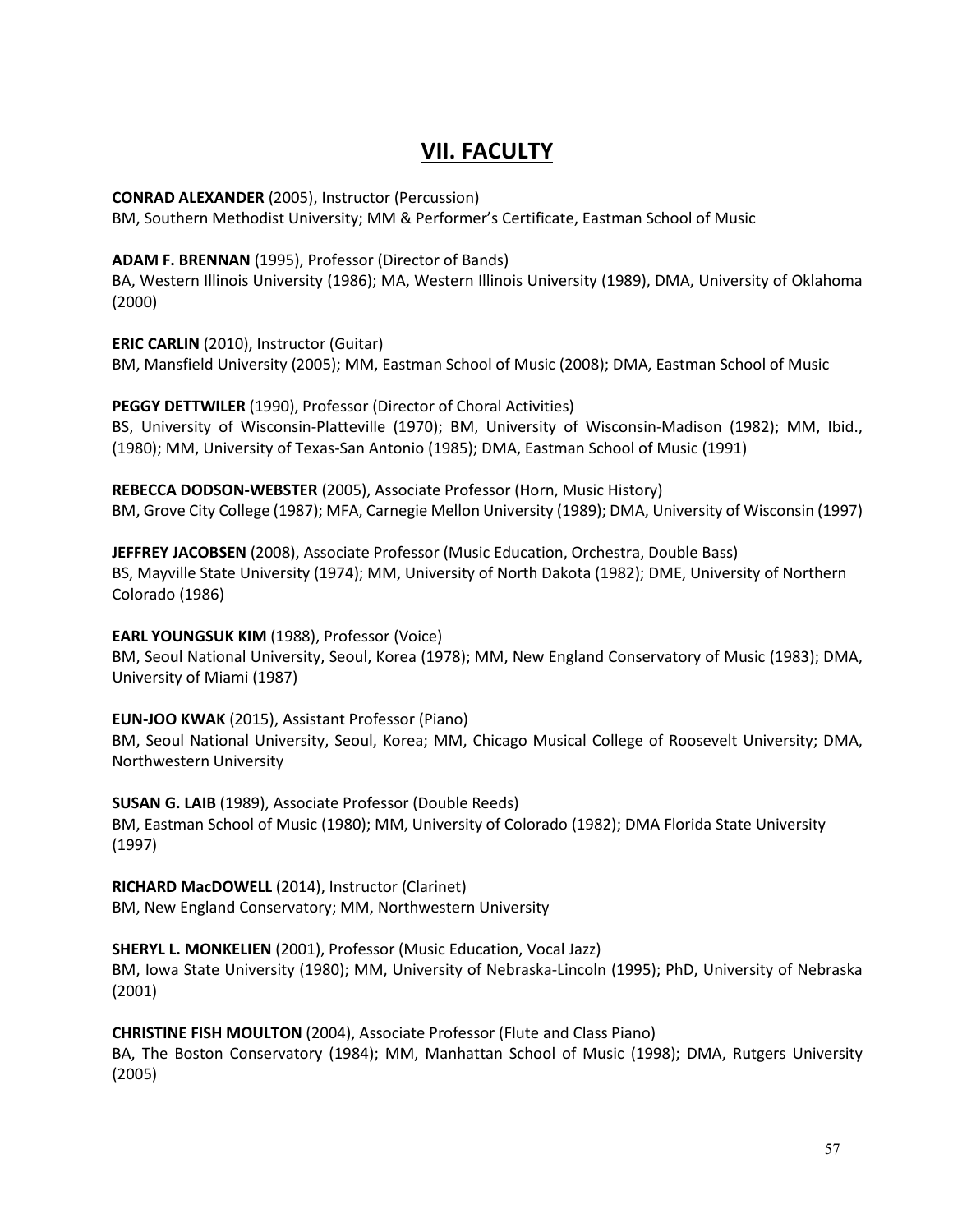# VII. FACULTY

**CONRAD ALEXANDER** (2005), Instructor (Percussion)
BM, Southern Methodist University; MM & Performer's Certificate, Eastman School of Music

**ADAM F. BRENNAN** (1995), Professor (Director of Bands)
BA, Western Illinois University (1986); MA, Western Illinois University (1989), DMA, University of Oklahoma (2000)

**ERIC CARLIN** (2010), Instructor (Guitar)
BM, Mansfield University (2005); MM, Eastman School of Music (2008); DMA, Eastman School of Music

**PEGGY DETTWILER** (1990), Professor (Director of Choral Activities)
BS, University of Wisconsin-Platteville (1970); BM, University of Wisconsin-Madison (1982); MM, Ibid., (1980); MM, University of Texas-San Antonio (1985); DMA, Eastman School of Music (1991)

**REBECCA DODSON-WEBSTER** (2005), Associate Professor (Horn, Music History)
BM, Grove City College (1987); MFA, Carnegie Mellon University (1989); DMA, University of Wisconsin (1997)

**JEFFREY JACOBSEN** (2008), Associate Professor (Music Education, Orchestra, Double Bass)
BS, Mayville State University (1974); MM, University of North Dakota (1982); DME, University of Northern Colorado (1986)

**EARL YOUNGSUK KIM** (1988), Professor (Voice)
BM, Seoul National University, Seoul, Korea (1978); MM, New England Conservatory of Music (1983); DMA, University of Miami (1987)

**EUN-JOO KWAK** (2015), Assistant Professor (Piano)
BM, Seoul National University, Seoul, Korea; MM, Chicago Musical College of Roosevelt University; DMA, Northwestern University

**SUSAN G. LAIB** (1989), Associate Professor (Double Reeds)
BM, Eastman School of Music (1980); MM, University of Colorado (1982); DMA Florida State University (1997)

**RICHARD MacDOWELL** (2014), Instructor (Clarinet)
BM, New England Conservatory; MM, Northwestern University

**SHERYL L. MONKELIEN** (2001), Professor (Music Education, Vocal Jazz)
BM, Iowa State University (1980); MM, University of Nebraska-Lincoln (1995); PhD, University of Nebraska (2001)

**CHRISTINE FISH MOULTON** (2004), Associate Professor (Flute and Class Piano)
BA, The Boston Conservatory (1984); MM, Manhattan School of Music (1998); DMA, Rutgers University (2005)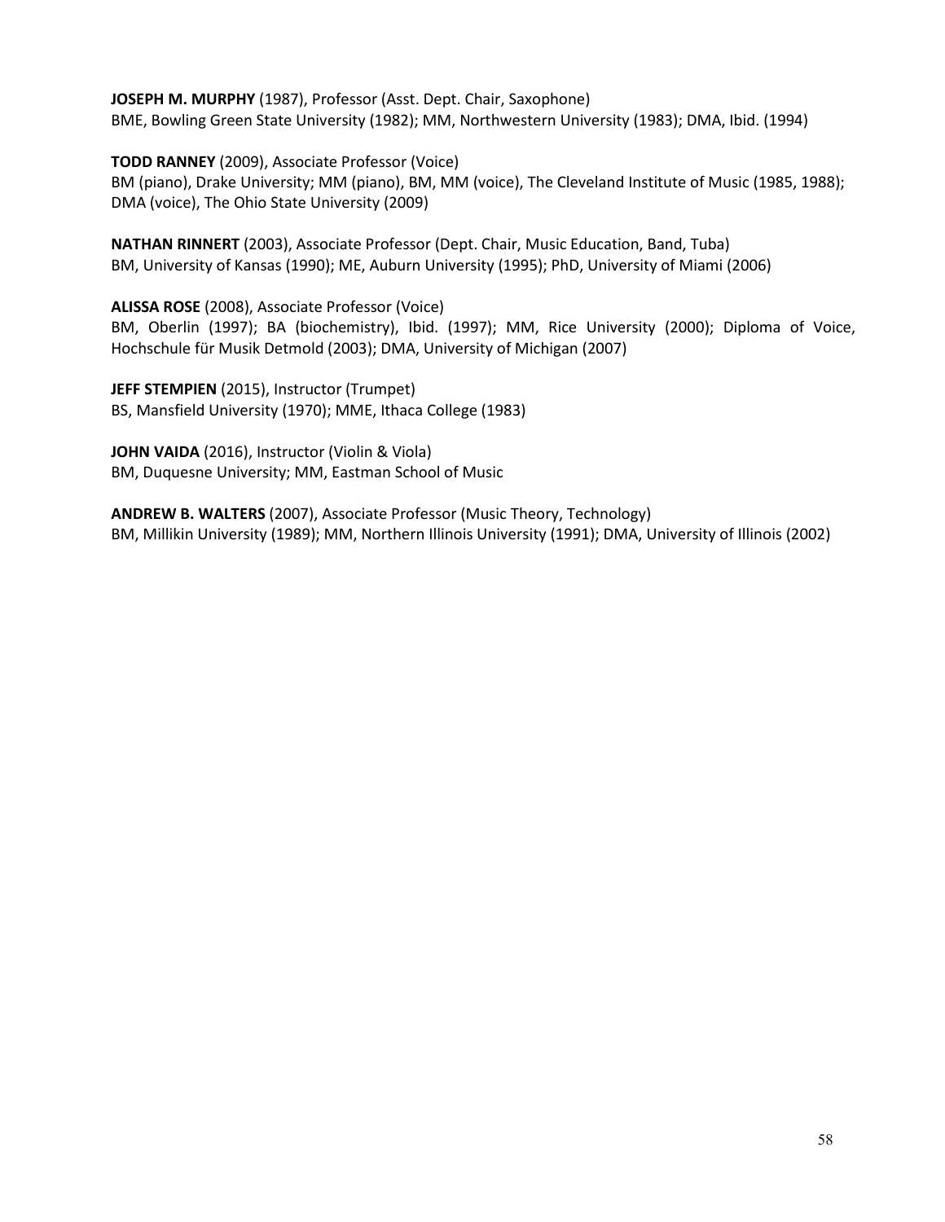**JOSEPH M. MURPHY** (1987), Professor (Asst. Dept. Chair, Saxophone)
BME, Bowling Green State University (1982); MM, Northwestern University (1983); DMA, Ibid. (1994)

**TODD RANNEY** (2009), Associate Professor (Voice)
BM (piano), Drake University; MM (piano), BM, MM (voice), The Cleveland Institute of Music (1985, 1988); DMA (voice), The Ohio State University (2009)

**NATHAN RINNERT** (2003), Associate Professor (Dept. Chair, Music Education, Band, Tuba)
BM, University of Kansas (1990); ME, Auburn University (1995); PhD, University of Miami (2006)

**ALISSA ROSE** (2008), Associate Professor (Voice)
BM, Oberlin (1997); BA (biochemistry), Ibid. (1997); MM, Rice University (2000); Diploma of Voice, Hochschule für Musik Detmold (2003); DMA, University of Michigan (2007)

**JEFF STEMPIEN** (2015), Instructor (Trumpet)
BS, Mansfield University (1970); MME, Ithaca College (1983)

**JOHN VAIDA** (2016), Instructor (Violin & Viola)
BM, Duquesne University; MM, Eastman School of Music

**ANDREW B. WALTERS** (2007), Associate Professor (Music Theory, Technology)
BM, Millikin University (1989); MM, Northern Illinois University (1991); DMA, University of Illinois (2002)